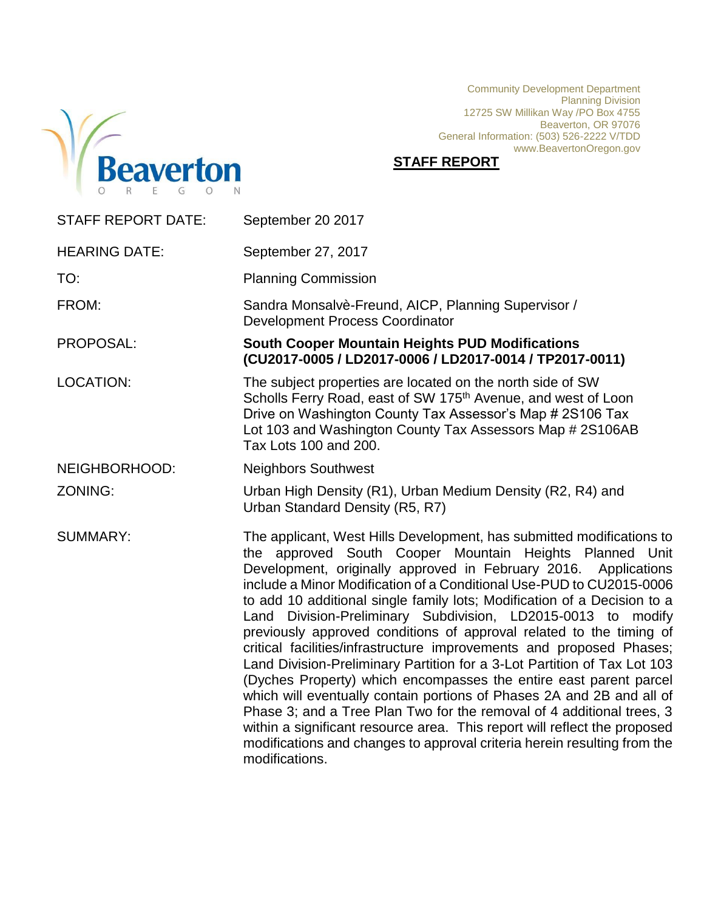Community Development Department
Planning Division
12725 SW Millikan Way /PO Box 4755
Beaverton, OR 97076
General Information: (503) 526-2222 V/TDD
www.BeavertonOregon.gov

# STAFF REPORT

| | |
|---|---|
| STAFF REPORT DATE: | September 20 2017 |
| HEARING DATE: | September 27, 2017 |
| TO: | Planning Commission |
| FROM: | Sandra Monsalvè-Freund, AICP, Planning Supervisor / Development Process Coordinator |
| PROPOSAL: | **South Cooper Mountain Heights PUD Modifications (CU2017-0005 / LD2017-0006 / LD2017-0014 / TP2017-0011)** |
| LOCATION: | The subject properties are located on the north side of SW Scholls Ferry Road, east of SW 175th Avenue, and west of Loon Drive on Washington County Tax Assessor's Map # 2S106 Tax Lot 103 and Washington County Tax Assessors Map # 2S106AB Tax Lots 100 and 200. |
| NEIGHBORHOOD: | Neighbors Southwest |
| ZONING: | Urban High Density (R1), Urban Medium Density (R2, R4) and Urban Standard Density (R5, R7) |
| SUMMARY: | The applicant, West Hills Development, has submitted modifications to the approved South Cooper Mountain Heights Planned Unit Development, originally approved in February 2016. Applications include a Minor Modification of a Conditional Use-PUD to CU2015-0006 to add 10 additional single family lots; Modification of a Decision to a Land Division-Preliminary Subdivision, LD2015-0013 to modify previously approved conditions of approval related to the timing of critical facilities/infrastructure improvements and proposed Phases; Land Division-Preliminary Partition for a 3-Lot Partition of Tax Lot 103 (Dyches Property) which encompasses the entire east parent parcel which will eventually contain portions of Phases 2A and 2B and all of Phase 3; and a Tree Plan Two for the removal of 4 additional trees, 3 within a significant resource area. This report will reflect the proposed modifications and changes to approval criteria herein resulting from the modifications. |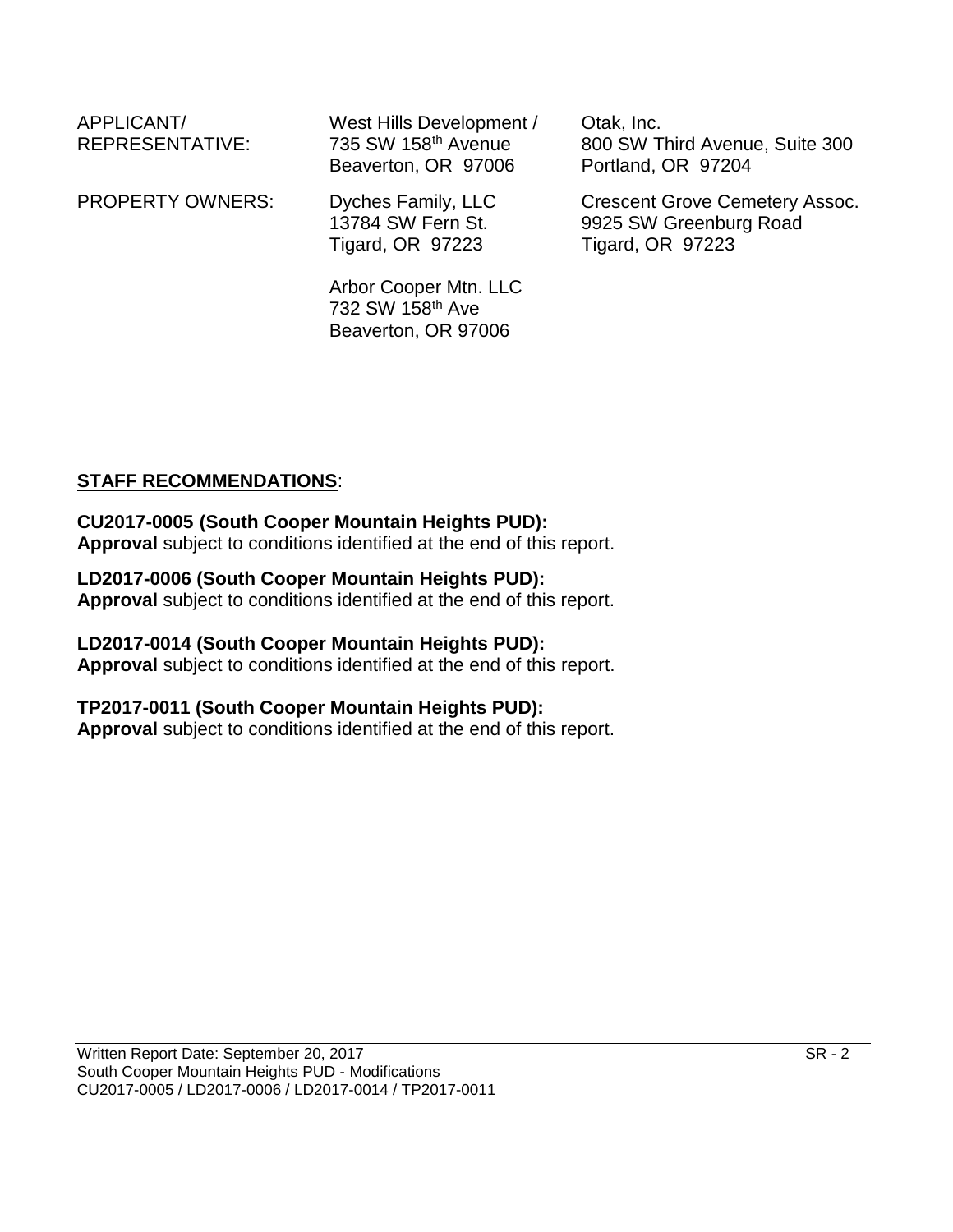| | | |
|---|---|---|
| APPLICANT/ REPRESENTATIVE: | West Hills Development / 735 SW 158th Avenue Beaverton, OR 97006 | Otak, Inc. 800 SW Third Avenue, Suite 300 Portland, OR 97204 |
| PROPERTY OWNERS: | Dyches Family, LLC 13784 SW Fern St. Tigard, OR 97223 | Crescent Grove Cemetery Assoc. 9925 SW Greenburg Road Tigard, OR 97223 |
| | Arbor Cooper Mtn. LLC 732 SW 158th Ave Beaverton, OR 97006 | |

**STAFF RECOMMENDATIONS**:

**CU2017-0005 (South Cooper Mountain Heights PUD):**
**Approval** subject to conditions identified at the end of this report.

**LD2017-0006 (South Cooper Mountain Heights PUD):**
**Approval** subject to conditions identified at the end of this report.

**LD2017-0014 (South Cooper Mountain Heights PUD):**
**Approval** subject to conditions identified at the end of this report.

**TP2017-0011 (South Cooper Mountain Heights PUD):**
**Approval** subject to conditions identified at the end of this report.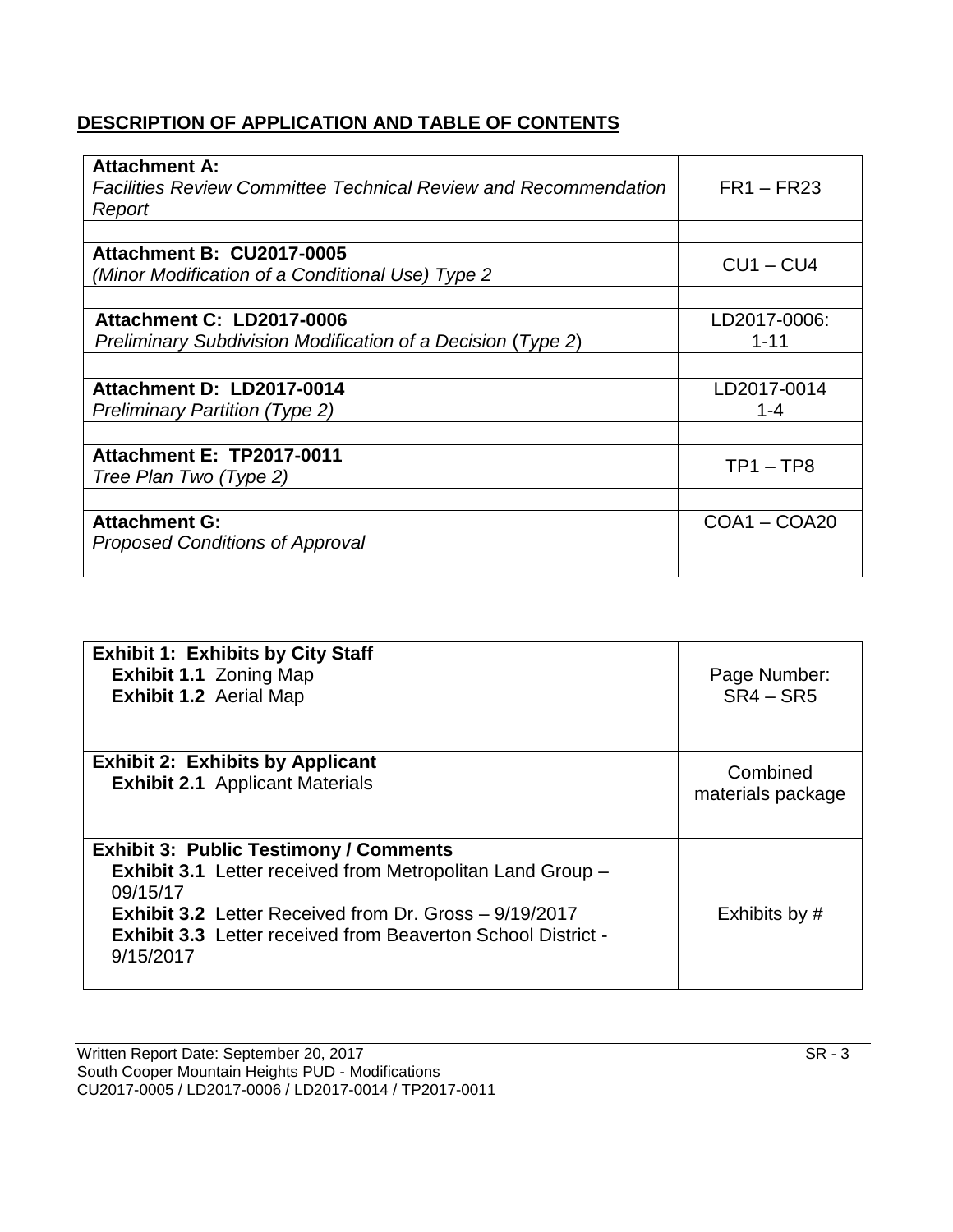## DESCRIPTION OF APPLICATION AND TABLE OF CONTENTS

| | |
|---|---|
| **Attachment A:**<br>*Facilities Review Committee Technical Review and Recommendation Report* | FR1 – FR23 |
| | |
| **Attachment B: CU2017-0005**<br>*(Minor Modification of a Conditional Use) Type 2* | CU1 – CU4 |
| | |
| **Attachment C: LD2017-0006**<br>*Preliminary Subdivision Modification of a Decision (Type 2)* | LD2017-0006:<br>1-11 |
| | |
| **Attachment D: LD2017-0014**<br>*Preliminary Partition (Type 2)* | LD2017-0014<br>1-4 |
| | |
| **Attachment E: TP2017-0011**<br>*Tree Plan Two (Type 2)* | TP1 – TP8 |
| | |
| **Attachment G:**<br>*Proposed Conditions of Approval* | COA1 – COA20 |
| | |

| | |
|---|---|
| **Exhibit 1: Exhibits by City Staff**<br>**Exhibit 1.1** Zoning Map<br>**Exhibit 1.2** Aerial Map | Page Number:<br>SR4 – SR5 |
| | |
| **Exhibit 2: Exhibits by Applicant**<br>**Exhibit 2.1** Applicant Materials | Combined materials package |
| | |
| **Exhibit 3: Public Testimony / Comments**<br>**Exhibit 3.1** Letter received from Metropolitan Land Group – 09/15/17<br>**Exhibit 3.2** Letter Received from Dr. Gross – 9/19/2017<br>**Exhibit 3.3** Letter received from Beaverton School District - 9/15/2017 | Exhibits by # |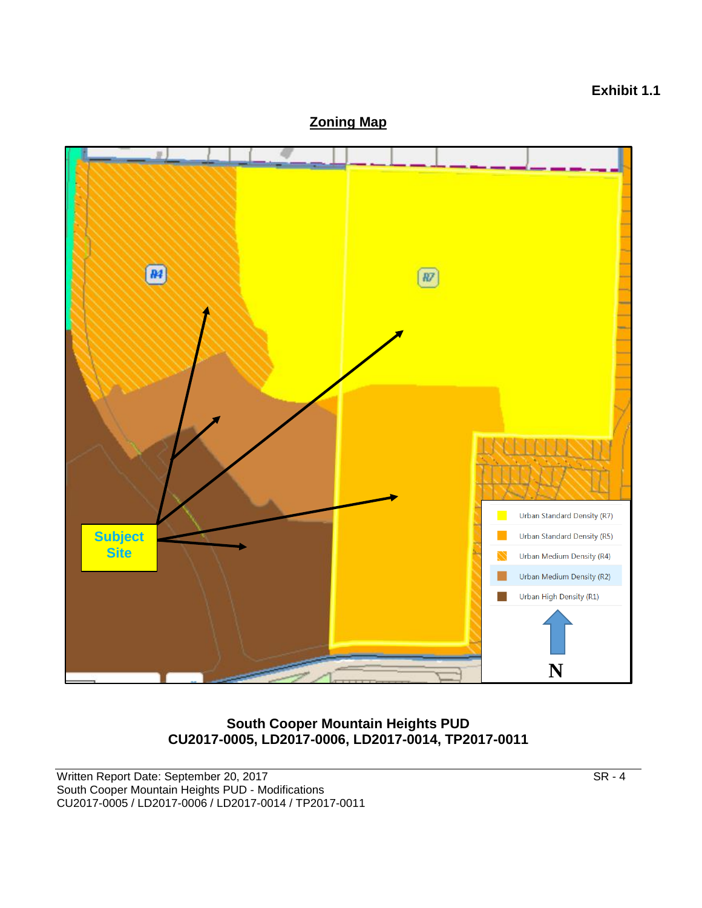**Exhibit 1.1**

## Zoning Map

R4

R7

Subject Site

Urban Standard Density (R7)

Urban Standard Density (R5)

Urban Medium Density (R4)

Urban Medium Density (R2)

Urban High Density (R1)

N

**South Cooper Mountain Heights PUD**
**CU2017-0005, LD2017-0006, LD2017-0014, TP2017-0011**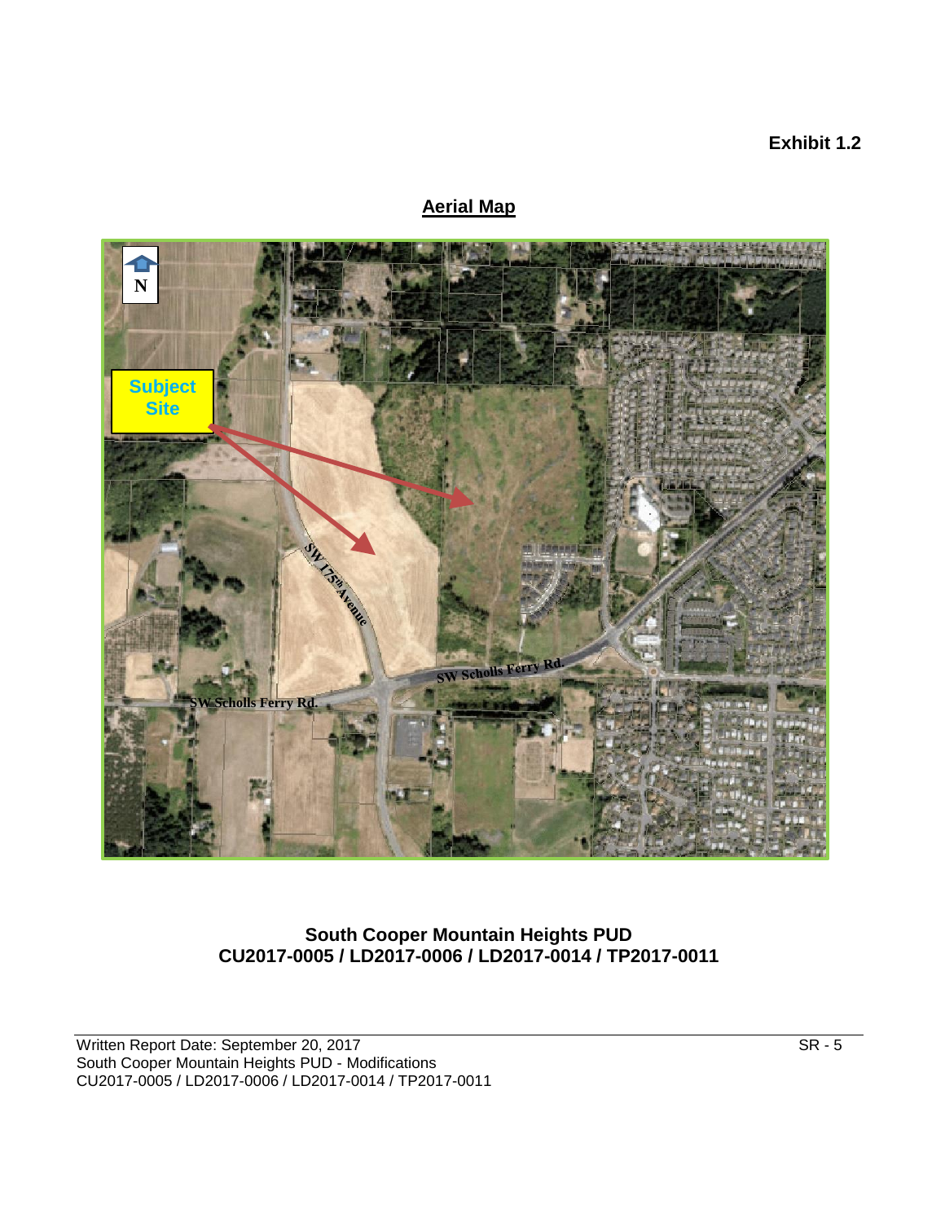**Exhibit 1.2**

## Aerial Map

N

Subject Site

SW 175th Avenue

SW Scholls Ferry Rd.

SW Scholls Ferry Rd.

**South Cooper Mountain Heights PUD**
**CU2017-0005 / LD2017-0006 / LD2017-0014 / TP2017-0011**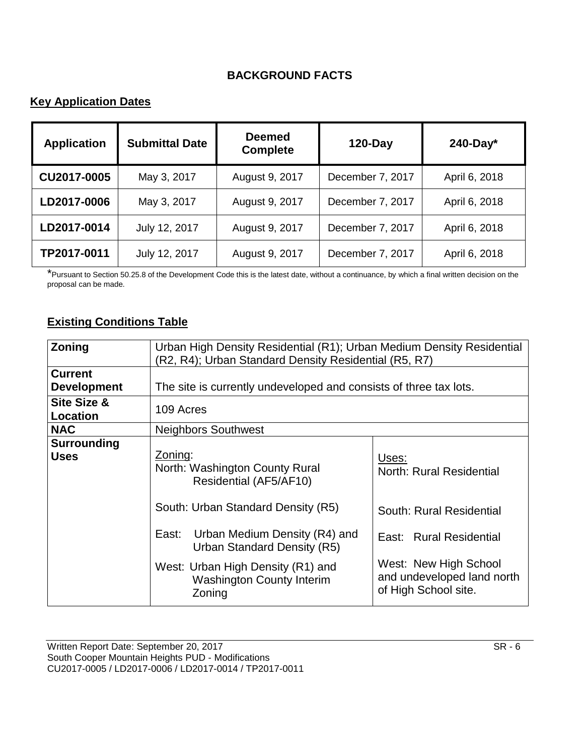## BACKGROUND FACTS

### Key Application Dates

| Application | Submittal Date | Deemed Complete | 120-Day | 240-Day* |
|---|---|---|---|---|
| CU2017-0005 | May 3, 2017 | August 9, 2017 | December 7, 2017 | April 6, 2018 |
| LD2017-0006 | May 3, 2017 | August 9, 2017 | December 7, 2017 | April 6, 2018 |
| LD2017-0014 | July 12, 2017 | August 9, 2017 | December 7, 2017 | April 6, 2018 |
| TP2017-0011 | July 12, 2017 | August 9, 2017 | December 7, 2017 | April 6, 2018 |

*Pursuant to Section 50.25.8 of the Development Code this is the latest date, without a continuance, by which a final written decision on the proposal can be made.

### Existing Conditions Table

| | | |
|---|---|---|
| **Zoning** | Urban High Density Residential (R1); Urban Medium Density Residential (R2, R4); Urban Standard Density Residential (R5, R7) | |
| **Current Development** | The site is currently undeveloped and consists of three tax lots. | |
| **Site Size & Location** | 109 Acres | |
| **NAC** | Neighbors Southwest | |
| **Surrounding Uses** | Zoning:<br>North: Washington County Rural Residential (AF5/AF10)<br><br>South: Urban Standard Density (R5)<br><br>East: Urban Medium Density (R4) and Urban Standard Density (R5)<br><br>West: Urban High Density (R1) and Washington County Interim Zoning | Uses:<br>North: Rural Residential<br><br>South: Rural Residential<br><br>East: Rural Residential<br><br>West: New High School and undeveloped land north of High School site. |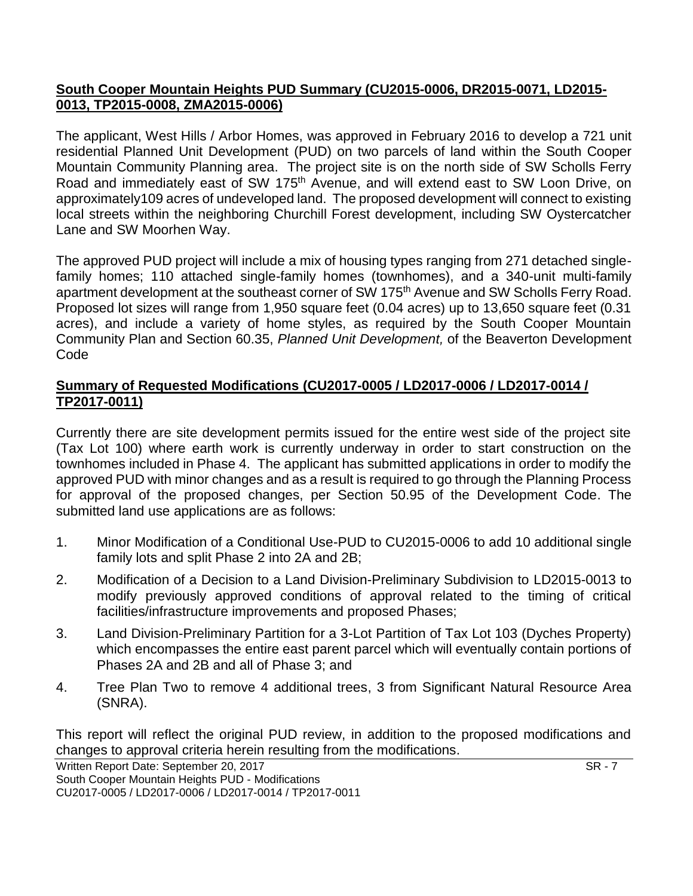**South Cooper Mountain Heights PUD Summary (CU2015-0006, DR2015-0071, LD2015-0013, TP2015-0008, ZMA2015-0006)**

The applicant, West Hills / Arbor Homes, was approved in February 2016 to develop a 721 unit residential Planned Unit Development (PUD) on two parcels of land within the South Cooper Mountain Community Planning area. The project site is on the north side of SW Scholls Ferry Road and immediately east of SW 175th Avenue, and will extend east to SW Loon Drive, on approximately109 acres of undeveloped land. The proposed development will connect to existing local streets within the neighboring Churchill Forest development, including SW Oystercatcher Lane and SW Moorhen Way.

The approved PUD project will include a mix of housing types ranging from 271 detached single-family homes; 110 attached single-family homes (townhomes), and a 340-unit multi-family apartment development at the southeast corner of SW 175th Avenue and SW Scholls Ferry Road. Proposed lot sizes will range from 1,950 square feet (0.04 acres) up to 13,650 square feet (0.31 acres), and include a variety of home styles, as required by the South Cooper Mountain Community Plan and Section 60.35, *Planned Unit Development,* of the Beaverton Development Code

**Summary of Requested Modifications (CU2017-0005 / LD2017-0006 / LD2017-0014 / TP2017-0011)**

Currently there are site development permits issued for the entire west side of the project site (Tax Lot 100) where earth work is currently underway in order to start construction on the townhomes included in Phase 4. The applicant has submitted applications in order to modify the approved PUD with minor changes and as a result is required to go through the Planning Process for approval of the proposed changes, per Section 50.95 of the Development Code. The submitted land use applications are as follows:

1. Minor Modification of a Conditional Use-PUD to CU2015-0006 to add 10 additional single family lots and split Phase 2 into 2A and 2B;
2. Modification of a Decision to a Land Division-Preliminary Subdivision to LD2015-0013 to modify previously approved conditions of approval related to the timing of critical facilities/infrastructure improvements and proposed Phases;
3. Land Division-Preliminary Partition for a 3-Lot Partition of Tax Lot 103 (Dyches Property) which encompasses the entire east parent parcel which will eventually contain portions of Phases 2A and 2B and all of Phase 3; and
4. Tree Plan Two to remove 4 additional trees, 3 from Significant Natural Resource Area (SNRA).

This report will reflect the original PUD review, in addition to the proposed modifications and changes to approval criteria herein resulting from the modifications.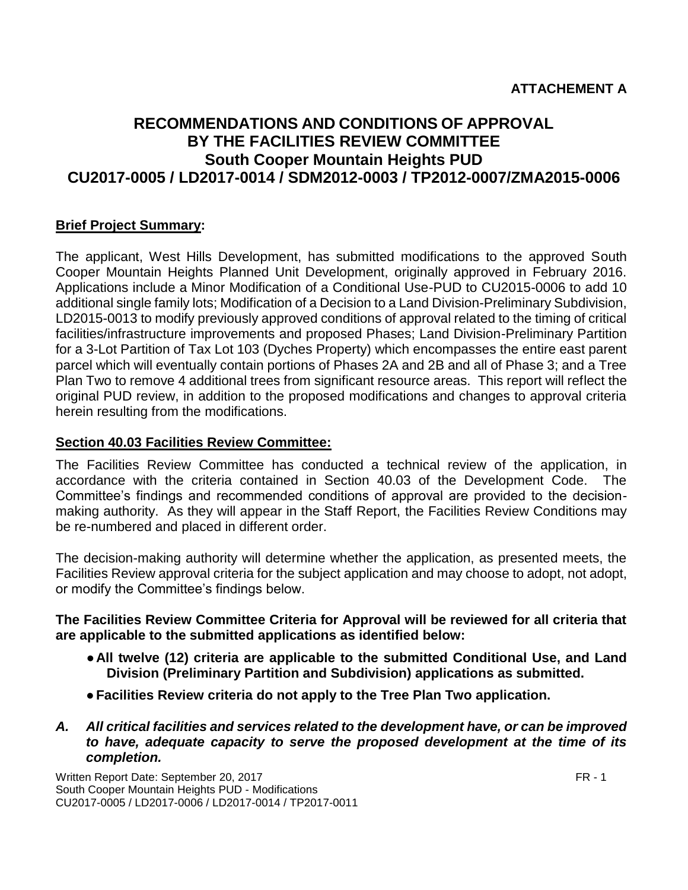**ATTACHEMENT A**

# RECOMMENDATIONS AND CONDITIONS OF APPROVAL BY THE FACILITIES REVIEW COMMITTEE
## South Cooper Mountain Heights PUD
## CU2017-0005 / LD2017-0014 / SDM2012-0003 / TP2012-0007/ZMA2015-0006

**Brief Project Summary:**

The applicant, West Hills Development, has submitted modifications to the approved South Cooper Mountain Heights Planned Unit Development, originally approved in February 2016. Applications include a Minor Modification of a Conditional Use-PUD to CU2015-0006 to add 10 additional single family lots; Modification of a Decision to a Land Division-Preliminary Subdivision, LD2015-0013 to modify previously approved conditions of approval related to the timing of critical facilities/infrastructure improvements and proposed Phases; Land Division-Preliminary Partition for a 3-Lot Partition of Tax Lot 103 (Dyches Property) which encompasses the entire east parent parcel which will eventually contain portions of Phases 2A and 2B and all of Phase 3; and a Tree Plan Two to remove 4 additional trees from significant resource areas. This report will reflect the original PUD review, in addition to the proposed modifications and changes to approval criteria herein resulting from the modifications.

**Section 40.03 Facilities Review Committee:**

The Facilities Review Committee has conducted a technical review of the application, in accordance with the criteria contained in Section 40.03 of the Development Code. The Committee's findings and recommended conditions of approval are provided to the decision-making authority. As they will appear in the Staff Report, the Facilities Review Conditions may be re-numbered and placed in different order.

The decision-making authority will determine whether the application, as presented meets, the Facilities Review approval criteria for the subject application and may choose to adopt, not adopt, or modify the Committee's findings below.

**The Facilities Review Committee Criteria for Approval will be reviewed for all criteria that are applicable to the submitted applications as identified below:**

- **All twelve (12) criteria are applicable to the submitted Conditional Use, and Land Division (Preliminary Partition and Subdivision) applications as submitted.**
- **Facilities Review criteria do not apply to the Tree Plan Two application.**

***A. All critical facilities and services related to the development have, or can be improved to have, adequate capacity to serve the proposed development at the time of its completion.***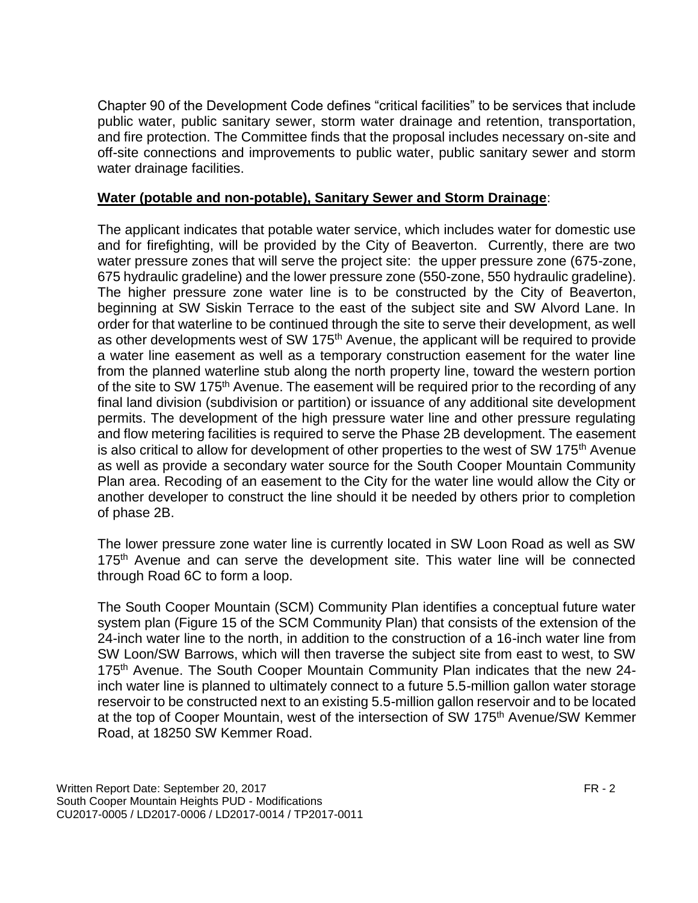Chapter 90 of the Development Code defines "critical facilities" to be services that include public water, public sanitary sewer, storm water drainage and retention, transportation, and fire protection. The Committee finds that the proposal includes necessary on-site and off-site connections and improvements to public water, public sanitary sewer and storm water drainage facilities.

**Water (potable and non-potable), Sanitary Sewer and Storm Drainage**:

The applicant indicates that potable water service, which includes water for domestic use and for firefighting, will be provided by the City of Beaverton. Currently, there are two water pressure zones that will serve the project site: the upper pressure zone (675-zone, 675 hydraulic gradeline) and the lower pressure zone (550-zone, 550 hydraulic gradeline). The higher pressure zone water line is to be constructed by the City of Beaverton, beginning at SW Siskin Terrace to the east of the subject site and SW Alvord Lane. In order for that waterline to be continued through the site to serve their development, as well as other developments west of SW 175th Avenue, the applicant will be required to provide a water line easement as well as a temporary construction easement for the water line from the planned waterline stub along the north property line, toward the western portion of the site to SW 175th Avenue. The easement will be required prior to the recording of any final land division (subdivision or partition) or issuance of any additional site development permits. The development of the high pressure water line and other pressure regulating and flow metering facilities is required to serve the Phase 2B development. The easement is also critical to allow for development of other properties to the west of SW 175th Avenue as well as provide a secondary water source for the South Cooper Mountain Community Plan area. Recoding of an easement to the City for the water line would allow the City or another developer to construct the line should it be needed by others prior to completion of phase 2B.

The lower pressure zone water line is currently located in SW Loon Road as well as SW 175th Avenue and can serve the development site. This water line will be connected through Road 6C to form a loop.

The South Cooper Mountain (SCM) Community Plan identifies a conceptual future water system plan (Figure 15 of the SCM Community Plan) that consists of the extension of the 24-inch water line to the north, in addition to the construction of a 16-inch water line from SW Loon/SW Barrows, which will then traverse the subject site from east to west, to SW 175th Avenue. The South Cooper Mountain Community Plan indicates that the new 24-inch water line is planned to ultimately connect to a future 5.5-million gallon water storage reservoir to be constructed next to an existing 5.5-million gallon reservoir and to be located at the top of Cooper Mountain, west of the intersection of SW 175th Avenue/SW Kemmer Road, at 18250 SW Kemmer Road.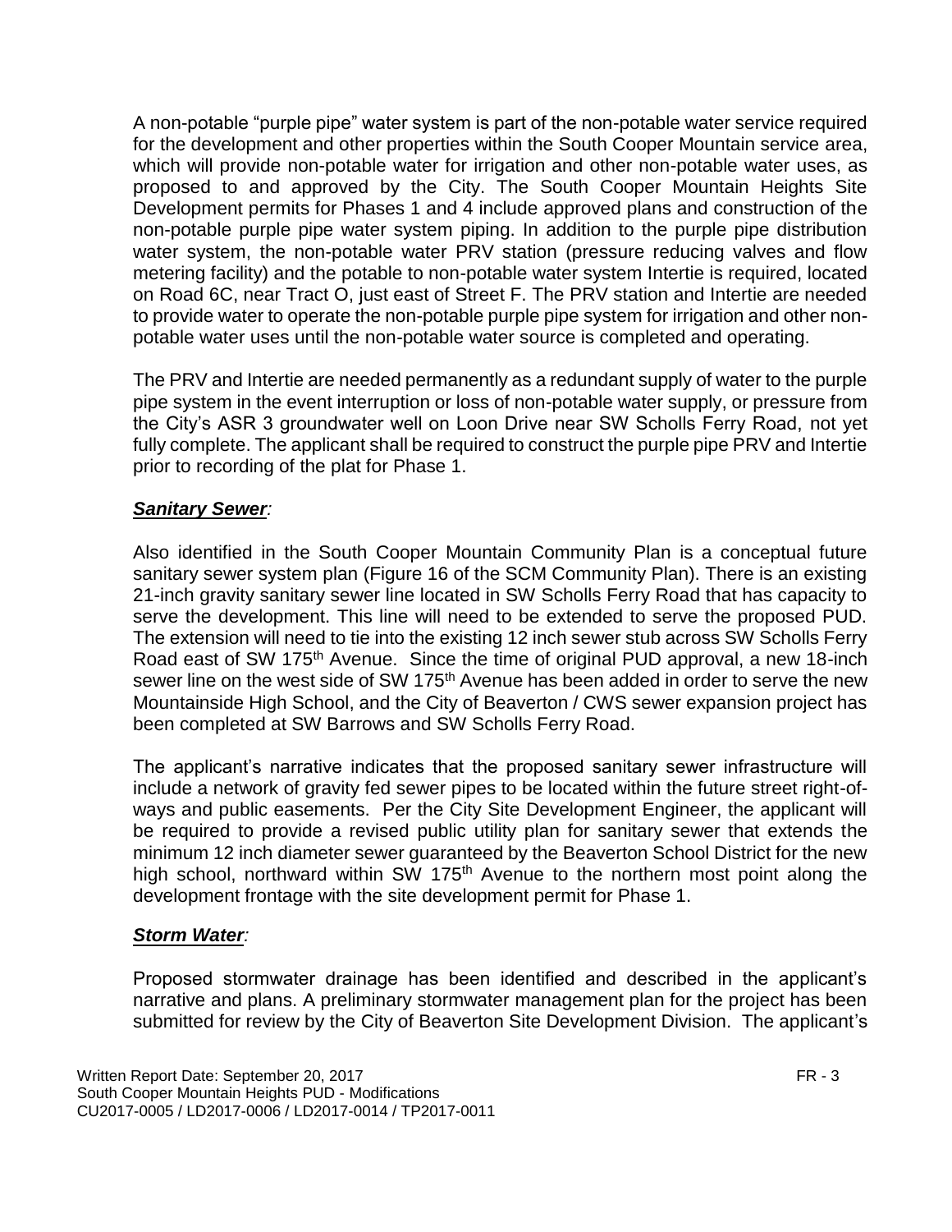A non-potable "purple pipe" water system is part of the non-potable water service required for the development and other properties within the South Cooper Mountain service area, which will provide non-potable water for irrigation and other non-potable water uses, as proposed to and approved by the City. The South Cooper Mountain Heights Site Development permits for Phases 1 and 4 include approved plans and construction of the non-potable purple pipe water system piping. In addition to the purple pipe distribution water system, the non-potable water PRV station (pressure reducing valves and flow metering facility) and the potable to non-potable water system Intertie is required, located on Road 6C, near Tract O, just east of Street F. The PRV station and Intertie are needed to provide water to operate the non-potable purple pipe system for irrigation and other non-potable water uses until the non-potable water source is completed and operating.

The PRV and Intertie are needed permanently as a redundant supply of water to the purple pipe system in the event interruption or loss of non-potable water supply, or pressure from the City's ASR 3 groundwater well on Loon Drive near SW Scholls Ferry Road, not yet fully complete. The applicant shall be required to construct the purple pipe PRV and Intertie prior to recording of the plat for Phase 1.

***Sanitary Sewer:***

Also identified in the South Cooper Mountain Community Plan is a conceptual future sanitary sewer system plan (Figure 16 of the SCM Community Plan). There is an existing 21-inch gravity sanitary sewer line located in SW Scholls Ferry Road that has capacity to serve the development. This line will need to be extended to serve the proposed PUD. The extension will need to tie into the existing 12 inch sewer stub across SW Scholls Ferry Road east of SW 175th Avenue. Since the time of original PUD approval, a new 18-inch sewer line on the west side of SW 175th Avenue has been added in order to serve the new Mountainside High School, and the City of Beaverton / CWS sewer expansion project has been completed at SW Barrows and SW Scholls Ferry Road.

The applicant's narrative indicates that the proposed sanitary sewer infrastructure will include a network of gravity fed sewer pipes to be located within the future street right-of-ways and public easements. Per the City Site Development Engineer, the applicant will be required to provide a revised public utility plan for sanitary sewer that extends the minimum 12 inch diameter sewer guaranteed by the Beaverton School District for the new high school, northward within SW 175th Avenue to the northern most point along the development frontage with the site development permit for Phase 1.

***Storm Water:***

Proposed stormwater drainage has been identified and described in the applicant's narrative and plans. A preliminary stormwater management plan for the project has been submitted for review by the City of Beaverton Site Development Division. The applicant's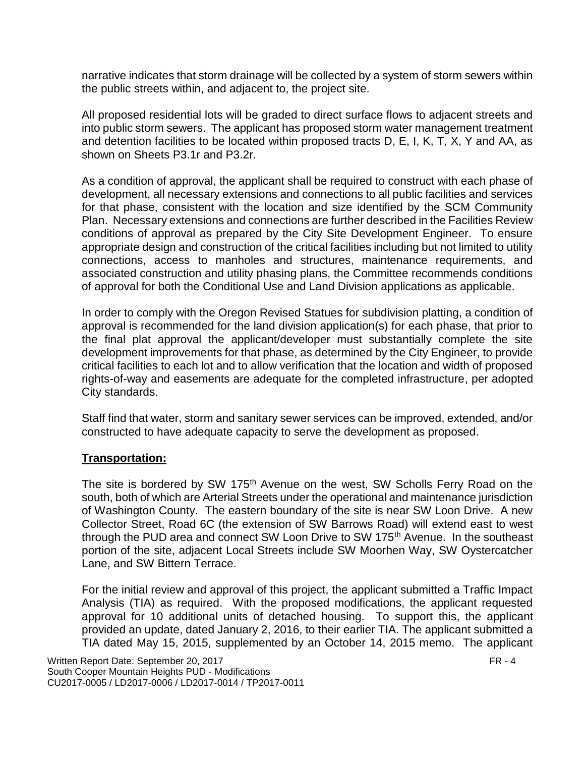narrative indicates that storm drainage will be collected by a system of storm sewers within the public streets within, and adjacent to, the project site.

All proposed residential lots will be graded to direct surface flows to adjacent streets and into public storm sewers. The applicant has proposed storm water management treatment and detention facilities to be located within proposed tracts D, E, I, K, T, X, Y and AA, as shown on Sheets P3.1r and P3.2r.

As a condition of approval, the applicant shall be required to construct with each phase of development, all necessary extensions and connections to all public facilities and services for that phase, consistent with the location and size identified by the SCM Community Plan. Necessary extensions and connections are further described in the Facilities Review conditions of approval as prepared by the City Site Development Engineer. To ensure appropriate design and construction of the critical facilities including but not limited to utility connections, access to manholes and structures, maintenance requirements, and associated construction and utility phasing plans, the Committee recommends conditions of approval for both the Conditional Use and Land Division applications as applicable.

In order to comply with the Oregon Revised Statues for subdivision platting, a condition of approval is recommended for the land division application(s) for each phase, that prior to the final plat approval the applicant/developer must substantially complete the site development improvements for that phase, as determined by the City Engineer, to provide critical facilities to each lot and to allow verification that the location and width of proposed rights-of-way and easements are adequate for the completed infrastructure, per adopted City standards.

Staff find that water, storm and sanitary sewer services can be improved, extended, and/or constructed to have adequate capacity to serve the development as proposed.

**Transportation:**

The site is bordered by SW 175th Avenue on the west, SW Scholls Ferry Road on the south, both of which are Arterial Streets under the operational and maintenance jurisdiction of Washington County. The eastern boundary of the site is near SW Loon Drive. A new Collector Street, Road 6C (the extension of SW Barrows Road) will extend east to west through the PUD area and connect SW Loon Drive to SW 175th Avenue. In the southeast portion of the site, adjacent Local Streets include SW Moorhen Way, SW Oystercatcher Lane, and SW Bittern Terrace.

For the initial review and approval of this project, the applicant submitted a Traffic Impact Analysis (TIA) as required. With the proposed modifications, the applicant requested approval for 10 additional units of detached housing. To support this, the applicant provided an update, dated January 2, 2016, to their earlier TIA. The applicant submitted a TIA dated May 15, 2015, supplemented by an October 14, 2015 memo. The applicant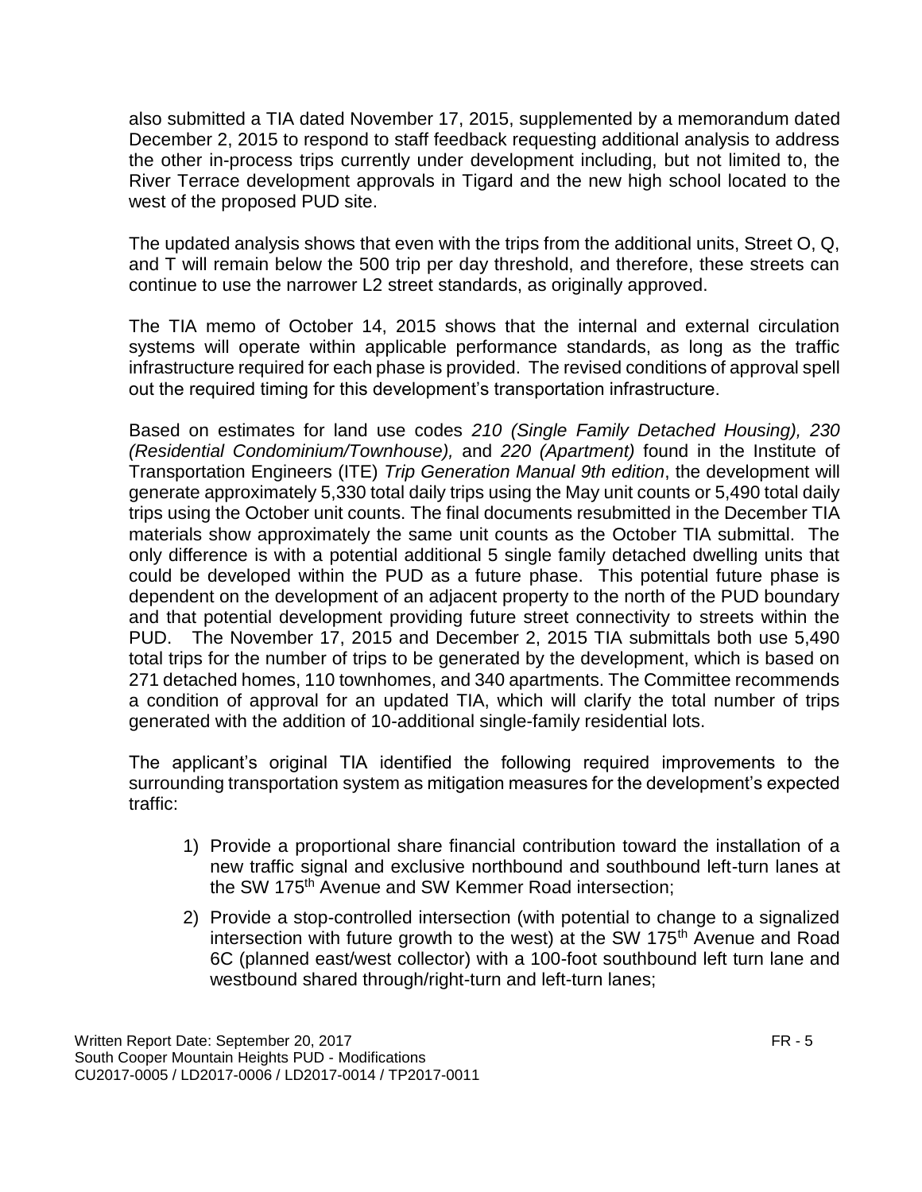also submitted a TIA dated November 17, 2015, supplemented by a memorandum dated December 2, 2015 to respond to staff feedback requesting additional analysis to address the other in-process trips currently under development including, but not limited to, the River Terrace development approvals in Tigard and the new high school located to the west of the proposed PUD site.

The updated analysis shows that even with the trips from the additional units, Street O, Q, and T will remain below the 500 trip per day threshold, and therefore, these streets can continue to use the narrower L2 street standards, as originally approved.

The TIA memo of October 14, 2015 shows that the internal and external circulation systems will operate within applicable performance standards, as long as the traffic infrastructure required for each phase is provided. The revised conditions of approval spell out the required timing for this development's transportation infrastructure.

Based on estimates for land use codes *210 (Single Family Detached Housing), 230 (Residential Condominium/Townhouse),* and *220 (Apartment)* found in the Institute of Transportation Engineers (ITE) *Trip Generation Manual 9th edition*, the development will generate approximately 5,330 total daily trips using the May unit counts or 5,490 total daily trips using the October unit counts. The final documents resubmitted in the December TIA materials show approximately the same unit counts as the October TIA submittal. The only difference is with a potential additional 5 single family detached dwelling units that could be developed within the PUD as a future phase. This potential future phase is dependent on the development of an adjacent property to the north of the PUD boundary and that potential development providing future street connectivity to streets within the PUD. The November 17, 2015 and December 2, 2015 TIA submittals both use 5,490 total trips for the number of trips to be generated by the development, which is based on 271 detached homes, 110 townhomes, and 340 apartments. The Committee recommends a condition of approval for an updated TIA, which will clarify the total number of trips generated with the addition of 10-additional single-family residential lots.

The applicant's original TIA identified the following required improvements to the surrounding transportation system as mitigation measures for the development's expected traffic:

1) Provide a proportional share financial contribution toward the installation of a new traffic signal and exclusive northbound and southbound left-turn lanes at the SW 175th Avenue and SW Kemmer Road intersection;
2) Provide a stop-controlled intersection (with potential to change to a signalized intersection with future growth to the west) at the SW 175th Avenue and Road 6C (planned east/west collector) with a 100-foot southbound left turn lane and westbound shared through/right-turn and left-turn lanes;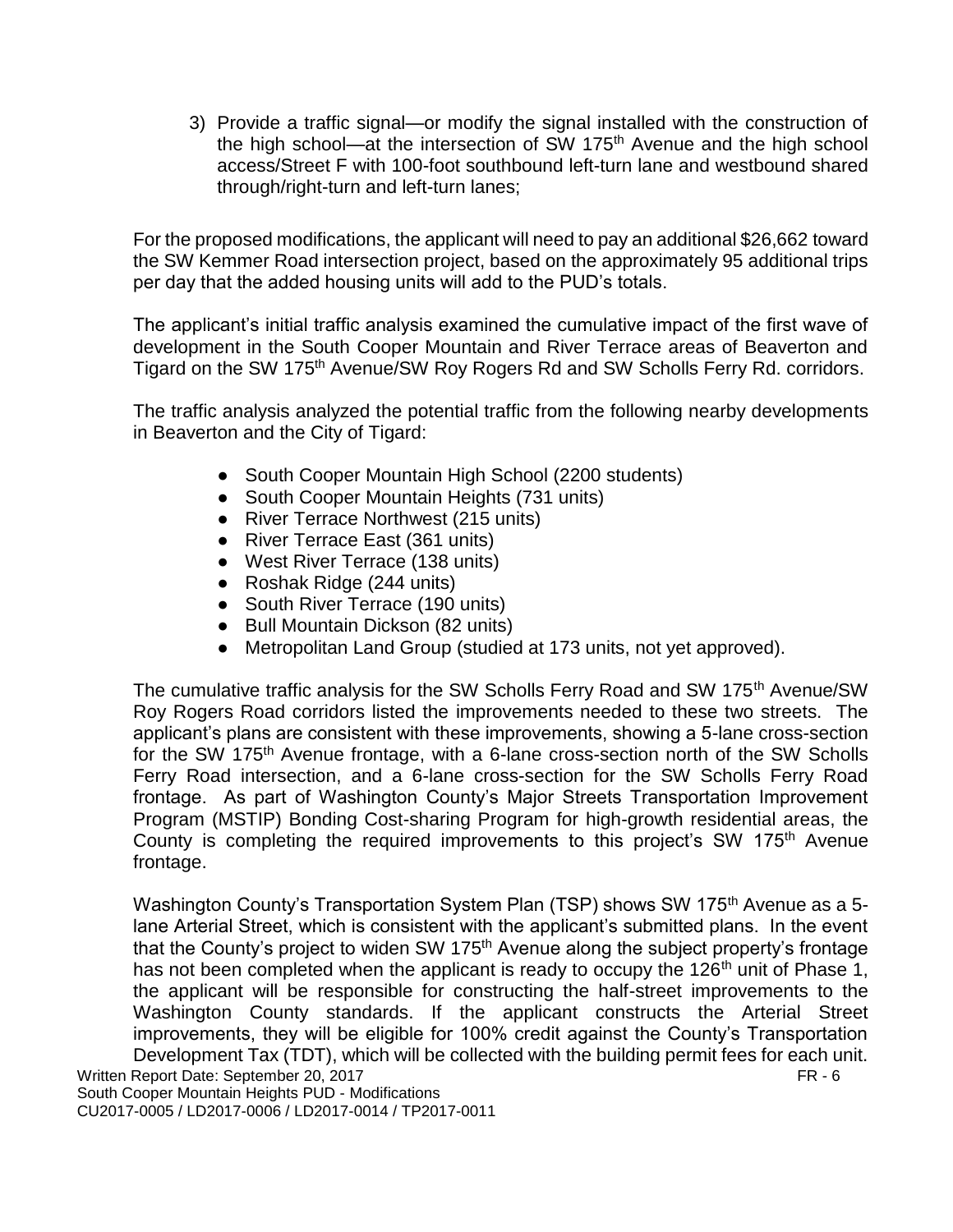3) Provide a traffic signal—or modify the signal installed with the construction of the high school—at the intersection of SW 175th Avenue and the high school access/Street F with 100-foot southbound left-turn lane and westbound shared through/right-turn and left-turn lanes;

For the proposed modifications, the applicant will need to pay an additional $26,662 toward the SW Kemmer Road intersection project, based on the approximately 95 additional trips per day that the added housing units will add to the PUD's totals.

The applicant's initial traffic analysis examined the cumulative impact of the first wave of development in the South Cooper Mountain and River Terrace areas of Beaverton and Tigard on the SW 175th Avenue/SW Roy Rogers Rd and SW Scholls Ferry Rd. corridors.

The traffic analysis analyzed the potential traffic from the following nearby developments in Beaverton and the City of Tigard:

- South Cooper Mountain High School (2200 students)
- South Cooper Mountain Heights (731 units)
- River Terrace Northwest (215 units)
- River Terrace East (361 units)
- West River Terrace (138 units)
- Roshak Ridge (244 units)
- South River Terrace (190 units)
- Bull Mountain Dickson (82 units)
- Metropolitan Land Group (studied at 173 units, not yet approved).

The cumulative traffic analysis for the SW Scholls Ferry Road and SW 175th Avenue/SW Roy Rogers Road corridors listed the improvements needed to these two streets. The applicant's plans are consistent with these improvements, showing a 5-lane cross-section for the SW 175th Avenue frontage, with a 6-lane cross-section north of the SW Scholls Ferry Road intersection, and a 6-lane cross-section for the SW Scholls Ferry Road frontage. As part of Washington County's Major Streets Transportation Improvement Program (MSTIP) Bonding Cost-sharing Program for high-growth residential areas, the County is completing the required improvements to this project's SW 175th Avenue frontage.

Washington County's Transportation System Plan (TSP) shows SW 175th Avenue as a 5-lane Arterial Street, which is consistent with the applicant's submitted plans. In the event that the County's project to widen SW 175th Avenue along the subject property's frontage has not been completed when the applicant is ready to occupy the 126th unit of Phase 1, the applicant will be responsible for constructing the half-street improvements to the Washington County standards. If the applicant constructs the Arterial Street improvements, they will be eligible for 100% credit against the County's Transportation Development Tax (TDT), which will be collected with the building permit fees for each unit.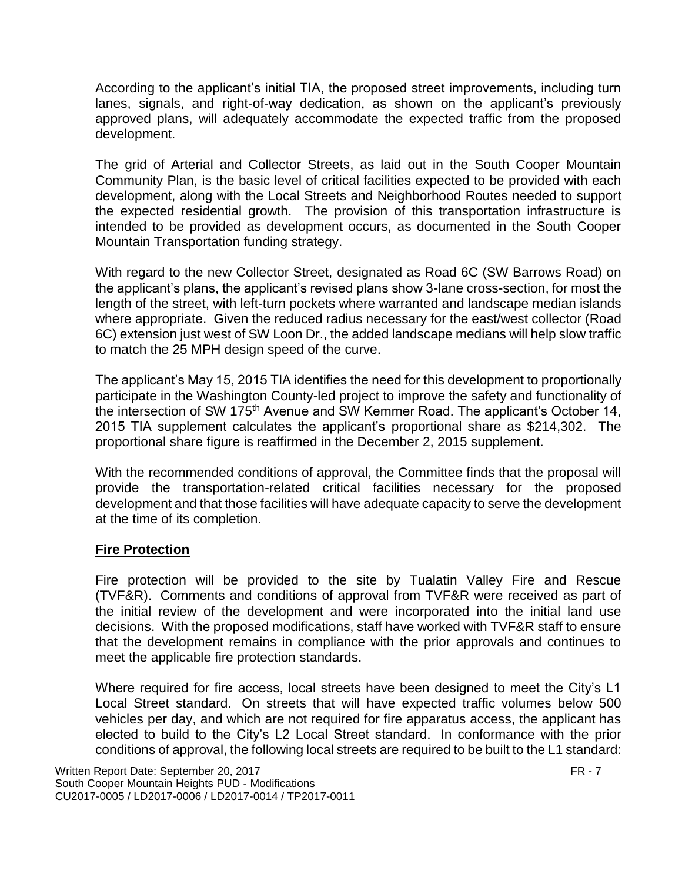According to the applicant's initial TIA, the proposed street improvements, including turn lanes, signals, and right-of-way dedication, as shown on the applicant's previously approved plans, will adequately accommodate the expected traffic from the proposed development.

The grid of Arterial and Collector Streets, as laid out in the South Cooper Mountain Community Plan, is the basic level of critical facilities expected to be provided with each development, along with the Local Streets and Neighborhood Routes needed to support the expected residential growth. The provision of this transportation infrastructure is intended to be provided as development occurs, as documented in the South Cooper Mountain Transportation funding strategy.

With regard to the new Collector Street, designated as Road 6C (SW Barrows Road) on the applicant's plans, the applicant's revised plans show 3-lane cross-section, for most the length of the street, with left-turn pockets where warranted and landscape median islands where appropriate. Given the reduced radius necessary for the east/west collector (Road 6C) extension just west of SW Loon Dr., the added landscape medians will help slow traffic to match the 25 MPH design speed of the curve.

The applicant's May 15, 2015 TIA identifies the need for this development to proportionally participate in the Washington County-led project to improve the safety and functionality of the intersection of SW 175th Avenue and SW Kemmer Road. The applicant's October 14, 2015 TIA supplement calculates the applicant's proportional share as $214,302. The proportional share figure is reaffirmed in the December 2, 2015 supplement.

With the recommended conditions of approval, the Committee finds that the proposal will provide the transportation-related critical facilities necessary for the proposed development and that those facilities will have adequate capacity to serve the development at the time of its completion.

## Fire Protection

Fire protection will be provided to the site by Tualatin Valley Fire and Rescue (TVF&R). Comments and conditions of approval from TVF&R were received as part of the initial review of the development and were incorporated into the initial land use decisions. With the proposed modifications, staff have worked with TVF&R staff to ensure that the development remains in compliance with the prior approvals and continues to meet the applicable fire protection standards.

Where required for fire access, local streets have been designed to meet the City's L1 Local Street standard. On streets that will have expected traffic volumes below 500 vehicles per day, and which are not required for fire apparatus access, the applicant has elected to build to the City's L2 Local Street standard. In conformance with the prior conditions of approval, the following local streets are required to be built to the L1 standard: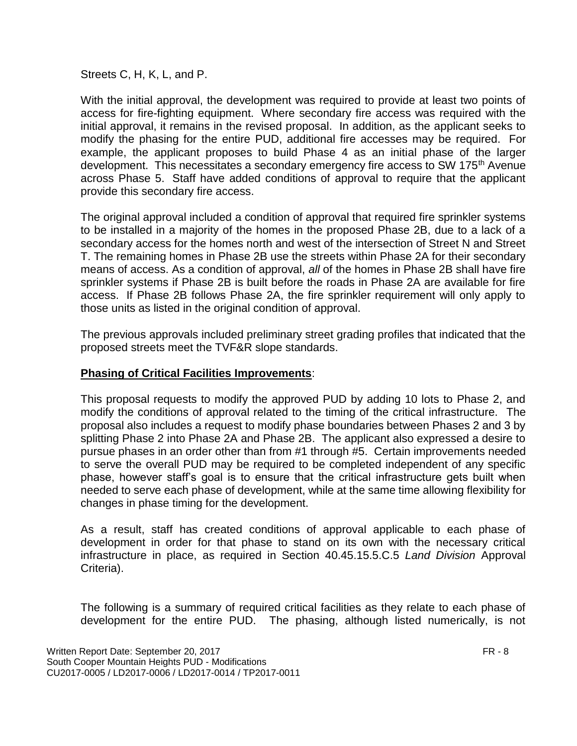Streets C, H, K, L, and P.

With the initial approval, the development was required to provide at least two points of access for fire-fighting equipment. Where secondary fire access was required with the initial approval, it remains in the revised proposal. In addition, as the applicant seeks to modify the phasing for the entire PUD, additional fire accesses may be required. For example, the applicant proposes to build Phase 4 as an initial phase of the larger development. This necessitates a secondary emergency fire access to SW 175th Avenue across Phase 5. Staff have added conditions of approval to require that the applicant provide this secondary fire access.

The original approval included a condition of approval that required fire sprinkler systems to be installed in a majority of the homes in the proposed Phase 2B, due to a lack of a secondary access for the homes north and west of the intersection of Street N and Street T. The remaining homes in Phase 2B use the streets within Phase 2A for their secondary means of access. As a condition of approval, *all* of the homes in Phase 2B shall have fire sprinkler systems if Phase 2B is built before the roads in Phase 2A are available for fire access. If Phase 2B follows Phase 2A, the fire sprinkler requirement will only apply to those units as listed in the original condition of approval.

The previous approvals included preliminary street grading profiles that indicated that the proposed streets meet the TVF&R slope standards.

**Phasing of Critical Facilities Improvements**:

This proposal requests to modify the approved PUD by adding 10 lots to Phase 2, and modify the conditions of approval related to the timing of the critical infrastructure. The proposal also includes a request to modify phase boundaries between Phases 2 and 3 by splitting Phase 2 into Phase 2A and Phase 2B. The applicant also expressed a desire to pursue phases in an order other than from #1 through #5. Certain improvements needed to serve the overall PUD may be required to be completed independent of any specific phase, however staff's goal is to ensure that the critical infrastructure gets built when needed to serve each phase of development, while at the same time allowing flexibility for changes in phase timing for the development.

As a result, staff has created conditions of approval applicable to each phase of development in order for that phase to stand on its own with the necessary critical infrastructure in place, as required in Section 40.45.15.5.C.5 *Land Division* Approval Criteria).

The following is a summary of required critical facilities as they relate to each phase of development for the entire PUD. The phasing, although listed numerically, is not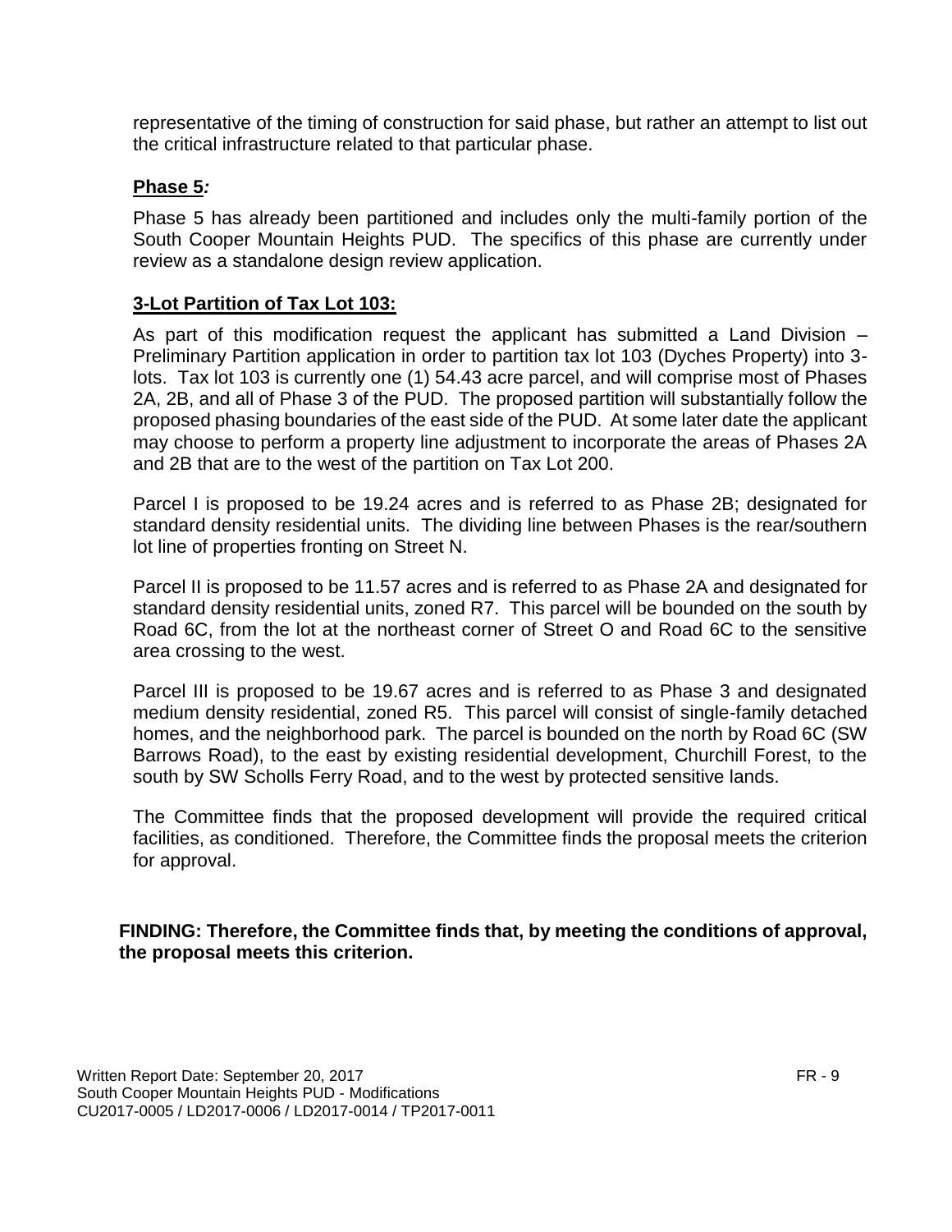representative of the timing of construction for said phase, but rather an attempt to list out the critical infrastructure related to that particular phase.

**Phase 5*:***

Phase 5 has already been partitioned and includes only the multi-family portion of the South Cooper Mountain Heights PUD. The specifics of this phase are currently under review as a standalone design review application.

**3-Lot Partition of Tax Lot 103:**

As part of this modification request the applicant has submitted a Land Division – Preliminary Partition application in order to partition tax lot 103 (Dyches Property) into 3-lots. Tax lot 103 is currently one (1) 54.43 acre parcel, and will comprise most of Phases 2A, 2B, and all of Phase 3 of the PUD. The proposed partition will substantially follow the proposed phasing boundaries of the east side of the PUD. At some later date the applicant may choose to perform a property line adjustment to incorporate the areas of Phases 2A and 2B that are to the west of the partition on Tax Lot 200.

Parcel I is proposed to be 19.24 acres and is referred to as Phase 2B; designated for standard density residential units. The dividing line between Phases is the rear/southern lot line of properties fronting on Street N.

Parcel II is proposed to be 11.57 acres and is referred to as Phase 2A and designated for standard density residential units, zoned R7. This parcel will be bounded on the south by Road 6C, from the lot at the northeast corner of Street O and Road 6C to the sensitive area crossing to the west.

Parcel III is proposed to be 19.67 acres and is referred to as Phase 3 and designated medium density residential, zoned R5. This parcel will consist of single-family detached homes, and the neighborhood park. The parcel is bounded on the north by Road 6C (SW Barrows Road), to the east by existing residential development, Churchill Forest, to the south by SW Scholls Ferry Road, and to the west by protected sensitive lands.

The Committee finds that the proposed development will provide the required critical facilities, as conditioned. Therefore, the Committee finds the proposal meets the criterion for approval.

**FINDING: Therefore, the Committee finds that, by meeting the conditions of approval, the proposal meets this criterion.**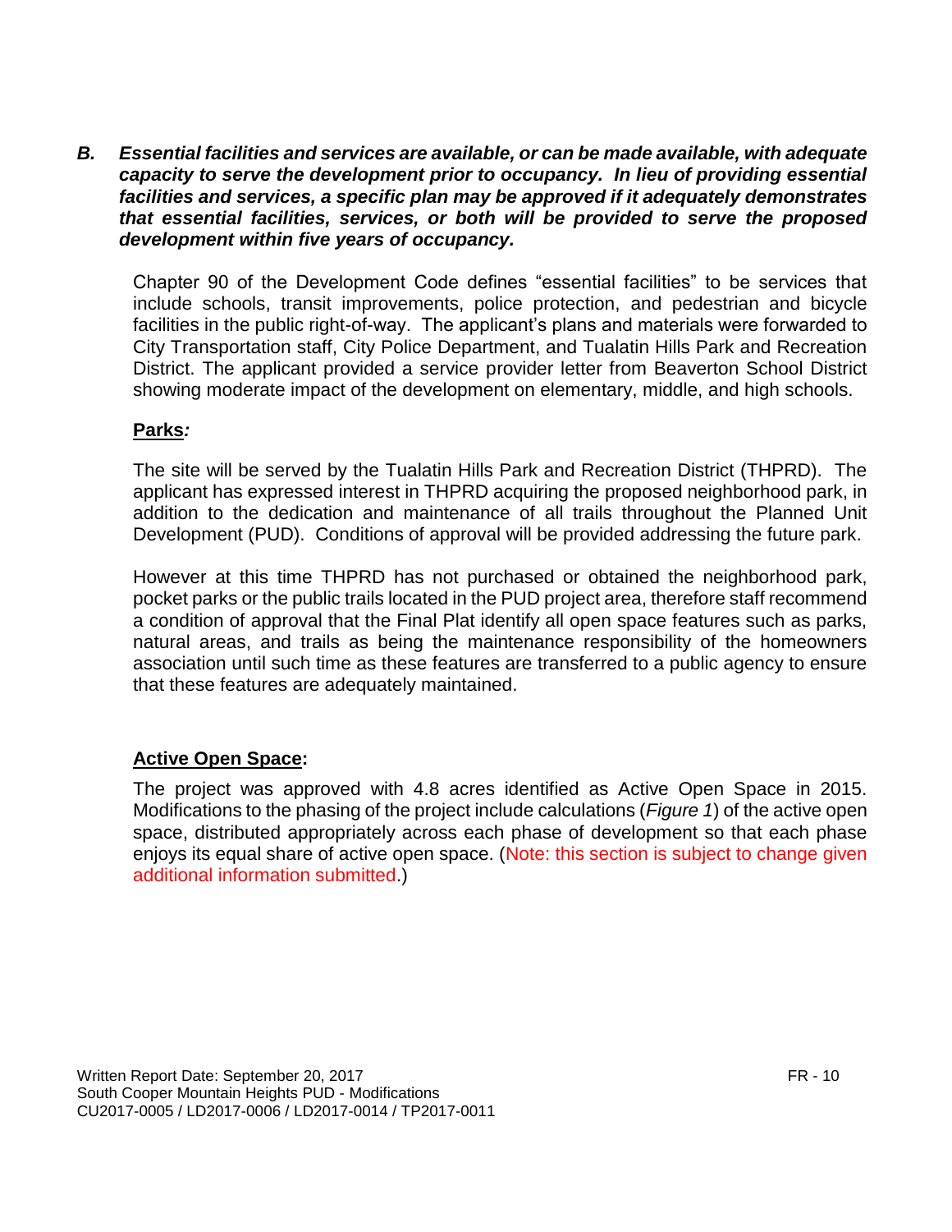***B. Essential facilities and services are available, or can be made available, with adequate capacity to serve the development prior to occupancy. In lieu of providing essential facilities and services, a specific plan may be approved if it adequately demonstrates that essential facilities, services, or both will be provided to serve the proposed development within five years of occupancy.***

Chapter 90 of the Development Code defines "essential facilities" to be services that include schools, transit improvements, police protection, and pedestrian and bicycle facilities in the public right-of-way. The applicant's plans and materials were forwarded to City Transportation staff, City Police Department, and Tualatin Hills Park and Recreation District. The applicant provided a service provider letter from Beaverton School District showing moderate impact of the development on elementary, middle, and high schools.

**Parks*:***

The site will be served by the Tualatin Hills Park and Recreation District (THPRD). The applicant has expressed interest in THPRD acquiring the proposed neighborhood park, in addition to the dedication and maintenance of all trails throughout the Planned Unit Development (PUD). Conditions of approval will be provided addressing the future park.

However at this time THPRD has not purchased or obtained the neighborhood park, pocket parks or the public trails located in the PUD project area, therefore staff recommend a condition of approval that the Final Plat identify all open space features such as parks, natural areas, and trails as being the maintenance responsibility of the homeowners association until such time as these features are transferred to a public agency to ensure that these features are adequately maintained.

**Active Open Space:**

The project was approved with 4.8 acres identified as Active Open Space in 2015. Modifications to the phasing of the project include calculations (*Figure 1*) of the active open space, distributed appropriately across each phase of development so that each phase enjoys its equal share of active open space. (Note: this section is subject to change given additional information submitted.)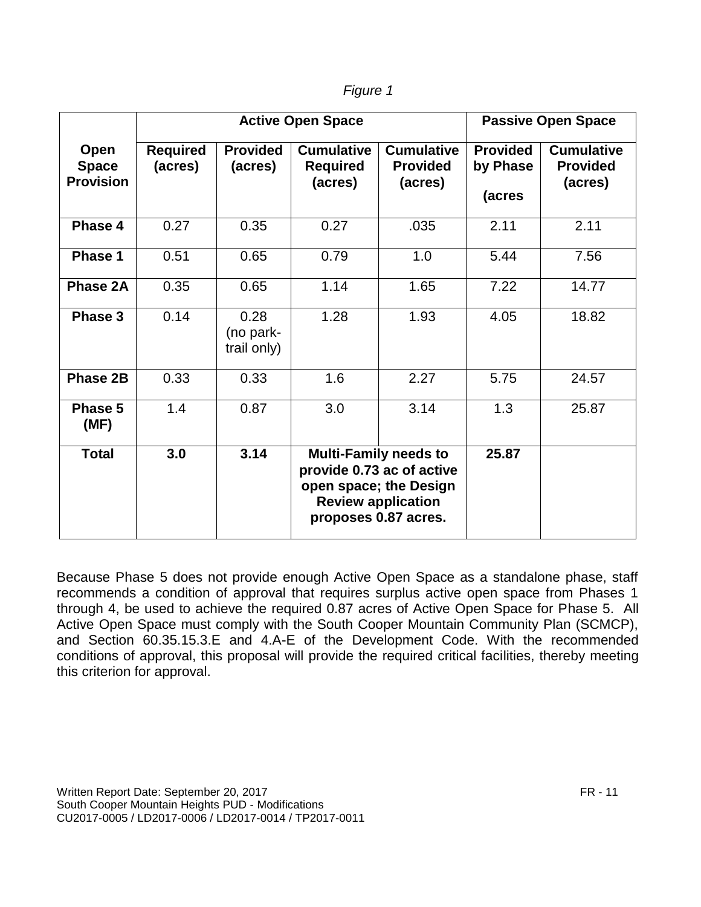*Figure 1*

| Open Space Provision | Active Open Space | | | | Passive Open Space | |
|---|---|---|---|---|---|---|
| | Required (acres) | Provided (acres) | Cumulative Required (acres) | Cumulative Provided (acres) | Provided by Phase (acres | Cumulative Provided (acres) |
| **Phase 4** | 0.27 | 0.35 | 0.27 | .035 | 2.11 | 2.11 |
| **Phase 1** | 0.51 | 0.65 | 0.79 | 1.0 | 5.44 | 7.56 |
| **Phase 2A** | 0.35 | 0.65 | 1.14 | 1.65 | 7.22 | 14.77 |
| **Phase 3** | 0.14 | 0.28 (no park-trail only) | 1.28 | 1.93 | 4.05 | 18.82 |
| **Phase 2B** | 0.33 | 0.33 | 1.6 | 2.27 | 5.75 | 24.57 |
| **Phase 5 (MF)** | 1.4 | 0.87 | 3.0 | 3.14 | 1.3 | 25.87 |
| **Total** | **3.0** | **3.14** | **Multi-Family needs to provide 0.73 ac of active open space; the Design Review application proposes 0.87 acres.** | | **25.87** | |

Because Phase 5 does not provide enough Active Open Space as a standalone phase, staff recommends a condition of approval that requires surplus active open space from Phases 1 through 4, be used to achieve the required 0.87 acres of Active Open Space for Phase 5. All Active Open Space must comply with the South Cooper Mountain Community Plan (SCMCP), and Section 60.35.15.3.E and 4.A-E of the Development Code. With the recommended conditions of approval, this proposal will provide the required critical facilities, thereby meeting this criterion for approval.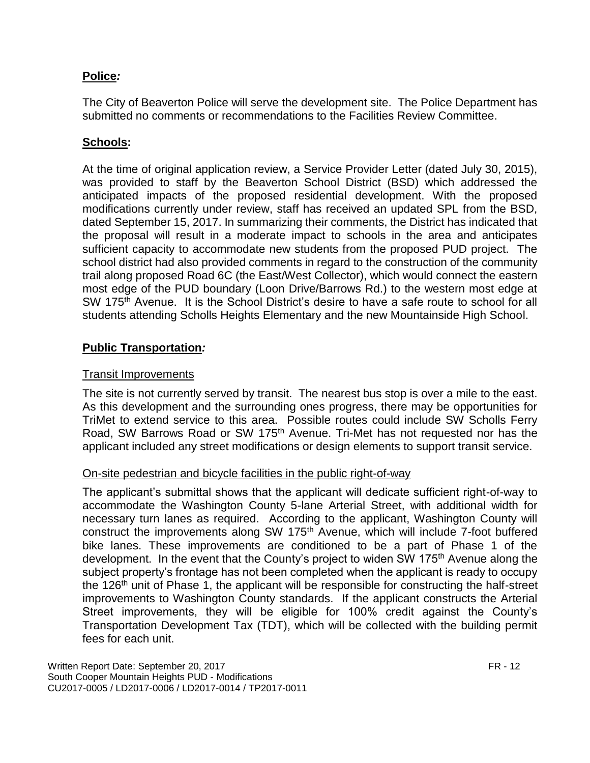## **Police*:***

The City of Beaverton Police will serve the development site. The Police Department has submitted no comments or recommendations to the Facilities Review Committee.

## **Schools:**

At the time of original application review, a Service Provider Letter (dated July 30, 2015), was provided to staff by the Beaverton School District (BSD) which addressed the anticipated impacts of the proposed residential development. With the proposed modifications currently under review, staff has received an updated SPL from the BSD, dated September 15, 2017. In summarizing their comments, the District has indicated that the proposal will result in a moderate impact to schools in the area and anticipates sufficient capacity to accommodate new students from the proposed PUD project. The school district had also provided comments in regard to the construction of the community trail along proposed Road 6C (the East/West Collector), which would connect the eastern most edge of the PUD boundary (Loon Drive/Barrows Rd.) to the western most edge at SW 175th Avenue. It is the School District's desire to have a safe route to school for all students attending Scholls Heights Elementary and the new Mountainside High School.

## **Public Transportation*:***

### Transit Improvements

The site is not currently served by transit. The nearest bus stop is over a mile to the east. As this development and the surrounding ones progress, there may be opportunities for TriMet to extend service to this area. Possible routes could include SW Scholls Ferry Road, SW Barrows Road or SW 175th Avenue. Tri-Met has not requested nor has the applicant included any street modifications or design elements to support transit service.

### On-site pedestrian and bicycle facilities in the public right-of-way

The applicant's submittal shows that the applicant will dedicate sufficient right-of-way to accommodate the Washington County 5-lane Arterial Street, with additional width for necessary turn lanes as required. According to the applicant, Washington County will construct the improvements along SW 175th Avenue, which will include 7-foot buffered bike lanes. These improvements are conditioned to be a part of Phase 1 of the development. In the event that the County's project to widen SW 175th Avenue along the subject property's frontage has not been completed when the applicant is ready to occupy the 126th unit of Phase 1, the applicant will be responsible for constructing the half-street improvements to Washington County standards. If the applicant constructs the Arterial Street improvements, they will be eligible for 100% credit against the County's Transportation Development Tax (TDT), which will be collected with the building permit fees for each unit.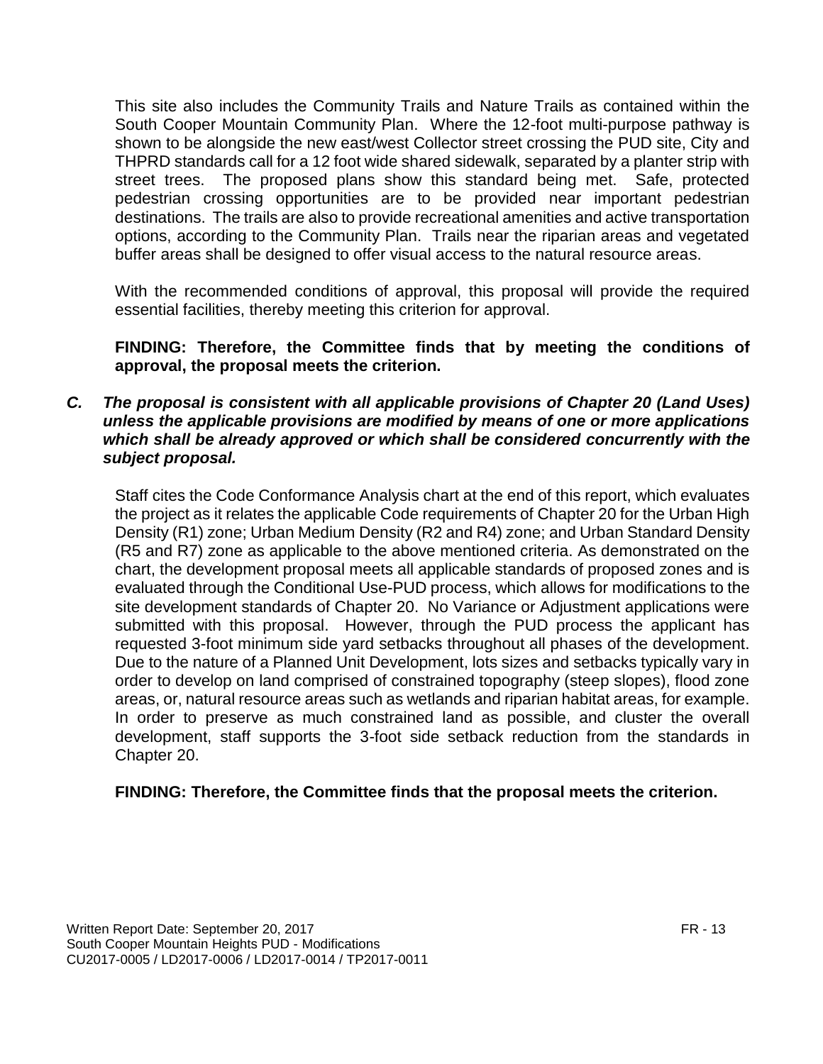This site also includes the Community Trails and Nature Trails as contained within the South Cooper Mountain Community Plan. Where the 12-foot multi-purpose pathway is shown to be alongside the new east/west Collector street crossing the PUD site, City and THPRD standards call for a 12 foot wide shared sidewalk, separated by a planter strip with street trees. The proposed plans show this standard being met. Safe, protected pedestrian crossing opportunities are to be provided near important pedestrian destinations. The trails are also to provide recreational amenities and active transportation options, according to the Community Plan. Trails near the riparian areas and vegetated buffer areas shall be designed to offer visual access to the natural resource areas.

With the recommended conditions of approval, this proposal will provide the required essential facilities, thereby meeting this criterion for approval.

**FINDING: Therefore, the Committee finds that by meeting the conditions of approval, the proposal meets the criterion.**

***C. The proposal is consistent with all applicable provisions of Chapter 20 (Land Uses) unless the applicable provisions are modified by means of one or more applications which shall be already approved or which shall be considered concurrently with the subject proposal.***

Staff cites the Code Conformance Analysis chart at the end of this report, which evaluates the project as it relates the applicable Code requirements of Chapter 20 for the Urban High Density (R1) zone; Urban Medium Density (R2 and R4) zone; and Urban Standard Density (R5 and R7) zone as applicable to the above mentioned criteria. As demonstrated on the chart, the development proposal meets all applicable standards of proposed zones and is evaluated through the Conditional Use-PUD process, which allows for modifications to the site development standards of Chapter 20. No Variance or Adjustment applications were submitted with this proposal. However, through the PUD process the applicant has requested 3-foot minimum side yard setbacks throughout all phases of the development. Due to the nature of a Planned Unit Development, lots sizes and setbacks typically vary in order to develop on land comprised of constrained topography (steep slopes), flood zone areas, or, natural resource areas such as wetlands and riparian habitat areas, for example. In order to preserve as much constrained land as possible, and cluster the overall development, staff supports the 3-foot side setback reduction from the standards in Chapter 20.

**FINDING: Therefore, the Committee finds that the proposal meets the criterion.**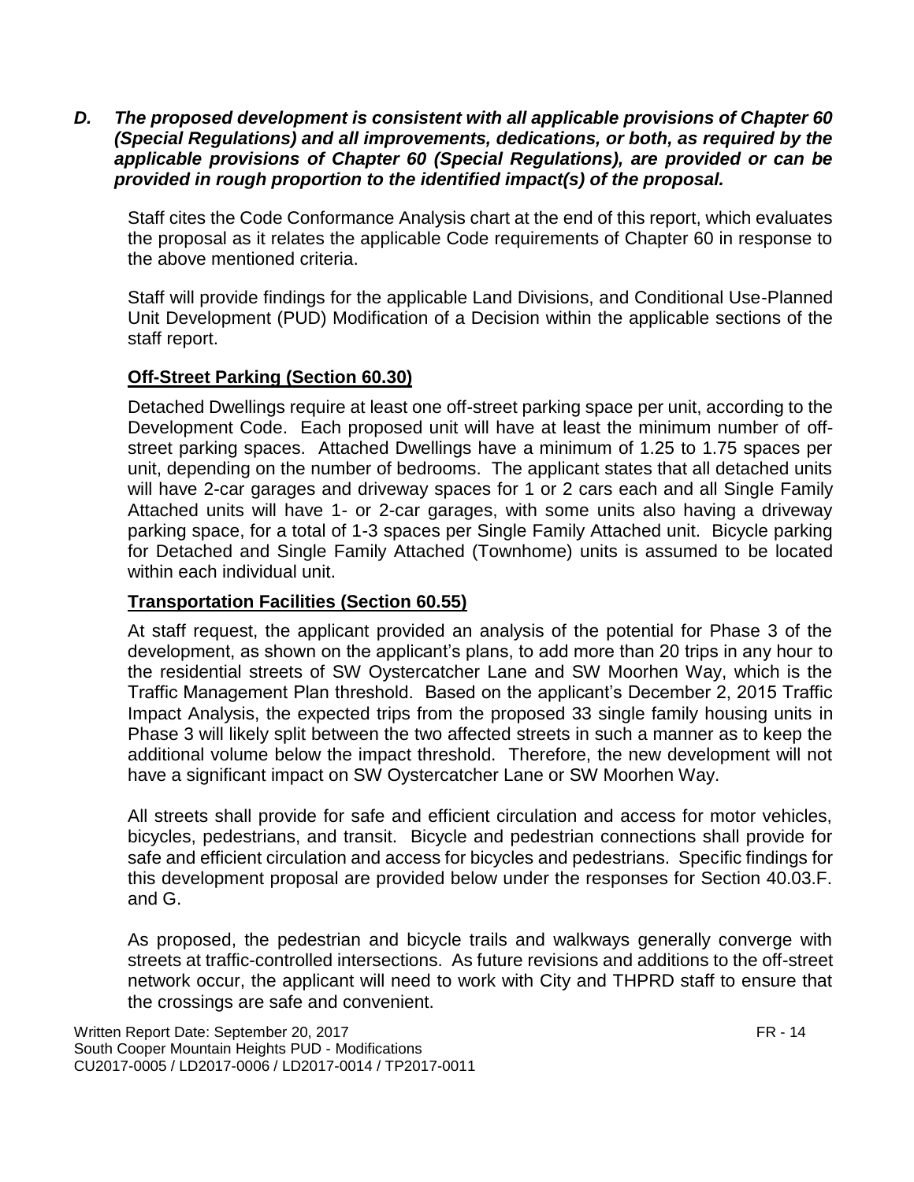***D. The proposed development is consistent with all applicable provisions of Chapter 60 (Special Regulations) and all improvements, dedications, or both, as required by the applicable provisions of Chapter 60 (Special Regulations), are provided or can be provided in rough proportion to the identified impact(s) of the proposal.***

Staff cites the Code Conformance Analysis chart at the end of this report, which evaluates the proposal as it relates the applicable Code requirements of Chapter 60 in response to the above mentioned criteria.

Staff will provide findings for the applicable Land Divisions, and Conditional Use-Planned Unit Development (PUD) Modification of a Decision within the applicable sections of the staff report.

**Off-Street Parking (Section 60.30)**

Detached Dwellings require at least one off-street parking space per unit, according to the Development Code. Each proposed unit will have at least the minimum number of off-street parking spaces. Attached Dwellings have a minimum of 1.25 to 1.75 spaces per unit, depending on the number of bedrooms. The applicant states that all detached units will have 2-car garages and driveway spaces for 1 or 2 cars each and all Single Family Attached units will have 1- or 2-car garages, with some units also having a driveway parking space, for a total of 1-3 spaces per Single Family Attached unit. Bicycle parking for Detached and Single Family Attached (Townhome) units is assumed to be located within each individual unit.

**Transportation Facilities (Section 60.55)**

At staff request, the applicant provided an analysis of the potential for Phase 3 of the development, as shown on the applicant's plans, to add more than 20 trips in any hour to the residential streets of SW Oystercatcher Lane and SW Moorhen Way, which is the Traffic Management Plan threshold. Based on the applicant's December 2, 2015 Traffic Impact Analysis, the expected trips from the proposed 33 single family housing units in Phase 3 will likely split between the two affected streets in such a manner as to keep the additional volume below the impact threshold. Therefore, the new development will not have a significant impact on SW Oystercatcher Lane or SW Moorhen Way.

All streets shall provide for safe and efficient circulation and access for motor vehicles, bicycles, pedestrians, and transit. Bicycle and pedestrian connections shall provide for safe and efficient circulation and access for bicycles and pedestrians. Specific findings for this development proposal are provided below under the responses for Section 40.03.F. and G.

As proposed, the pedestrian and bicycle trails and walkways generally converge with streets at traffic-controlled intersections. As future revisions and additions to the off-street network occur, the applicant will need to work with City and THPRD staff to ensure that the crossings are safe and convenient.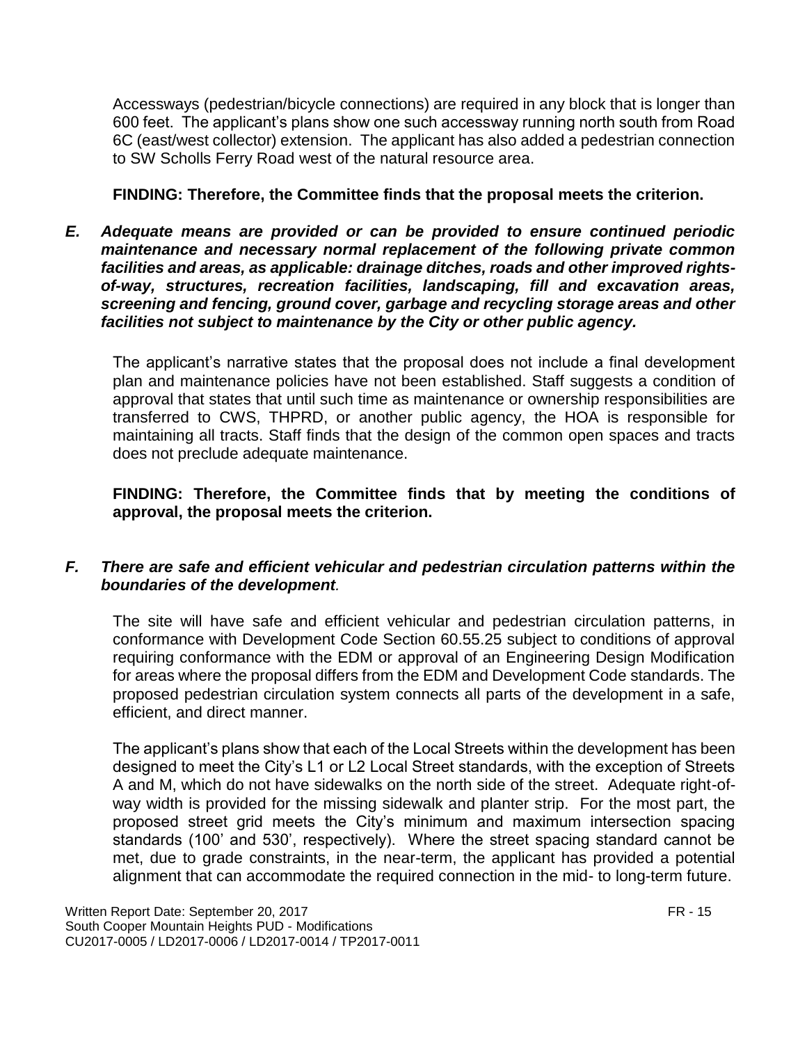Accessways (pedestrian/bicycle connections) are required in any block that is longer than 600 feet. The applicant's plans show one such accessway running north south from Road 6C (east/west collector) extension. The applicant has also added a pedestrian connection to SW Scholls Ferry Road west of the natural resource area.

**FINDING: Therefore, the Committee finds that the proposal meets the criterion.**

***E. Adequate means are provided or can be provided to ensure continued periodic maintenance and necessary normal replacement of the following private common facilities and areas, as applicable: drainage ditches, roads and other improved rights-of-way, structures, recreation facilities, landscaping, fill and excavation areas, screening and fencing, ground cover, garbage and recycling storage areas and other facilities not subject to maintenance by the City or other public agency.***

The applicant's narrative states that the proposal does not include a final development plan and maintenance policies have not been established. Staff suggests a condition of approval that states that until such time as maintenance or ownership responsibilities are transferred to CWS, THPRD, or another public agency, the HOA is responsible for maintaining all tracts. Staff finds that the design of the common open spaces and tracts does not preclude adequate maintenance.

**FINDING: Therefore, the Committee finds that by meeting the conditions of approval, the proposal meets the criterion.**

***F. There are safe and efficient vehicular and pedestrian circulation patterns within the boundaries of the development.***

The site will have safe and efficient vehicular and pedestrian circulation patterns, in conformance with Development Code Section 60.55.25 subject to conditions of approval requiring conformance with the EDM or approval of an Engineering Design Modification for areas where the proposal differs from the EDM and Development Code standards. The proposed pedestrian circulation system connects all parts of the development in a safe, efficient, and direct manner.

The applicant's plans show that each of the Local Streets within the development has been designed to meet the City's L1 or L2 Local Street standards, with the exception of Streets A and M, which do not have sidewalks on the north side of the street. Adequate right-of-way width is provided for the missing sidewalk and planter strip. For the most part, the proposed street grid meets the City's minimum and maximum intersection spacing standards (100' and 530', respectively). Where the street spacing standard cannot be met, due to grade constraints, in the near-term, the applicant has provided a potential alignment that can accommodate the required connection in the mid- to long-term future.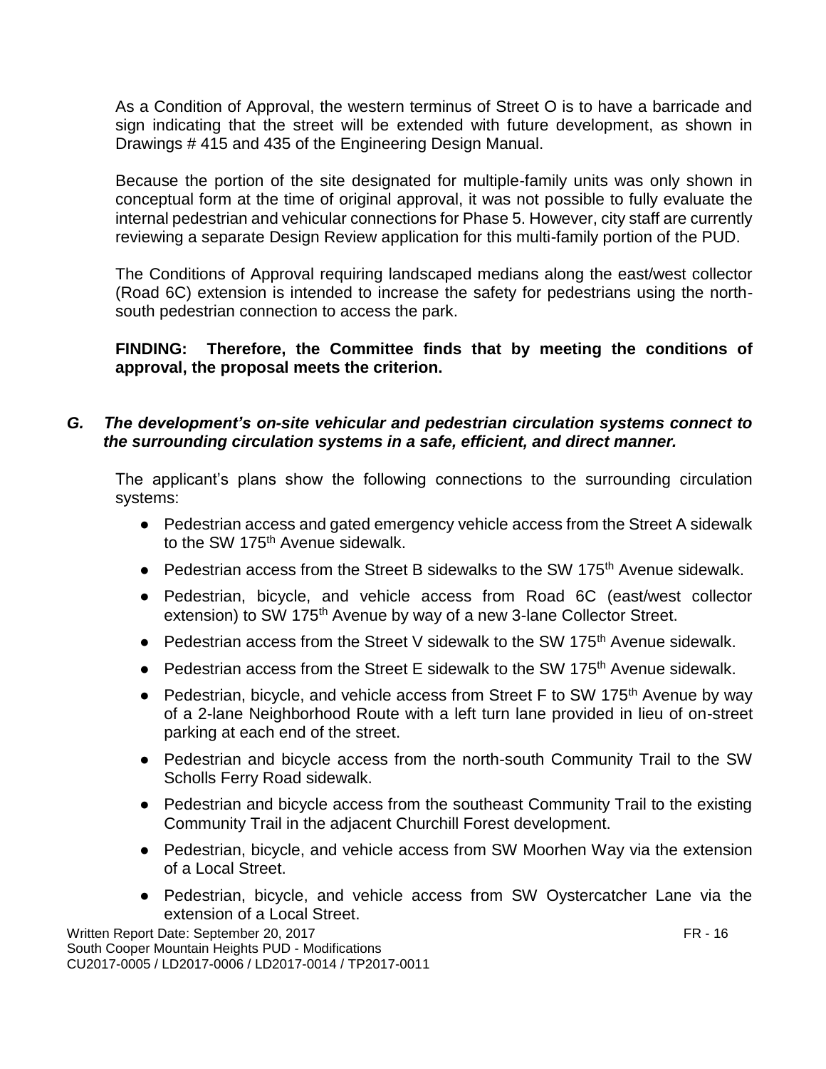As a Condition of Approval, the western terminus of Street O is to have a barricade and sign indicating that the street will be extended with future development, as shown in Drawings # 415 and 435 of the Engineering Design Manual.

Because the portion of the site designated for multiple-family units was only shown in conceptual form at the time of original approval, it was not possible to fully evaluate the internal pedestrian and vehicular connections for Phase 5. However, city staff are currently reviewing a separate Design Review application for this multi-family portion of the PUD.

The Conditions of Approval requiring landscaped medians along the east/west collector (Road 6C) extension is intended to increase the safety for pedestrians using the north-south pedestrian connection to access the park.

**FINDING: Therefore, the Committee finds that by meeting the conditions of approval, the proposal meets the criterion.**

***G. The development's on-site vehicular and pedestrian circulation systems connect to the surrounding circulation systems in a safe, efficient, and direct manner.***

The applicant's plans show the following connections to the surrounding circulation systems:

- Pedestrian access and gated emergency vehicle access from the Street A sidewalk to the SW 175th Avenue sidewalk.
- Pedestrian access from the Street B sidewalks to the SW 175th Avenue sidewalk.
- Pedestrian, bicycle, and vehicle access from Road 6C (east/west collector extension) to SW 175th Avenue by way of a new 3-lane Collector Street.
- Pedestrian access from the Street V sidewalk to the SW 175th Avenue sidewalk.
- Pedestrian access from the Street E sidewalk to the SW 175th Avenue sidewalk.
- Pedestrian, bicycle, and vehicle access from Street F to SW 175th Avenue by way of a 2-lane Neighborhood Route with a left turn lane provided in lieu of on-street parking at each end of the street.
- Pedestrian and bicycle access from the north-south Community Trail to the SW Scholls Ferry Road sidewalk.
- Pedestrian and bicycle access from the southeast Community Trail to the existing Community Trail in the adjacent Churchill Forest development.
- Pedestrian, bicycle, and vehicle access from SW Moorhen Way via the extension of a Local Street.
- Pedestrian, bicycle, and vehicle access from SW Oystercatcher Lane via the extension of a Local Street.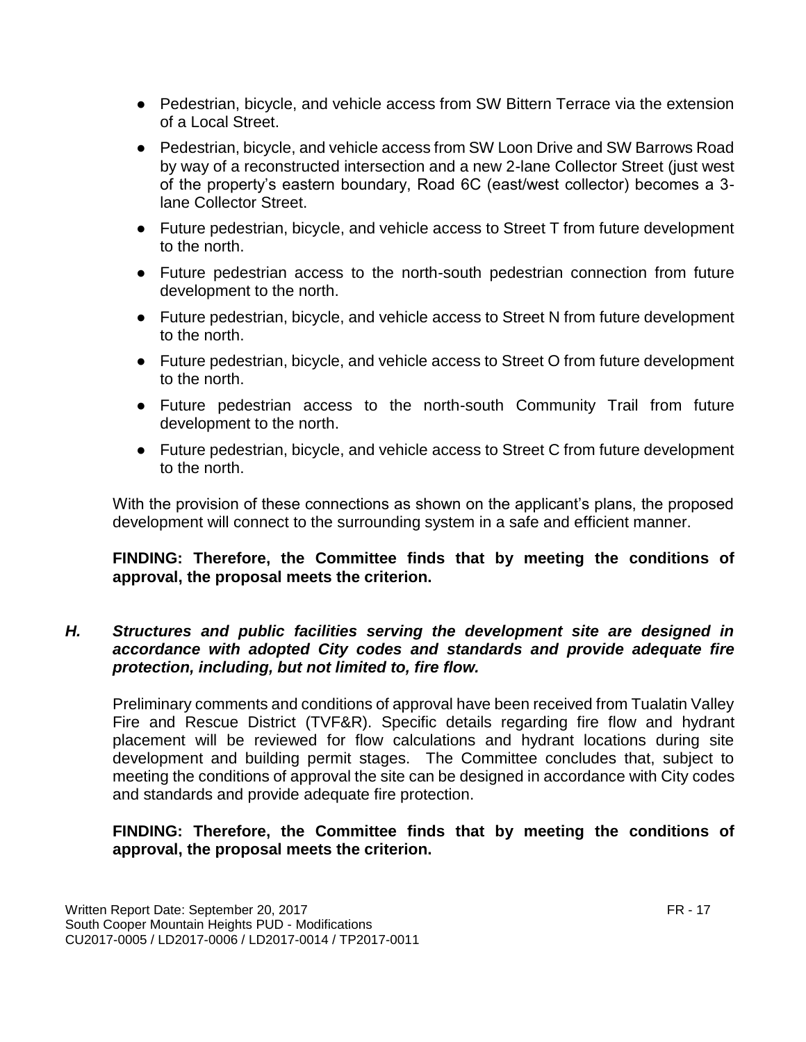- Pedestrian, bicycle, and vehicle access from SW Bittern Terrace via the extension of a Local Street.
- Pedestrian, bicycle, and vehicle access from SW Loon Drive and SW Barrows Road by way of a reconstructed intersection and a new 2-lane Collector Street (just west of the property's eastern boundary, Road 6C (east/west collector) becomes a 3-lane Collector Street.
- Future pedestrian, bicycle, and vehicle access to Street T from future development to the north.
- Future pedestrian access to the north-south pedestrian connection from future development to the north.
- Future pedestrian, bicycle, and vehicle access to Street N from future development to the north.
- Future pedestrian, bicycle, and vehicle access to Street O from future development to the north.
- Future pedestrian access to the north-south Community Trail from future development to the north.
- Future pedestrian, bicycle, and vehicle access to Street C from future development to the north.

With the provision of these connections as shown on the applicant's plans, the proposed development will connect to the surrounding system in a safe and efficient manner.

**FINDING: Therefore, the Committee finds that by meeting the conditions of approval, the proposal meets the criterion.**

***H. Structures and public facilities serving the development site are designed in accordance with adopted City codes and standards and provide adequate fire protection, including, but not limited to, fire flow.***

Preliminary comments and conditions of approval have been received from Tualatin Valley Fire and Rescue District (TVF&R). Specific details regarding fire flow and hydrant placement will be reviewed for flow calculations and hydrant locations during site development and building permit stages. The Committee concludes that, subject to meeting the conditions of approval the site can be designed in accordance with City codes and standards and provide adequate fire protection.

**FINDING: Therefore, the Committee finds that by meeting the conditions of approval, the proposal meets the criterion.**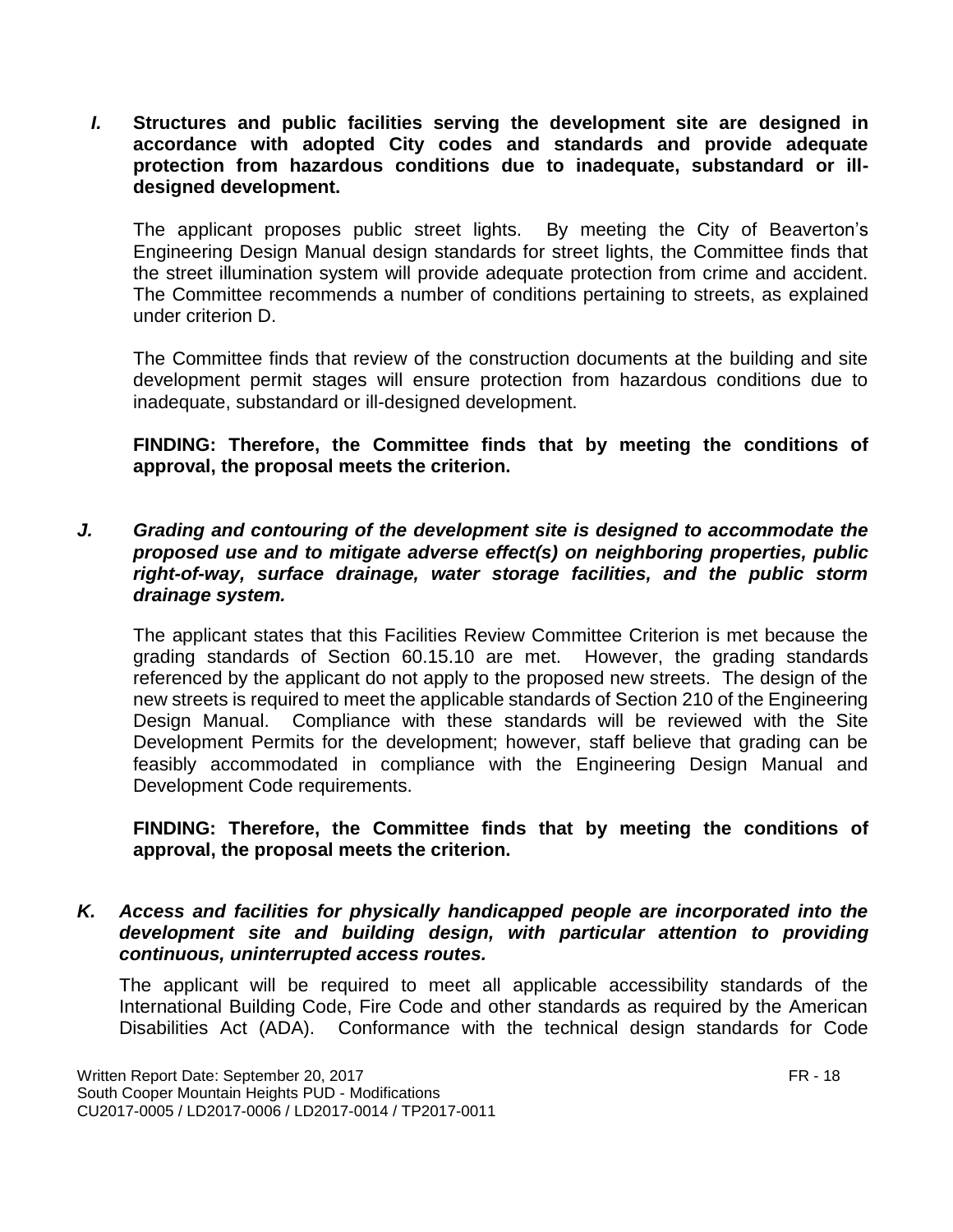***I.*** **Structures and public facilities serving the development site are designed in accordance with adopted City codes and standards and provide adequate protection from hazardous conditions due to inadequate, substandard or ill-designed development.**

The applicant proposes public street lights. By meeting the City of Beaverton's Engineering Design Manual design standards for street lights, the Committee finds that the street illumination system will provide adequate protection from crime and accident. The Committee recommends a number of conditions pertaining to streets, as explained under criterion D.

The Committee finds that review of the construction documents at the building and site development permit stages will ensure protection from hazardous conditions due to inadequate, substandard or ill-designed development.

**FINDING: Therefore, the Committee finds that by meeting the conditions of approval, the proposal meets the criterion.**

***J. Grading and contouring of the development site is designed to accommodate the proposed use and to mitigate adverse effect(s) on neighboring properties, public right-of-way, surface drainage, water storage facilities, and the public storm drainage system.***

The applicant states that this Facilities Review Committee Criterion is met because the grading standards of Section 60.15.10 are met. However, the grading standards referenced by the applicant do not apply to the proposed new streets. The design of the new streets is required to meet the applicable standards of Section 210 of the Engineering Design Manual. Compliance with these standards will be reviewed with the Site Development Permits for the development; however, staff believe that grading can be feasibly accommodated in compliance with the Engineering Design Manual and Development Code requirements.

**FINDING: Therefore, the Committee finds that by meeting the conditions of approval, the proposal meets the criterion.**

***K. Access and facilities for physically handicapped people are incorporated into the development site and building design, with particular attention to providing continuous, uninterrupted access routes.***

The applicant will be required to meet all applicable accessibility standards of the International Building Code, Fire Code and other standards as required by the American Disabilities Act (ADA). Conformance with the technical design standards for Code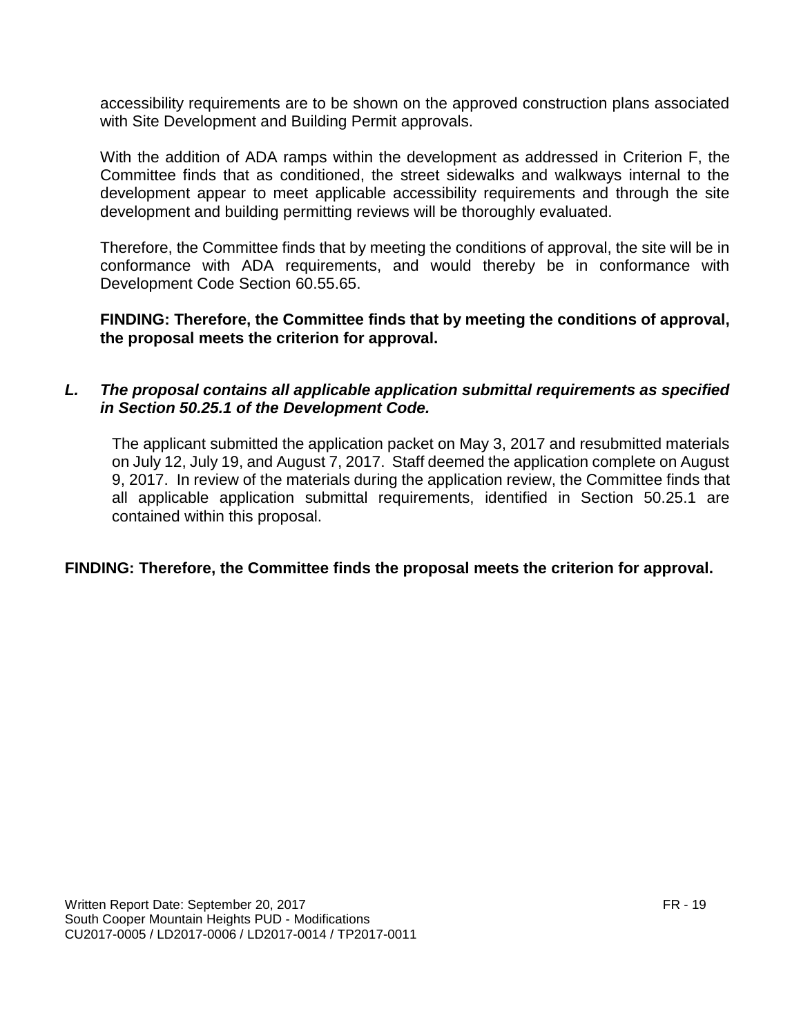accessibility requirements are to be shown on the approved construction plans associated with Site Development and Building Permit approvals.

With the addition of ADA ramps within the development as addressed in Criterion F, the Committee finds that as conditioned, the street sidewalks and walkways internal to the development appear to meet applicable accessibility requirements and through the site development and building permitting reviews will be thoroughly evaluated.

Therefore, the Committee finds that by meeting the conditions of approval, the site will be in conformance with ADA requirements, and would thereby be in conformance with Development Code Section 60.55.65.

**FINDING: Therefore, the Committee finds that by meeting the conditions of approval, the proposal meets the criterion for approval.**

***L. The proposal contains all applicable application submittal requirements as specified in Section 50.25.1 of the Development Code.***

The applicant submitted the application packet on May 3, 2017 and resubmitted materials on July 12, July 19, and August 7, 2017. Staff deemed the application complete on August 9, 2017. In review of the materials during the application review, the Committee finds that all applicable application submittal requirements, identified in Section 50.25.1 are contained within this proposal.

**FINDING: Therefore, the Committee finds the proposal meets the criterion for approval.**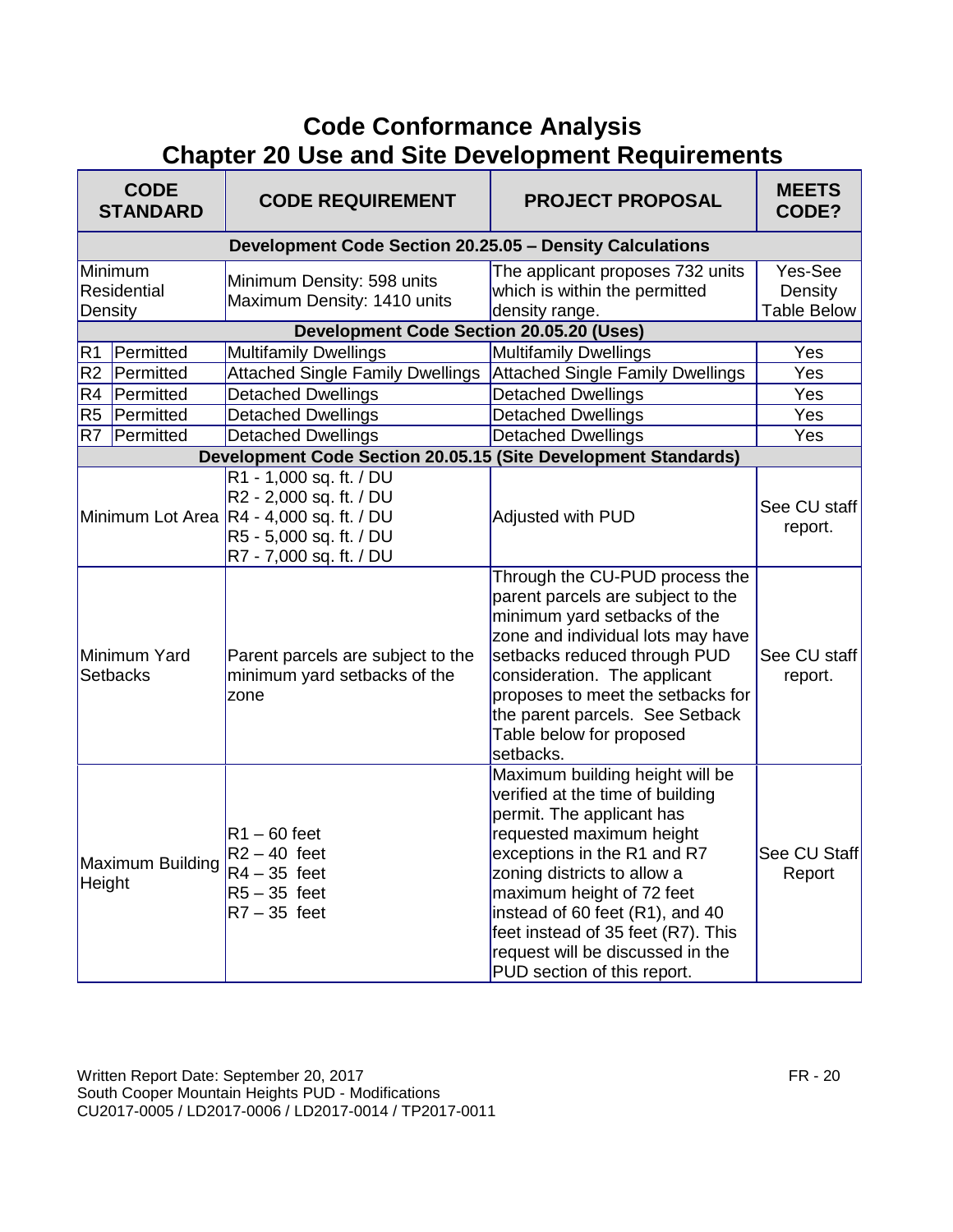# Code Conformance Analysis
## Chapter 20 Use and Site Development Requirements

| CODE STANDARD | | CODE REQUIREMENT | PROJECT PROPOSAL | MEETS CODE? |
|---|---|---|---|---|
| **Development Code Section 20.25.05 – Density Calculations** | | | | |
| Minimum Residential Density | | Minimum Density: 598 units<br>Maximum Density: 1410 units | The applicant proposes 732 units which is within the permitted density range. | Yes-See Density Table Below |
| **Development Code Section 20.05.20 (Uses)** | | | | |
| R1 | Permitted | Multifamily Dwellings | Multifamily Dwellings | Yes |
| R2 | Permitted | Attached Single Family Dwellings | Attached Single Family Dwellings | Yes |
| R4 | Permitted | Detached Dwellings | Detached Dwellings | Yes |
| R5 | Permitted | Detached Dwellings | Detached Dwellings | Yes |
| R7 | Permitted | Detached Dwellings | Detached Dwellings | Yes |
| **Development Code Section 20.05.15 (Site Development Standards)** | | | | |
| Minimum Lot Area | | R1 - 1,000 sq. ft. / DU<br>R2 - 2,000 sq. ft. / DU<br>R4 - 4,000 sq. ft. / DU<br>R5 - 5,000 sq. ft. / DU<br>R7 - 7,000 sq. ft. / DU | Adjusted with PUD | See CU staff report. |
| Minimum Yard Setbacks | | Parent parcels are subject to the minimum yard setbacks of the zone | Through the CU-PUD process the parent parcels are subject to the minimum yard setbacks of the zone and individual lots may have setbacks reduced through PUD consideration. The applicant proposes to meet the setbacks for the parent parcels. See Setback Table below for proposed setbacks. | See CU staff report. |
| Maximum Building Height | | R1 – 60 feet<br>R2 – 40 feet<br>R4 – 35 feet<br>R5 – 35 feet<br>R7 – 35 feet | Maximum building height will be verified at the time of building permit. The applicant has requested maximum height exceptions in the R1 and R7 zoning districts to allow a maximum height of 72 feet instead of 60 feet (R1), and 40 feet instead of 35 feet (R7). This request will be discussed in the PUD section of this report. | See CU Staff Report |

Written Report Date: September 20, 2017
South Cooper Mountain Heights PUD - Modifications
CU2017-0005 / LD2017-0006 / LD2017-0014 / TP2017-0011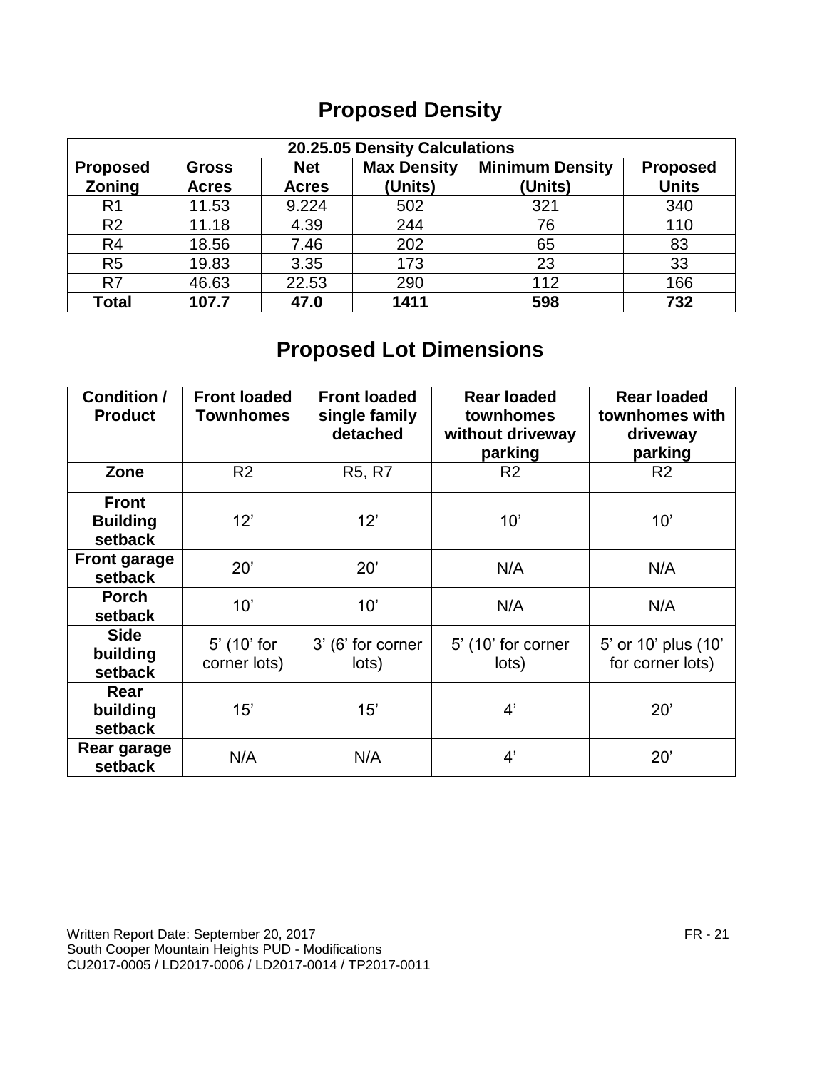## Proposed Density

| 20.25.05 Density Calculations | | | | | |
|---|---|---|---|---|---|
| **Proposed Zoning** | **Gross Acres** | **Net Acres** | **Max Density (Units)** | **Minimum Density (Units)** | **Proposed Units** |
| R1 | 11.53 | 9.224 | 502 | 321 | 340 |
| R2 | 11.18 | 4.39 | 244 | 76 | 110 |
| R4 | 18.56 | 7.46 | 202 | 65 | 83 |
| R5 | 19.83 | 3.35 | 173 | 23 | 33 |
| R7 | 46.63 | 22.53 | 290 | 112 | 166 |
| **Total** | **107.7** | **47.0** | **1411** | **598** | **732** |

## Proposed Lot Dimensions

| Condition / Product | Front loaded Townhomes | Front loaded single family detached | Rear loaded townhomes without driveway parking | Rear loaded townhomes with driveway parking |
|---|---|---|---|---|
| **Zone** | R2 | R5, R7 | R2 | R2 |
| **Front Building setback** | 12' | 12' | 10' | 10' |
| **Front garage setback** | 20' | 20' | N/A | N/A |
| **Porch setback** | 10' | 10' | N/A | N/A |
| **Side building setback** | 5' (10' for corner lots) | 3' (6' for corner lots) | 5' (10' for corner lots) | 5' or 10' plus (10' for corner lots) |
| **Rear building setback** | 15' | 15' | 4' | 20' |
| **Rear garage setback** | N/A | N/A | 4' | 20' |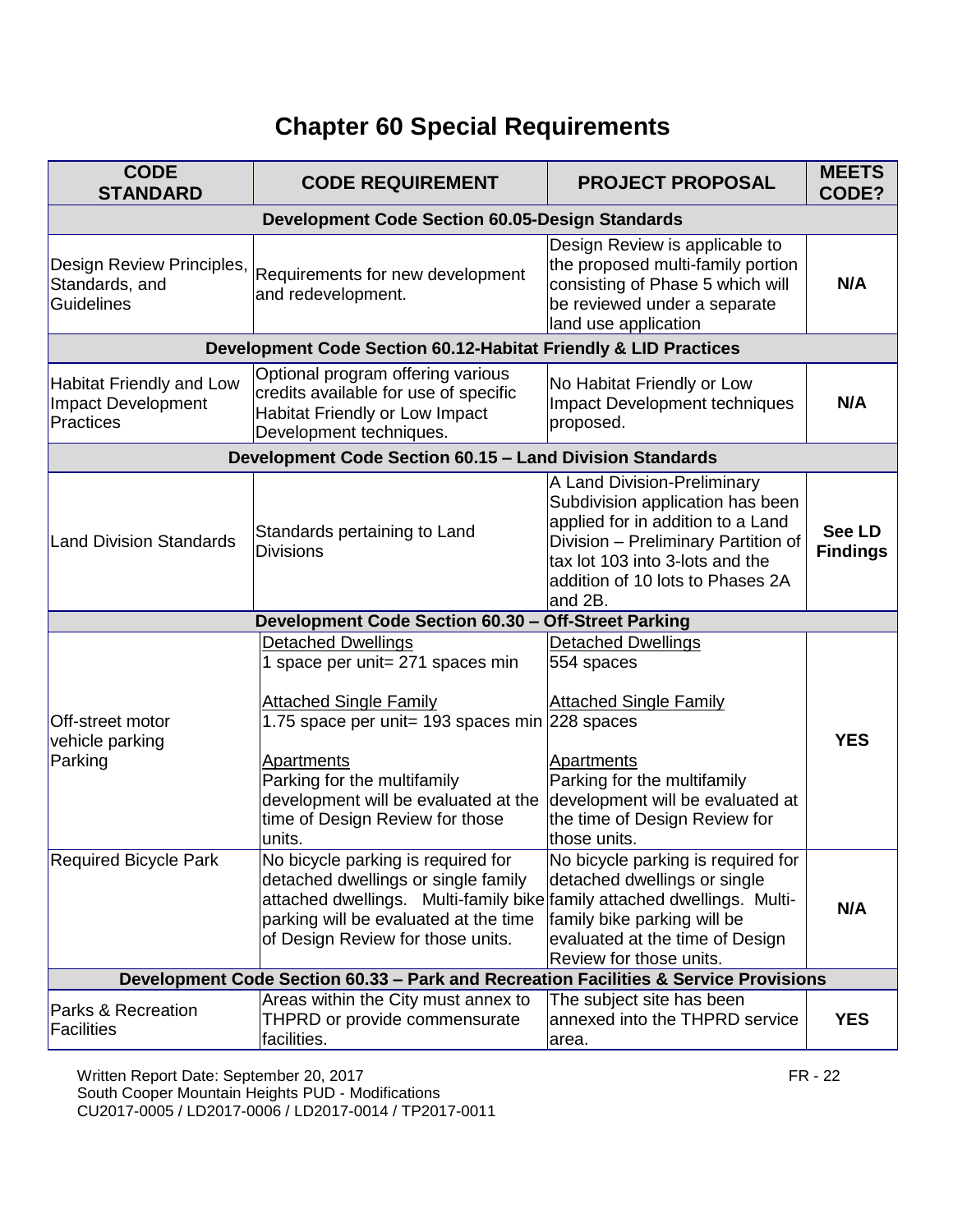# Chapter 60 Special Requirements

| CODE STANDARD | CODE REQUIREMENT | PROJECT PROPOSAL | MEETS CODE? |
|---|---|---|---|
| **Development Code Section 60.05-Design Standards** | | | |
| Design Review Principles, Standards, and Guidelines | Requirements for new development and redevelopment. | Design Review is applicable to the proposed multi-family portion consisting of Phase 5 which will be reviewed under a separate land use application | **N/A** |
| **Development Code Section 60.12-Habitat Friendly & LID Practices** | | | |
| Habitat Friendly and Low Impact Development Practices | Optional program offering various credits available for use of specific Habitat Friendly or Low Impact Development techniques. | No Habitat Friendly or Low Impact Development techniques proposed. | **N/A** |
| **Development Code Section 60.15 – Land Division Standards** | | | |
| Land Division Standards | Standards pertaining to Land Divisions | A Land Division-Preliminary Subdivision application has been applied for in addition to a Land Division – Preliminary Partition of tax lot 103 into 3-lots and the addition of 10 lots to Phases 2A and 2B. | **See LD Findings** |
| **Development Code Section 60.30 – Off-Street Parking** | | | |
| Off-street motor vehicle parking Parking | <u>Detached Dwellings</u><br>1 space per unit= 271 spaces min<br><br><u>Attached Single Family</u><br>1.75 space per unit= 193 spaces min<br><br><u>Apartments</u><br>Parking for the multifamily development will be evaluated at the time of Design Review for those units. | <u>Detached Dwellings</u><br>554 spaces<br><br><u>Attached Single Family</u><br>228 spaces<br><br><u>Apartments</u><br>Parking for the multifamily development will be evaluated at the time of Design Review for those units. | **YES** |
| Required Bicycle Park | No bicycle parking is required for detached dwellings or single family attached dwellings. Multi-family bike parking will be evaluated at the time of Design Review for those units. | No bicycle parking is required for detached dwellings or single family attached dwellings. Multi-family bike parking will be evaluated at the time of Design Review for those units. | **N/A** |
| **Development Code Section 60.33 – Park and Recreation Facilities & Service Provisions** | | | |
| Parks & Recreation Facilities | Areas within the City must annex to THPRD or provide commensurate facilities. | The subject site has been annexed into the THPRD service area. | **YES** |

Written Report Date: September 20, 2017
South Cooper Mountain Heights PUD - Modifications
CU2017-0005 / LD2017-0006 / LD2017-0014 / TP2017-0011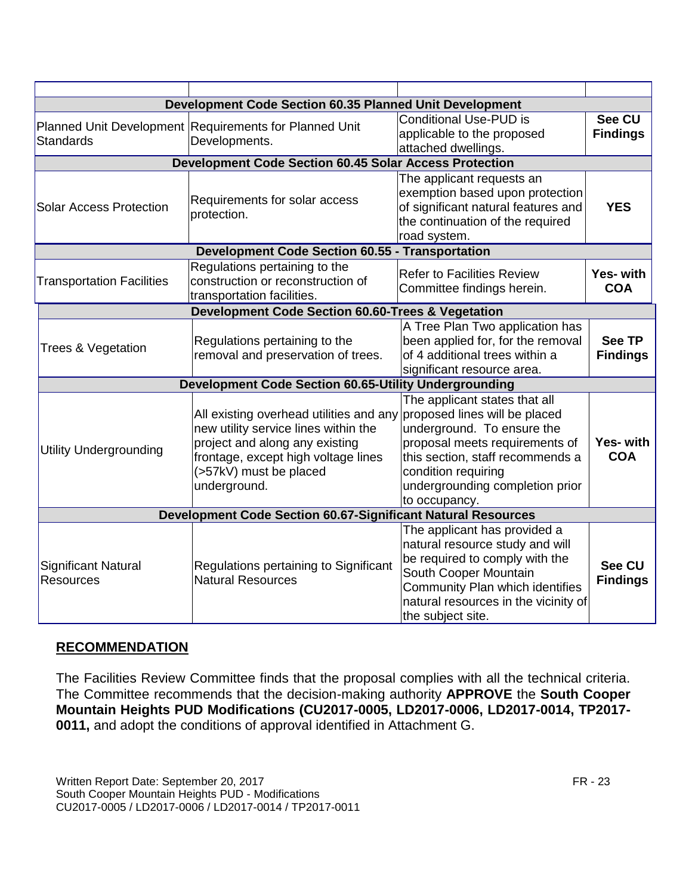| | | | |
|---|---|---|---|
| **Development Code Section 60.35 Planned Unit Development** | | | |
| Planned Unit Development Standards | Requirements for Planned Unit Developments. | Conditional Use-PUD is applicable to the proposed attached dwellings. | **See CU Findings** |
| **Development Code Section 60.45 Solar Access Protection** | | | |
| Solar Access Protection | Requirements for solar access protection. | The applicant requests an exemption based upon protection of significant natural features and the continuation of the required road system. | **YES** |
| **Development Code Section 60.55 - Transportation** | | | |
| Transportation Facilities | Regulations pertaining to the construction or reconstruction of transportation facilities. | Refer to Facilities Review Committee findings herein. | **Yes- with COA** |
| **Development Code Section 60.60-Trees & Vegetation** | | | |
| Trees & Vegetation | Regulations pertaining to the removal and preservation of trees. | A Tree Plan Two application has been applied for, for the removal of 4 additional trees within a significant resource area. | **See TP Findings** |
| **Development Code Section 60.65-Utility Undergrounding** | | | |
| Utility Undergrounding | All existing overhead utilities and any new utility service lines within the project and along any existing frontage, except high voltage lines (>57kV) must be placed underground. | The applicant states that all proposed lines will be placed underground. To ensure the proposal meets requirements of this section, staff recommends a condition requiring undergrounding completion prior to occupancy. | **Yes- with COA** |
| **Development Code Section 60.67-Significant Natural Resources** | | | |
| Significant Natural Resources | Regulations pertaining to Significant Natural Resources | The applicant has provided a natural resource study and will be required to comply with the South Cooper Mountain Community Plan which identifies natural resources in the vicinity of the subject site. | **See CU Findings** |

## RECOMMENDATION

The Facilities Review Committee finds that the proposal complies with all the technical criteria. The Committee recommends that the decision-making authority **APPROVE** the **South Cooper Mountain Heights PUD Modifications (CU2017-0005, LD2017-0006, LD2017-0014, TP2017-0011,** and adopt the conditions of approval identified in Attachment G.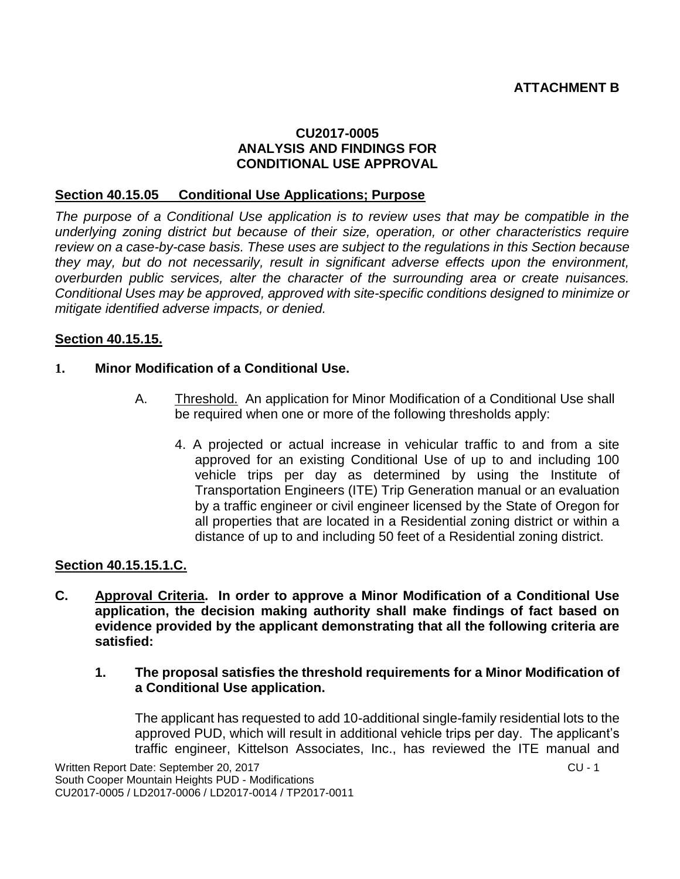**ATTACHMENT B**

**CU2017-0005**
**ANALYSIS AND FINDINGS FOR**
**CONDITIONAL USE APPROVAL**

## Section 40.15.05 Conditional Use Applications; Purpose

*The purpose of a Conditional Use application is to review uses that may be compatible in the underlying zoning district but because of their size, operation, or other characteristics require review on a case-by-case basis. These uses are subject to the regulations in this Section because they may, but do not necessarily, result in significant adverse effects upon the environment, overburden public services, alter the character of the surrounding area or create nuisances. Conditional Uses may be approved, approved with site-specific conditions designed to minimize or mitigate identified adverse impacts, or denied.*

## Section 40.15.15.

**1. Minor Modification of a Conditional Use.**

A. Threshold. An application for Minor Modification of a Conditional Use shall be required when one or more of the following thresholds apply:

4. A projected or actual increase in vehicular traffic to and from a site approved for an existing Conditional Use of up to and including 100 vehicle trips per day as determined by using the Institute of Transportation Engineers (ITE) Trip Generation manual or an evaluation by a traffic engineer or civil engineer licensed by the State of Oregon for all properties that are located in a Residential zoning district or within a distance of up to and including 50 feet of a Residential zoning district.

## Section 40.15.15.1.C.

**C. Approval Criteria. In order to approve a Minor Modification of a Conditional Use application, the decision making authority shall make findings of fact based on evidence provided by the applicant demonstrating that all the following criteria are satisfied:**

**1. The proposal satisfies the threshold requirements for a Minor Modification of a Conditional Use application.**

The applicant has requested to add 10-additional single-family residential lots to the approved PUD, which will result in additional vehicle trips per day. The applicant's traffic engineer, Kittelson Associates, Inc., has reviewed the ITE manual and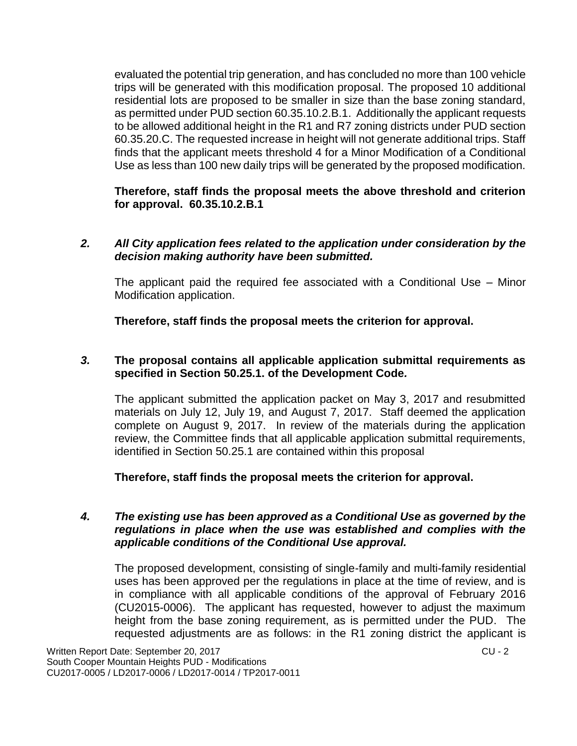evaluated the potential trip generation, and has concluded no more than 100 vehicle trips will be generated with this modification proposal. The proposed 10 additional residential lots are proposed to be smaller in size than the base zoning standard, as permitted under PUD section 60.35.10.2.B.1. Additionally the applicant requests to be allowed additional height in the R1 and R7 zoning districts under PUD section 60.35.20.C. The requested increase in height will not generate additional trips. Staff finds that the applicant meets threshold 4 for a Minor Modification of a Conditional Use as less than 100 new daily trips will be generated by the proposed modification.

**Therefore, staff finds the proposal meets the above threshold and criterion for approval. 60.35.10.2.B.1**

***2. All City application fees related to the application under consideration by the decision making authority have been submitted.***

The applicant paid the required fee associated with a Conditional Use – Minor Modification application.

**Therefore, staff finds the proposal meets the criterion for approval.**

***3.*** **The proposal contains all applicable application submittal requirements as specified in Section 50.25.1. of the Development Code*.***

The applicant submitted the application packet on May 3, 2017 and resubmitted materials on July 12, July 19, and August 7, 2017. Staff deemed the application complete on August 9, 2017. In review of the materials during the application review, the Committee finds that all applicable application submittal requirements, identified in Section 50.25.1 are contained within this proposal

**Therefore, staff finds the proposal meets the criterion for approval.**

***4. The existing use has been approved as a Conditional Use as governed by the regulations in place when the use was established and complies with the applicable conditions of the Conditional Use approval.***

The proposed development, consisting of single-family and multi-family residential uses has been approved per the regulations in place at the time of review, and is in compliance with all applicable conditions of the approval of February 2016 (CU2015-0006). The applicant has requested, however to adjust the maximum height from the base zoning requirement, as is permitted under the PUD. The requested adjustments are as follows: in the R1 zoning district the applicant is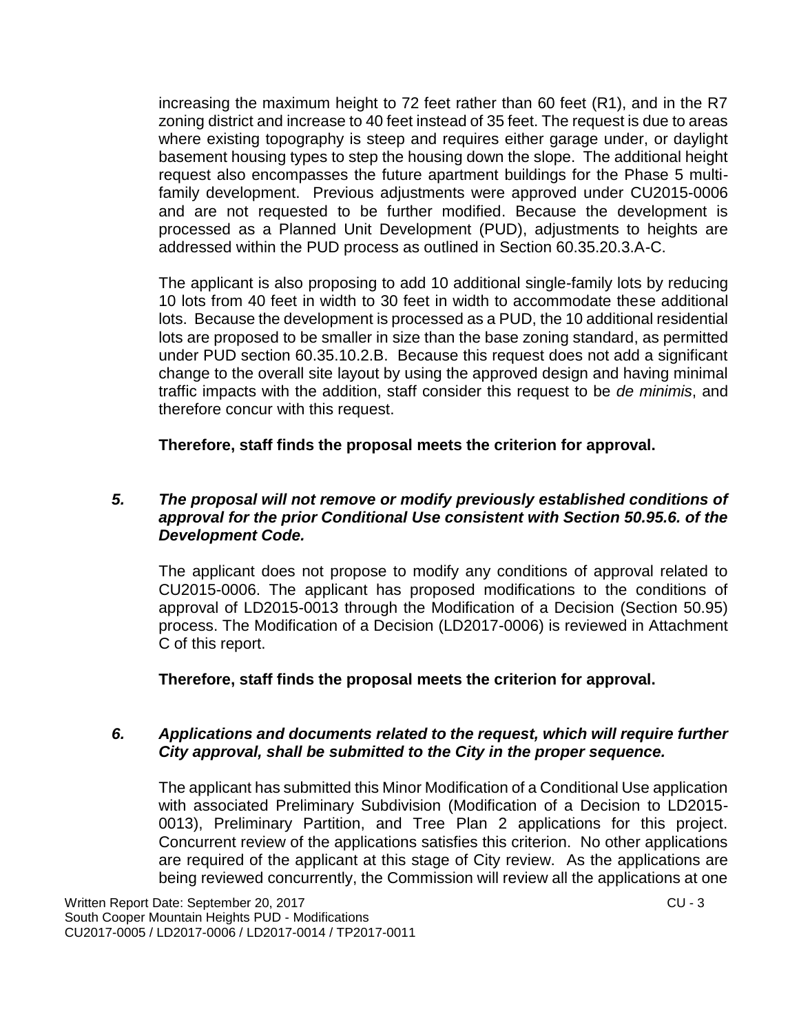increasing the maximum height to 72 feet rather than 60 feet (R1), and in the R7 zoning district and increase to 40 feet instead of 35 feet. The request is due to areas where existing topography is steep and requires either garage under, or daylight basement housing types to step the housing down the slope. The additional height request also encompasses the future apartment buildings for the Phase 5 multi-family development. Previous adjustments were approved under CU2015-0006 and are not requested to be further modified. Because the development is processed as a Planned Unit Development (PUD), adjustments to heights are addressed within the PUD process as outlined in Section 60.35.20.3.A-C.

The applicant is also proposing to add 10 additional single-family lots by reducing 10 lots from 40 feet in width to 30 feet in width to accommodate these additional lots. Because the development is processed as a PUD, the 10 additional residential lots are proposed to be smaller in size than the base zoning standard, as permitted under PUD section 60.35.10.2.B. Because this request does not add a significant change to the overall site layout by using the approved design and having minimal traffic impacts with the addition, staff consider this request to be *de minimis*, and therefore concur with this request.

**Therefore, staff finds the proposal meets the criterion for approval.**

***5. The proposal will not remove or modify previously established conditions of approval for the prior Conditional Use consistent with Section 50.95.6. of the Development Code.***

The applicant does not propose to modify any conditions of approval related to CU2015-0006. The applicant has proposed modifications to the conditions of approval of LD2015-0013 through the Modification of a Decision (Section 50.95) process. The Modification of a Decision (LD2017-0006) is reviewed in Attachment C of this report.

**Therefore, staff finds the proposal meets the criterion for approval.**

***6. Applications and documents related to the request, which will require further City approval, shall be submitted to the City in the proper sequence.***

The applicant has submitted this Minor Modification of a Conditional Use application with associated Preliminary Subdivision (Modification of a Decision to LD2015-0013), Preliminary Partition, and Tree Plan 2 applications for this project. Concurrent review of the applications satisfies this criterion. No other applications are required of the applicant at this stage of City review. As the applications are being reviewed concurrently, the Commission will review all the applications at one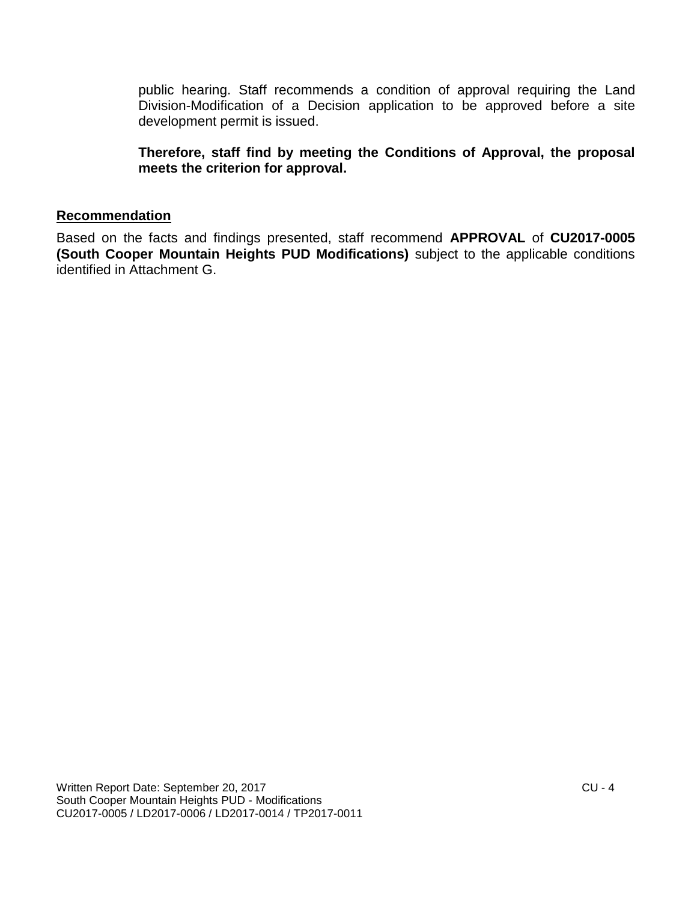public hearing. Staff recommends a condition of approval requiring the Land Division-Modification of a Decision application to be approved before a site development permit is issued.

**Therefore, staff find by meeting the Conditions of Approval, the proposal meets the criterion for approval.**

## Recommendation

Based on the facts and findings presented, staff recommend **APPROVAL** of **CU2017-0005 (South Cooper Mountain Heights PUD Modifications)** subject to the applicable conditions identified in Attachment G.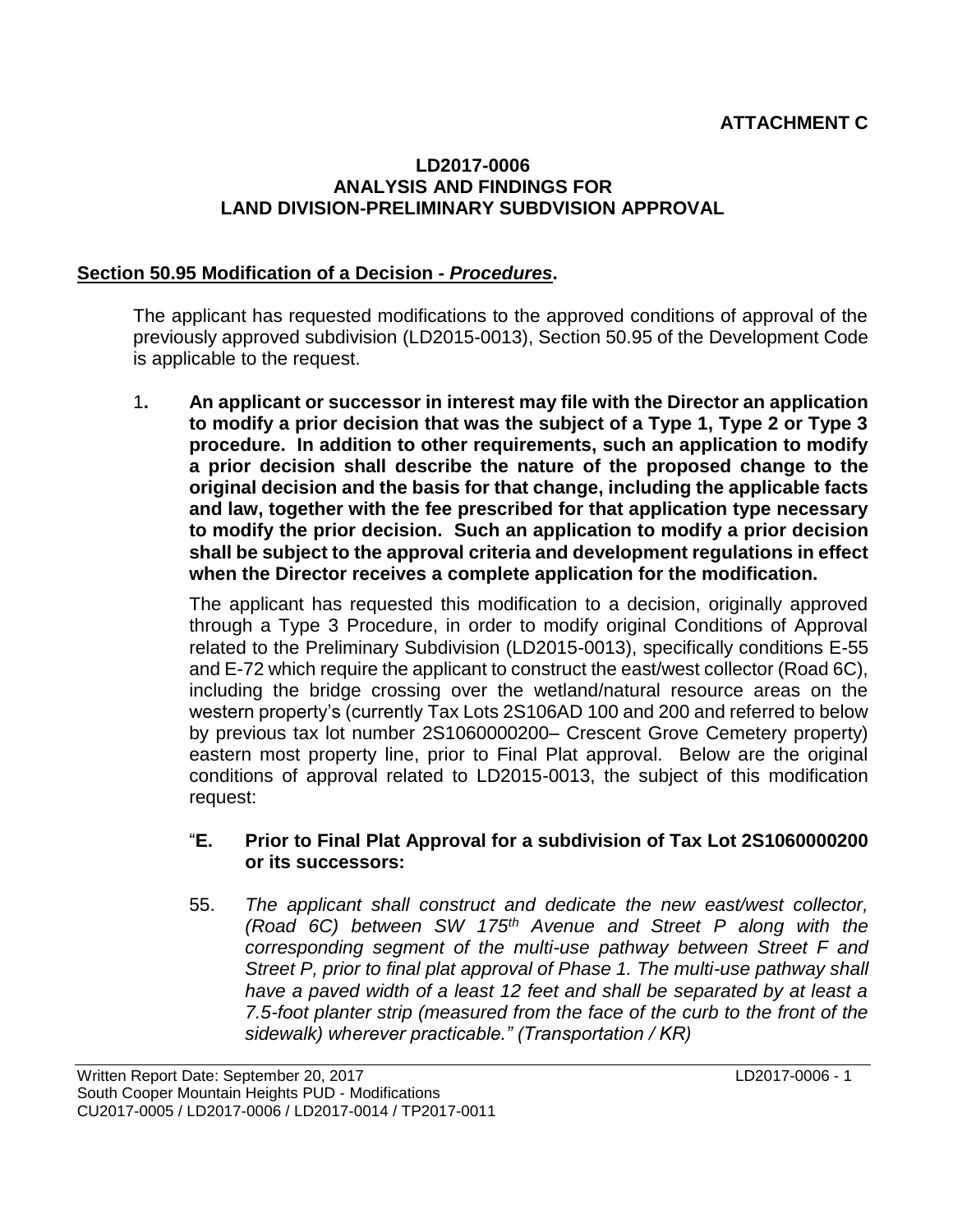**ATTACHMENT C**

**LD2017-0006**
**ANALYSIS AND FINDINGS FOR**
**LAND DIVISION-PRELIMINARY SUBDVISION APPROVAL**

## Section 50.95 Modification of a Decision - *Procedures*.

The applicant has requested modifications to the approved conditions of approval of the previously approved subdivision (LD2015-0013), Section 50.95 of the Development Code is applicable to the request.

1. **An applicant or successor in interest may file with the Director an application to modify a prior decision that was the subject of a Type 1, Type 2 or Type 3 procedure. In addition to other requirements, such an application to modify a prior decision shall describe the nature of the proposed change to the original decision and the basis for that change, including the applicable facts and law, together with the fee prescribed for that application type necessary to modify the prior decision. Such an application to modify a prior decision shall be subject to the approval criteria and development regulations in effect when the Director receives a complete application for the modification.**

   The applicant has requested this modification to a decision, originally approved through a Type 3 Procedure, in order to modify original Conditions of Approval related to the Preliminary Subdivision (LD2015-0013), specifically conditions E-55 and E-72 which require the applicant to construct the east/west collector (Road 6C), including the bridge crossing over the wetland/natural resource areas on the western property's (currently Tax Lots 2S106AD 100 and 200 and referred to below by previous tax lot number 2S1060000200– Crescent Grove Cemetery property) eastern most property line, prior to Final Plat approval. Below are the original conditions of approval related to LD2015-0013, the subject of this modification request:

   "**E. Prior to Final Plat Approval for a subdivision of Tax Lot 2S1060000200 or its successors:**

   55. *The applicant shall construct and dedicate the new east/west collector, (Road 6C) between SW 175th Avenue and Street P along with the corresponding segment of the multi-use pathway between Street F and Street P, prior to final plat approval of Phase 1. The multi-use pathway shall have a paved width of a least 12 feet and shall be separated by at least a 7.5-foot planter strip (measured from the face of the curb to the front of the sidewalk) wherever practicable." (Transportation / KR)*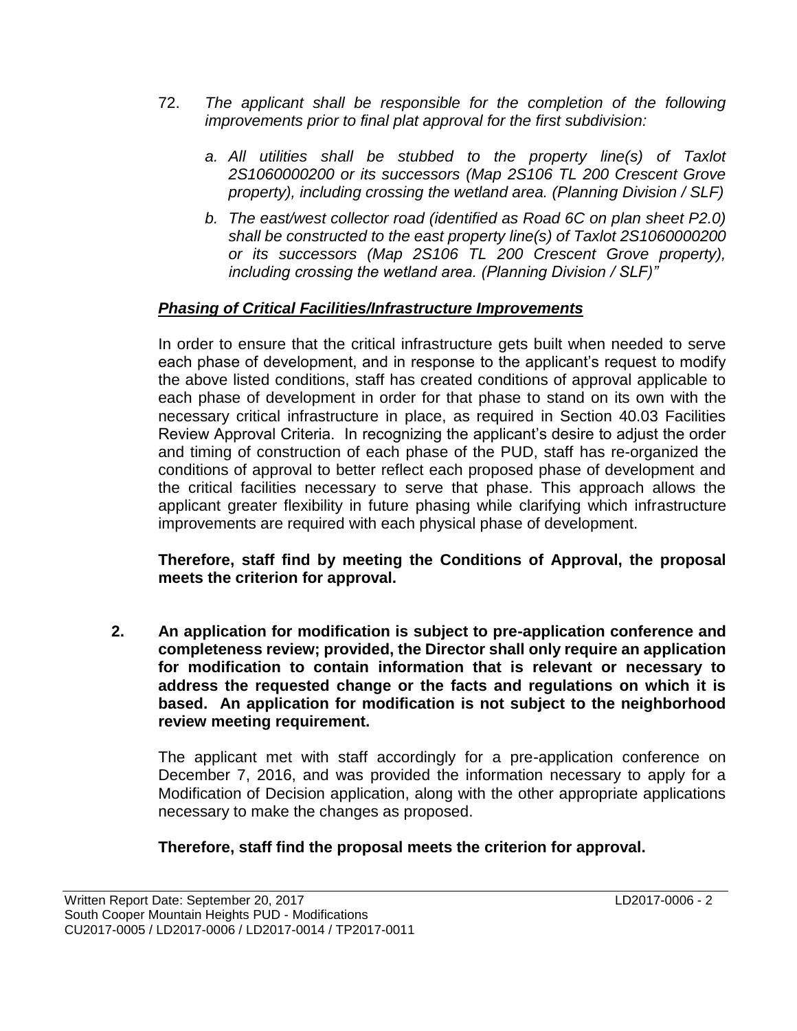72. *The applicant shall be responsible for the completion of the following improvements prior to final plat approval for the first subdivision:*

    *a. All utilities shall be stubbed to the property line(s) of Taxlot 2S1060000200 or its successors (Map 2S106 TL 200 Crescent Grove property), including crossing the wetland area. (Planning Division / SLF)*

    *b. The east/west collector road (identified as Road 6C on plan sheet P2.0) shall be constructed to the east property line(s) of Taxlot 2S1060000200 or its successors (Map 2S106 TL 200 Crescent Grove property), including crossing the wetland area. (Planning Division / SLF)"*

***Phasing of Critical Facilities/Infrastructure Improvements***

In order to ensure that the critical infrastructure gets built when needed to serve each phase of development, and in response to the applicant's request to modify the above listed conditions, staff has created conditions of approval applicable to each phase of development in order for that phase to stand on its own with the necessary critical infrastructure in place, as required in Section 40.03 Facilities Review Approval Criteria. In recognizing the applicant's desire to adjust the order and timing of construction of each phase of the PUD, staff has re-organized the conditions of approval to better reflect each proposed phase of development and the critical facilities necessary to serve that phase. This approach allows the applicant greater flexibility in future phasing while clarifying which infrastructure improvements are required with each physical phase of development.

**Therefore, staff find by meeting the Conditions of Approval, the proposal meets the criterion for approval.**

**2. An application for modification is subject to pre-application conference and completeness review; provided, the Director shall only require an application for modification to contain information that is relevant or necessary to address the requested change or the facts and regulations on which it is based. An application for modification is not subject to the neighborhood review meeting requirement.**

The applicant met with staff accordingly for a pre-application conference on December 7, 2016, and was provided the information necessary to apply for a Modification of Decision application, along with the other appropriate applications necessary to make the changes as proposed.

**Therefore, staff find the proposal meets the criterion for approval.**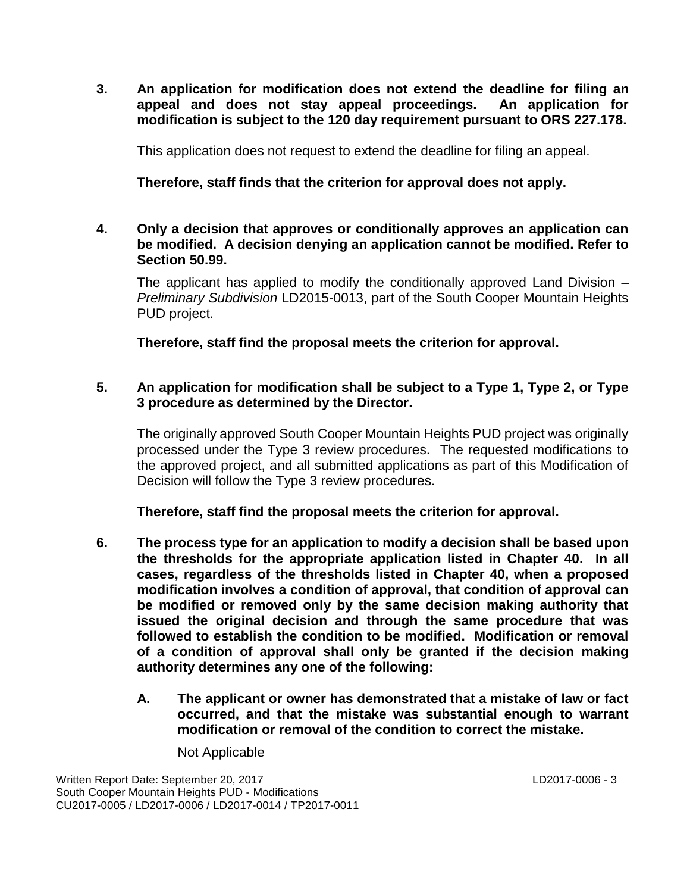**3. An application for modification does not extend the deadline for filing an appeal and does not stay appeal proceedings. An application for modification is subject to the 120 day requirement pursuant to ORS 227.178.**

This application does not request to extend the deadline for filing an appeal.

**Therefore, staff finds that the criterion for approval does not apply.**

**4. Only a decision that approves or conditionally approves an application can be modified. A decision denying an application cannot be modified. Refer to Section 50.99.**

The applicant has applied to modify the conditionally approved Land Division – *Preliminary Subdivision* LD2015-0013, part of the South Cooper Mountain Heights PUD project.

**Therefore, staff find the proposal meets the criterion for approval.**

**5. An application for modification shall be subject to a Type 1, Type 2, or Type 3 procedure as determined by the Director.**

The originally approved South Cooper Mountain Heights PUD project was originally processed under the Type 3 review procedures. The requested modifications to the approved project, and all submitted applications as part of this Modification of Decision will follow the Type 3 review procedures.

**Therefore, staff find the proposal meets the criterion for approval.**

**6. The process type for an application to modify a decision shall be based upon the thresholds for the appropriate application listed in Chapter 40. In all cases, regardless of the thresholds listed in Chapter 40, when a proposed modification involves a condition of approval, that condition of approval can be modified or removed only by the same decision making authority that issued the original decision and through the same procedure that was followed to establish the condition to be modified. Modification or removal of a condition of approval shall only be granted if the decision making authority determines any one of the following:**

**A. The applicant or owner has demonstrated that a mistake of law or fact occurred, and that the mistake was substantial enough to warrant modification or removal of the condition to correct the mistake.**

Not Applicable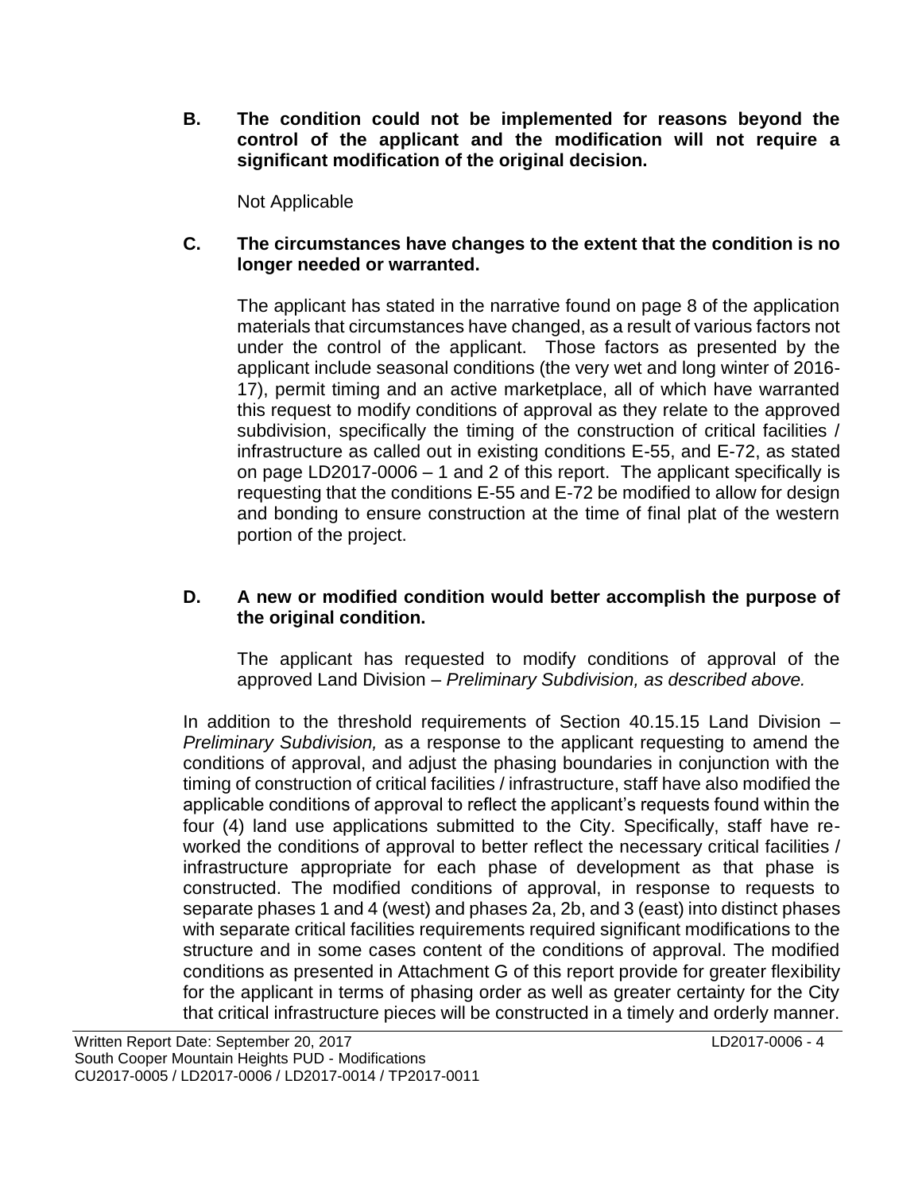**B. The condition could not be implemented for reasons beyond the control of the applicant and the modification will not require a significant modification of the original decision.**

Not Applicable

**C. The circumstances have changes to the extent that the condition is no longer needed or warranted.**

The applicant has stated in the narrative found on page 8 of the application materials that circumstances have changed, as a result of various factors not under the control of the applicant. Those factors as presented by the applicant include seasonal conditions (the very wet and long winter of 2016-17), permit timing and an active marketplace, all of which have warranted this request to modify conditions of approval as they relate to the approved subdivision, specifically the timing of the construction of critical facilities / infrastructure as called out in existing conditions E-55, and E-72, as stated on page LD2017-0006 – 1 and 2 of this report. The applicant specifically is requesting that the conditions E-55 and E-72 be modified to allow for design and bonding to ensure construction at the time of final plat of the western portion of the project.

**D. A new or modified condition would better accomplish the purpose of the original condition.**

The applicant has requested to modify conditions of approval of the approved Land Division – *Preliminary Subdivision, as described above.*

In addition to the threshold requirements of Section 40.15.15 Land Division – *Preliminary Subdivision,* as a response to the applicant requesting to amend the conditions of approval, and adjust the phasing boundaries in conjunction with the timing of construction of critical facilities / infrastructure, staff have also modified the applicable conditions of approval to reflect the applicant's requests found within the four (4) land use applications submitted to the City. Specifically, staff have re-worked the conditions of approval to better reflect the necessary critical facilities / infrastructure appropriate for each phase of development as that phase is constructed. The modified conditions of approval, in response to requests to separate phases 1 and 4 (west) and phases 2a, 2b, and 3 (east) into distinct phases with separate critical facilities requirements required significant modifications to the structure and in some cases content of the conditions of approval. The modified conditions as presented in Attachment G of this report provide for greater flexibility for the applicant in terms of phasing order as well as greater certainty for the City that critical infrastructure pieces will be constructed in a timely and orderly manner.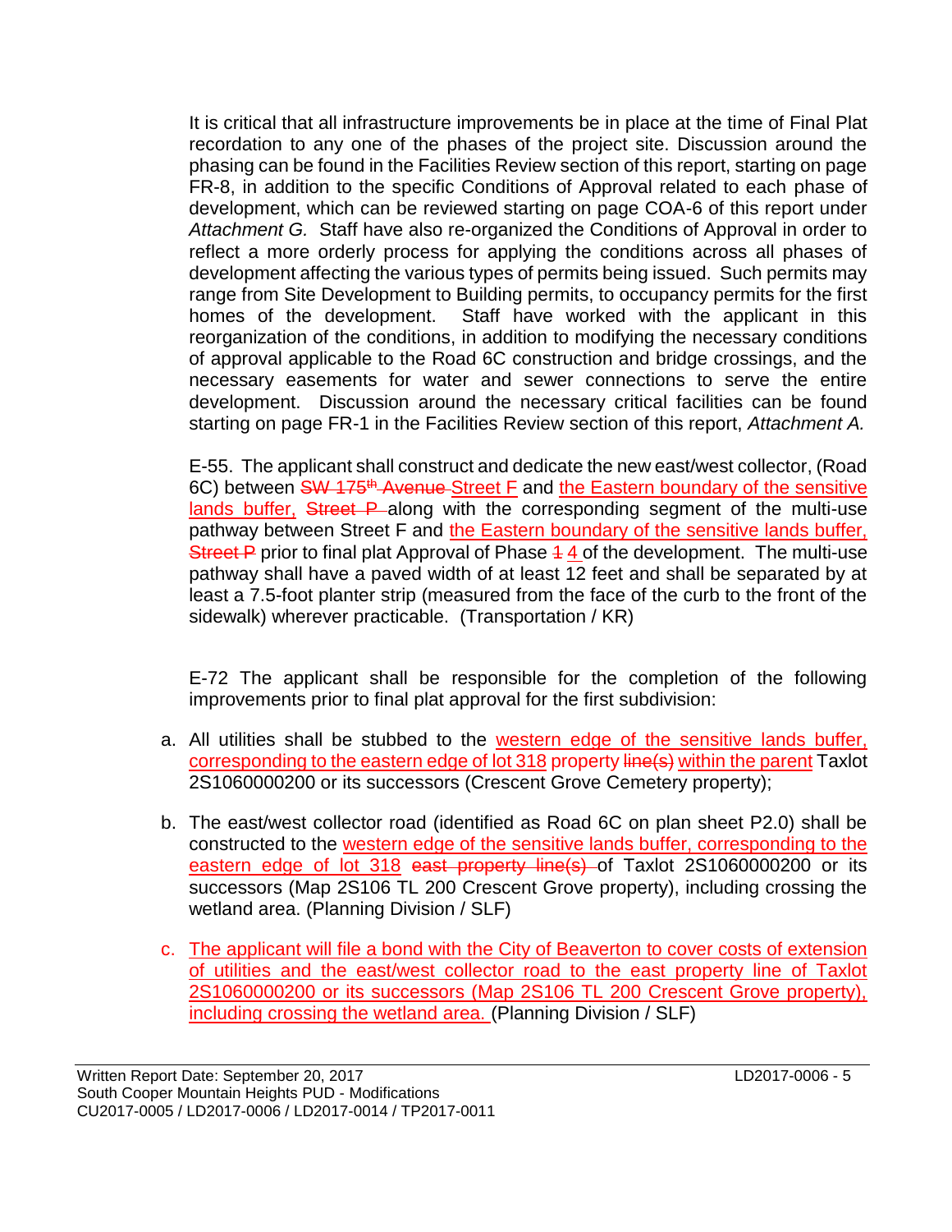It is critical that all infrastructure improvements be in place at the time of Final Plat recordation to any one of the phases of the project site. Discussion around the phasing can be found in the Facilities Review section of this report, starting on page FR-8, in addition to the specific Conditions of Approval related to each phase of development, which can be reviewed starting on page COA-6 of this report under *Attachment G.* Staff have also re-organized the Conditions of Approval in order to reflect a more orderly process for applying the conditions across all phases of development affecting the various types of permits being issued. Such permits may range from Site Development to Building permits, to occupancy permits for the first homes of the development. Staff have worked with the applicant in this reorganization of the conditions, in addition to modifying the necessary conditions of approval applicable to the Road 6C construction and bridge crossings, and the necessary easements for water and sewer connections to serve the entire development. Discussion around the necessary critical facilities can be found starting on page FR-1 in the Facilities Review section of this report, *Attachment A.*

E-55. The applicant shall construct and dedicate the new east/west collector, (Road 6C) between ~~SW 175th Avenue~~ <u>Street F</u> and <u>the Eastern boundary of the sensitive lands buffer,</u> ~~Street P~~ along with the corresponding segment of the multi-use pathway between Street F and <u>the Eastern boundary of the sensitive lands buffer,</u> ~~Street P~~ prior to final plat Approval of Phase ~~1~~ <u>4</u> of the development. The multi-use pathway shall have a paved width of at least 12 feet and shall be separated by at least a 7.5-foot planter strip (measured from the face of the curb to the front of the sidewalk) wherever practicable. (Transportation / KR)

E-72 The applicant shall be responsible for the completion of the following improvements prior to final plat approval for the first subdivision:

a. All utilities shall be stubbed to the <u>western edge of the sensitive lands buffer, corresponding to the eastern edge of lot 318</u> property ~~line(s)~~ <u>within the parent</u> Taxlot 2S1060000200 or its successors (Crescent Grove Cemetery property);

b. The east/west collector road (identified as Road 6C on plan sheet P2.0) shall be constructed to the <u>western edge of the sensitive lands buffer, corresponding to the eastern edge of lot 318</u> ~~east property line(s)~~ of Taxlot 2S1060000200 or its successors (Map 2S106 TL 200 Crescent Grove property), including crossing the wetland area. (Planning Division / SLF)

c. <u>The applicant will file a bond with the City of Beaverton to cover costs of extension of utilities and the east/west collector road to the east property line of Taxlot 2S1060000200 or its successors (Map 2S106 TL 200 Crescent Grove property), including crossing the wetland area.</u> (Planning Division / SLF)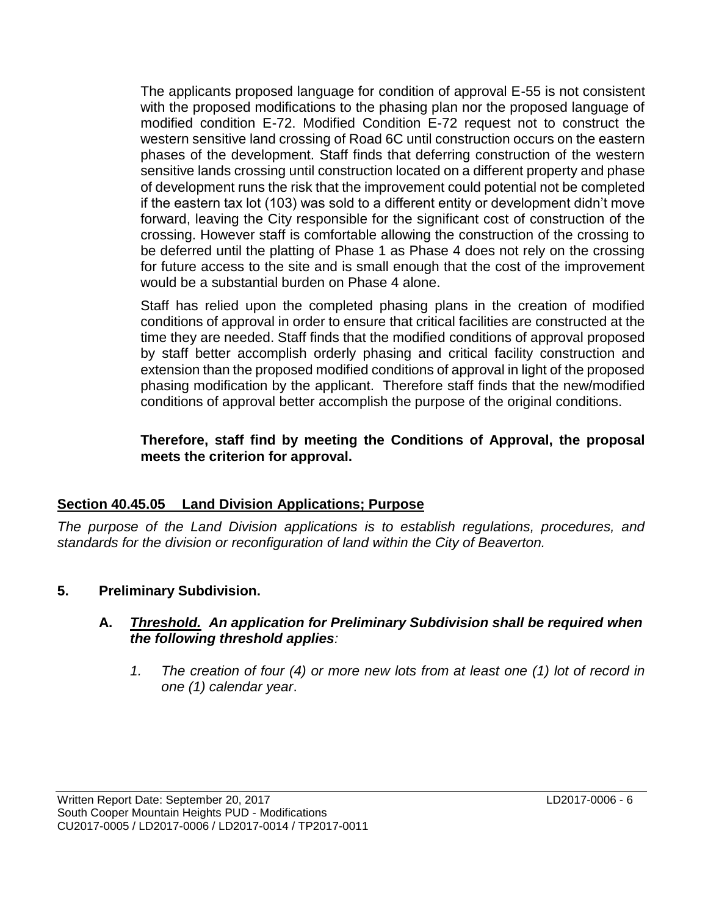The applicants proposed language for condition of approval E-55 is not consistent with the proposed modifications to the phasing plan nor the proposed language of modified condition E-72. Modified Condition E-72 request not to construct the western sensitive land crossing of Road 6C until construction occurs on the eastern phases of the development. Staff finds that deferring construction of the western sensitive lands crossing until construction located on a different property and phase of development runs the risk that the improvement could potential not be completed if the eastern tax lot (103) was sold to a different entity or development didn't move forward, leaving the City responsible for the significant cost of construction of the crossing. However staff is comfortable allowing the construction of the crossing to be deferred until the platting of Phase 1 as Phase 4 does not rely on the crossing for future access to the site and is small enough that the cost of the improvement would be a substantial burden on Phase 4 alone.

Staff has relied upon the completed phasing plans in the creation of modified conditions of approval in order to ensure that critical facilities are constructed at the time they are needed. Staff finds that the modified conditions of approval proposed by staff better accomplish orderly phasing and critical facility construction and extension than the proposed modified conditions of approval in light of the proposed phasing modification by the applicant. Therefore staff finds that the new/modified conditions of approval better accomplish the purpose of the original conditions.

**Therefore, staff find by meeting the Conditions of Approval, the proposal meets the criterion for approval.**

## Section 40.45.05 Land Division Applications; Purpose

*The purpose of the Land Division applications is to establish regulations, procedures, and standards for the division or reconfiguration of land within the City of Beaverton.*

### 5. Preliminary Subdivision.

**A.** ***Threshold. An application for Preliminary Subdivision shall be required when the following threshold applies:***

*1. The creation of four (4) or more new lots from at least one (1) lot of record in one (1) calendar year.*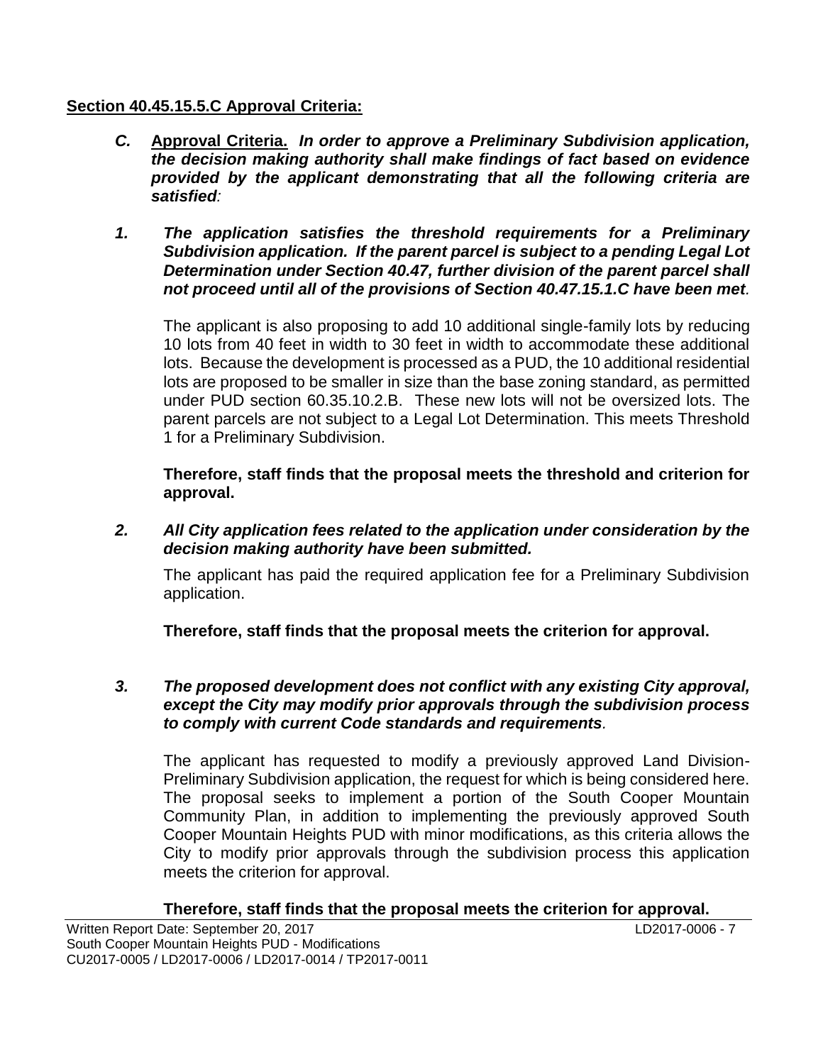**Section 40.45.15.5.C Approval Criteria:**

*C.* **Approval Criteria.** ***In order to approve a Preliminary Subdivision application, the decision making authority shall make findings of fact based on evidence provided by the applicant demonstrating that all the following criteria are satisfied:***

***1. The application satisfies the threshold requirements for a Preliminary Subdivision application. If the parent parcel is subject to a pending Legal Lot Determination under Section 40.47, further division of the parent parcel shall not proceed until all of the provisions of Section 40.47.15.1.C have been met.***

The applicant is also proposing to add 10 additional single-family lots by reducing 10 lots from 40 feet in width to 30 feet in width to accommodate these additional lots. Because the development is processed as a PUD, the 10 additional residential lots are proposed to be smaller in size than the base zoning standard, as permitted under PUD section 60.35.10.2.B. These new lots will not be oversized lots. The parent parcels are not subject to a Legal Lot Determination. This meets Threshold 1 for a Preliminary Subdivision.

**Therefore, staff finds that the proposal meets the threshold and criterion for approval.**

***2. All City application fees related to the application under consideration by the decision making authority have been submitted.***

The applicant has paid the required application fee for a Preliminary Subdivision application.

**Therefore, staff finds that the proposal meets the criterion for approval.**

***3. The proposed development does not conflict with any existing City approval, except the City may modify prior approvals through the subdivision process to comply with current Code standards and requirements.***

The applicant has requested to modify a previously approved Land Division-Preliminary Subdivision application, the request for which is being considered here. The proposal seeks to implement a portion of the South Cooper Mountain Community Plan, in addition to implementing the previously approved South Cooper Mountain Heights PUD with minor modifications, as this criteria allows the City to modify prior approvals through the subdivision process this application meets the criterion for approval.

**Therefore, staff finds that the proposal meets the criterion for approval.**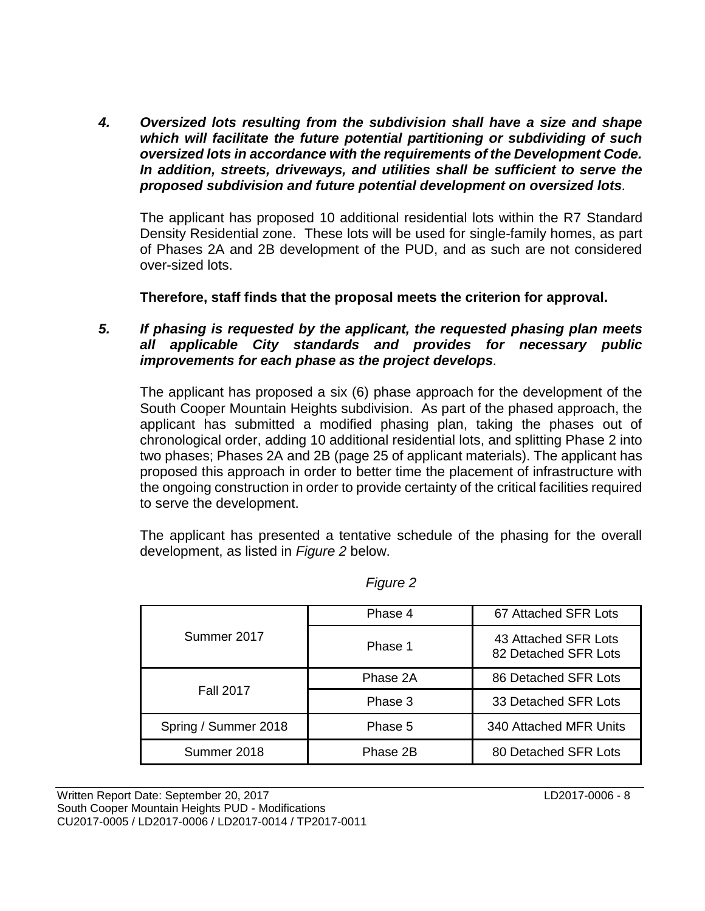***4. Oversized lots resulting from the subdivision shall have a size and shape which will facilitate the future potential partitioning or subdividing of such oversized lots in accordance with the requirements of the Development Code. In addition, streets, driveways, and utilities shall be sufficient to serve the proposed subdivision and future potential development on oversized lots.***

The applicant has proposed 10 additional residential lots within the R7 Standard Density Residential zone. These lots will be used for single-family homes, as part of Phases 2A and 2B development of the PUD, and as such are not considered over-sized lots.

**Therefore, staff finds that the proposal meets the criterion for approval.**

***5. If phasing is requested by the applicant, the requested phasing plan meets all applicable City standards and provides for necessary public improvements for each phase as the project develops.***

The applicant has proposed a six (6) phase approach for the development of the South Cooper Mountain Heights subdivision. As part of the phased approach, the applicant has submitted a modified phasing plan, taking the phases out of chronological order, adding 10 additional residential lots, and splitting Phase 2 into two phases; Phases 2A and 2B (page 25 of applicant materials). The applicant has proposed this approach in order to better time the placement of infrastructure with the ongoing construction in order to provide certainty of the critical facilities required to serve the development.

The applicant has presented a tentative schedule of the phasing for the overall development, as listed in *Figure 2* below.

*Figure 2*

| | | |
|---|---|---|
| Summer 2017 | Phase 4 | 67 Attached SFR Lots |
| | Phase 1 | 43 Attached SFR Lots<br>82 Detached SFR Lots |
| Fall 2017 | Phase 2A | 86 Detached SFR Lots |
| | Phase 3 | 33 Detached SFR Lots |
| Spring / Summer 2018 | Phase 5 | 340 Attached MFR Units |
| Summer 2018 | Phase 2B | 80 Detached SFR Lots |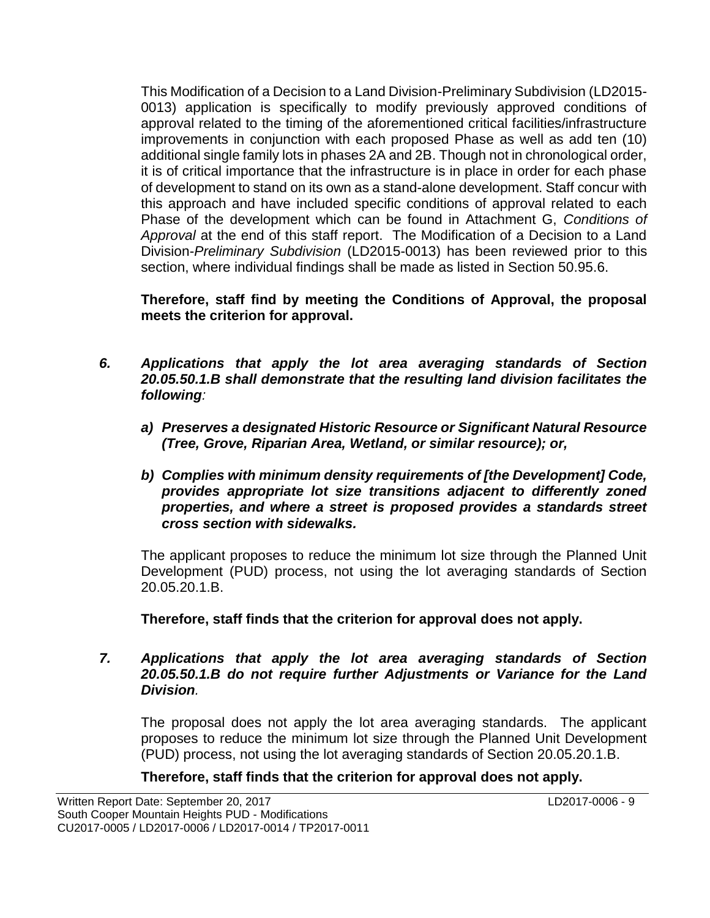This Modification of a Decision to a Land Division-Preliminary Subdivision (LD2015-0013) application is specifically to modify previously approved conditions of approval related to the timing of the aforementioned critical facilities/infrastructure improvements in conjunction with each proposed Phase as well as add ten (10) additional single family lots in phases 2A and 2B. Though not in chronological order, it is of critical importance that the infrastructure is in place in order for each phase of development to stand on its own as a stand-alone development. Staff concur with this approach and have included specific conditions of approval related to each Phase of the development which can be found in Attachment G, *Conditions of Approval* at the end of this staff report. The Modification of a Decision to a Land Division-*Preliminary Subdivision* (LD2015-0013) has been reviewed prior to this section, where individual findings shall be made as listed in Section 50.95.6.

**Therefore, staff find by meeting the Conditions of Approval, the proposal meets the criterion for approval.**

***6. Applications that apply the lot area averaging standards of Section 20.05.50.1.B shall demonstrate that the resulting land division facilitates the following:***

- ***a) Preserves a designated Historic Resource or Significant Natural Resource (Tree, Grove, Riparian Area, Wetland, or similar resource); or,***
- ***b) Complies with minimum density requirements of [the Development] Code, provides appropriate lot size transitions adjacent to differently zoned properties, and where a street is proposed provides a standards street cross section with sidewalks.***

The applicant proposes to reduce the minimum lot size through the Planned Unit Development (PUD) process, not using the lot averaging standards of Section 20.05.20.1.B.

**Therefore, staff finds that the criterion for approval does not apply.**

***7. Applications that apply the lot area averaging standards of Section 20.05.50.1.B do not require further Adjustments or Variance for the Land Division.***

The proposal does not apply the lot area averaging standards. The applicant proposes to reduce the minimum lot size through the Planned Unit Development (PUD) process, not using the lot averaging standards of Section 20.05.20.1.B.

**Therefore, staff finds that the criterion for approval does not apply.**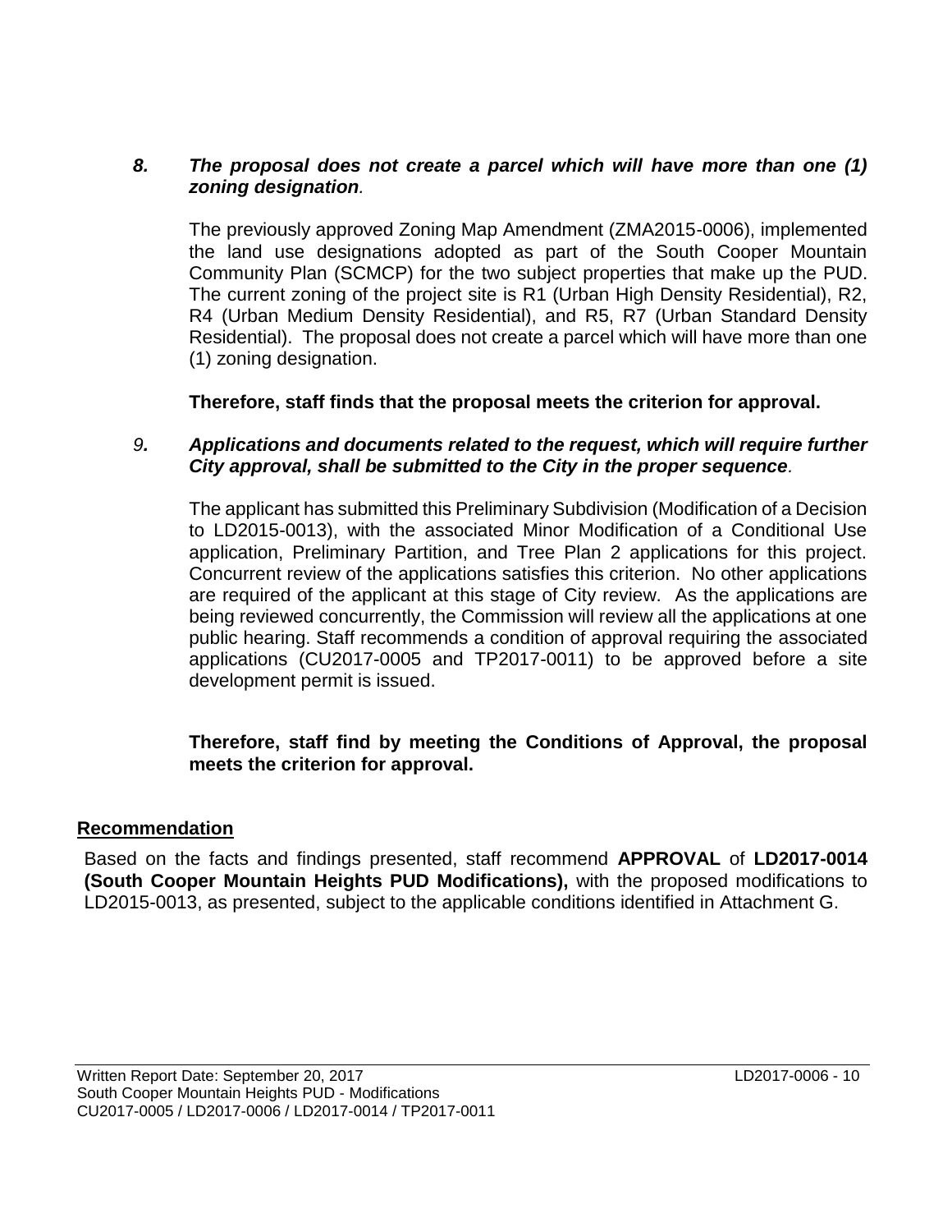***8. The proposal does not create a parcel which will have more than one (1) zoning designation.***

The previously approved Zoning Map Amendment (ZMA2015-0006), implemented the land use designations adopted as part of the South Cooper Mountain Community Plan (SCMCP) for the two subject properties that make up the PUD. The current zoning of the project site is R1 (Urban High Density Residential), R2, R4 (Urban Medium Density Residential), and R5, R7 (Urban Standard Density Residential). The proposal does not create a parcel which will have more than one (1) zoning designation.

**Therefore, staff finds that the proposal meets the criterion for approval.**

***9. Applications and documents related to the request, which will require further City approval, shall be submitted to the City in the proper sequence.***

The applicant has submitted this Preliminary Subdivision (Modification of a Decision to LD2015-0013), with the associated Minor Modification of a Conditional Use application, Preliminary Partition, and Tree Plan 2 applications for this project. Concurrent review of the applications satisfies this criterion. No other applications are required of the applicant at this stage of City review. As the applications are being reviewed concurrently, the Commission will review all the applications at one public hearing. Staff recommends a condition of approval requiring the associated applications (CU2017-0005 and TP2017-0011) to be approved before a site development permit is issued.

**Therefore, staff find by meeting the Conditions of Approval, the proposal meets the criterion for approval.**

## Recommendation

Based on the facts and findings presented, staff recommend **APPROVAL** of **LD2017-0014 (South Cooper Mountain Heights PUD Modifications),** with the proposed modifications to LD2015-0013, as presented, subject to the applicable conditions identified in Attachment G.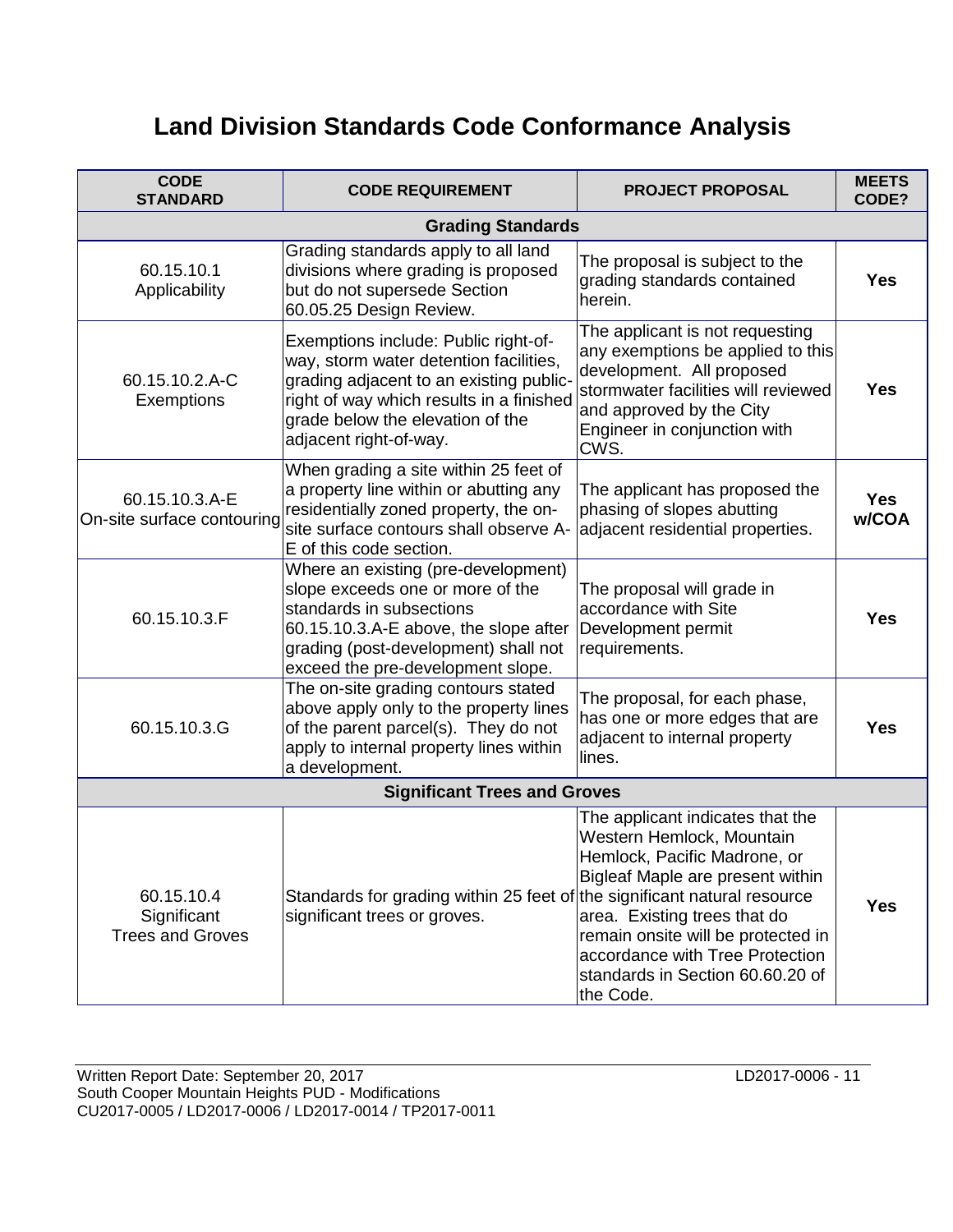# Land Division Standards Code Conformance Analysis

| CODE STANDARD | CODE REQUIREMENT | PROJECT PROPOSAL | MEETS CODE? |
|---|---|---|---|
| **Grading Standards** | | | |
| 60.15.10.1 Applicability | Grading standards apply to all land divisions where grading is proposed but do not supersede Section 60.05.25 Design Review. | The proposal is subject to the grading standards contained herein. | **Yes** |
| 60.15.10.2.A-C Exemptions | Exemptions include: Public right-of-way, storm water detention facilities, grading adjacent to an existing public-right of way which results in a finished grade below the elevation of the adjacent right-of-way. | The applicant is not requesting any exemptions be applied to this development. All proposed stormwater facilities will reviewed and approved by the City Engineer in conjunction with CWS. | **Yes** |
| 60.15.10.3.A-E On-site surface contouring | When grading a site within 25 feet of a property line within or abutting any residentially zoned property, the on-site surface contours shall observe A-E of this code section. | The applicant has proposed the phasing of slopes abutting adjacent residential properties. | **Yes w/COA** |
| 60.15.10.3.F | Where an existing (pre-development) slope exceeds one or more of the standards in subsections 60.15.10.3.A-E above, the slope after grading (post-development) shall not exceed the pre-development slope. | The proposal will grade in accordance with Site Development permit requirements. | **Yes** |
| 60.15.10.3.G | The on-site grading contours stated above apply only to the property lines of the parent parcel(s). They do not apply to internal property lines within a development. | The proposal, for each phase, has one or more edges that are adjacent to internal property lines. | **Yes** |
| **Significant Trees and Groves** | | | |
| 60.15.10.4 Significant Trees and Groves | Standards for grading within 25 feet of significant trees or groves. | The applicant indicates that the Western Hemlock, Mountain Hemlock, Pacific Madrone, or Bigleaf Maple are present within the significant natural resource area. Existing trees that do remain onsite will be protected in accordance with Tree Protection standards in Section 60.60.20 of the Code. | **Yes** |

Written Report Date: September 20, 2017
South Cooper Mountain Heights PUD - Modifications
CU2017-0005 / LD2017-0006 / LD2017-0014 / TP2017-0011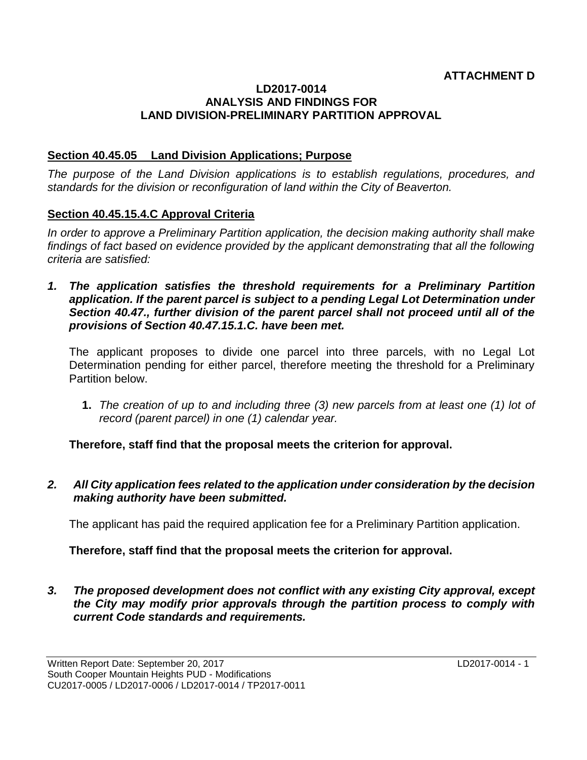**ATTACHMENT D**

**LD2017-0014**
**ANALYSIS AND FINDINGS FOR**
**LAND DIVISION-PRELIMINARY PARTITION APPROVAL**

## Section 40.45.05 Land Division Applications; Purpose

*The purpose of the Land Division applications is to establish regulations, procedures, and standards for the division or reconfiguration of land within the City of Beaverton.*

## Section 40.45.15.4.C Approval Criteria

*In order to approve a Preliminary Partition application, the decision making authority shall make findings of fact based on evidence provided by the applicant demonstrating that all the following criteria are satisfied:*

***1. The application satisfies the threshold requirements for a Preliminary Partition application. If the parent parcel is subject to a pending Legal Lot Determination under Section 40.47., further division of the parent parcel shall not proceed until all of the provisions of Section 40.47.15.1.C. have been met.***

The applicant proposes to divide one parcel into three parcels, with no Legal Lot Determination pending for either parcel, therefore meeting the threshold for a Preliminary Partition below.

**1.** *The creation of up to and including three (3) new parcels from at least one (1) lot of record (parent parcel) in one (1) calendar year.*

**Therefore, staff find that the proposal meets the criterion for approval.**

***2. All City application fees related to the application under consideration by the decision making authority have been submitted.***

The applicant has paid the required application fee for a Preliminary Partition application.

**Therefore, staff find that the proposal meets the criterion for approval.**

***3. The proposed development does not conflict with any existing City approval, except the City may modify prior approvals through the partition process to comply with current Code standards and requirements.***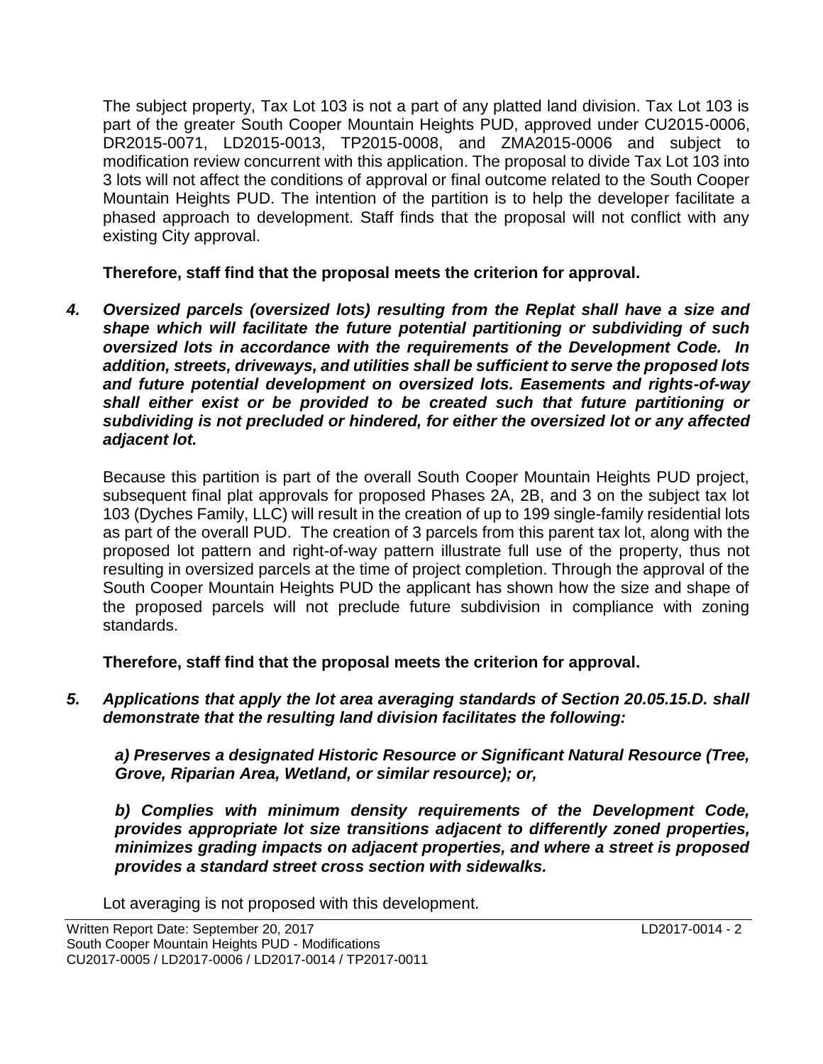The subject property, Tax Lot 103 is not a part of any platted land division. Tax Lot 103 is part of the greater South Cooper Mountain Heights PUD, approved under CU2015-0006, DR2015-0071, LD2015-0013, TP2015-0008, and ZMA2015-0006 and subject to modification review concurrent with this application. The proposal to divide Tax Lot 103 into 3 lots will not affect the conditions of approval or final outcome related to the South Cooper Mountain Heights PUD. The intention of the partition is to help the developer facilitate a phased approach to development. Staff finds that the proposal will not conflict with any existing City approval.

**Therefore, staff find that the proposal meets the criterion for approval.**

***4. Oversized parcels (oversized lots) resulting from the Replat shall have a size and shape which will facilitate the future potential partitioning or subdividing of such oversized lots in accordance with the requirements of the Development Code. In addition, streets, driveways, and utilities shall be sufficient to serve the proposed lots and future potential development on oversized lots. Easements and rights-of-way shall either exist or be provided to be created such that future partitioning or subdividing is not precluded or hindered, for either the oversized lot or any affected adjacent lot.***

Because this partition is part of the overall South Cooper Mountain Heights PUD project, subsequent final plat approvals for proposed Phases 2A, 2B, and 3 on the subject tax lot 103 (Dyches Family, LLC) will result in the creation of up to 199 single-family residential lots as part of the overall PUD. The creation of 3 parcels from this parent tax lot, along with the proposed lot pattern and right-of-way pattern illustrate full use of the property, thus not resulting in oversized parcels at the time of project completion. Through the approval of the South Cooper Mountain Heights PUD the applicant has shown how the size and shape of the proposed parcels will not preclude future subdivision in compliance with zoning standards.

**Therefore, staff find that the proposal meets the criterion for approval.**

***5. Applications that apply the lot area averaging standards of Section 20.05.15.D. shall demonstrate that the resulting land division facilitates the following:***

***a) Preserves a designated Historic Resource or Significant Natural Resource (Tree, Grove, Riparian Area, Wetland, or similar resource); or,***

***b) Complies with minimum density requirements of the Development Code, provides appropriate lot size transitions adjacent to differently zoned properties, minimizes grading impacts on adjacent properties, and where a street is proposed provides a standard street cross section with sidewalks.***

Lot averaging is not proposed with this development.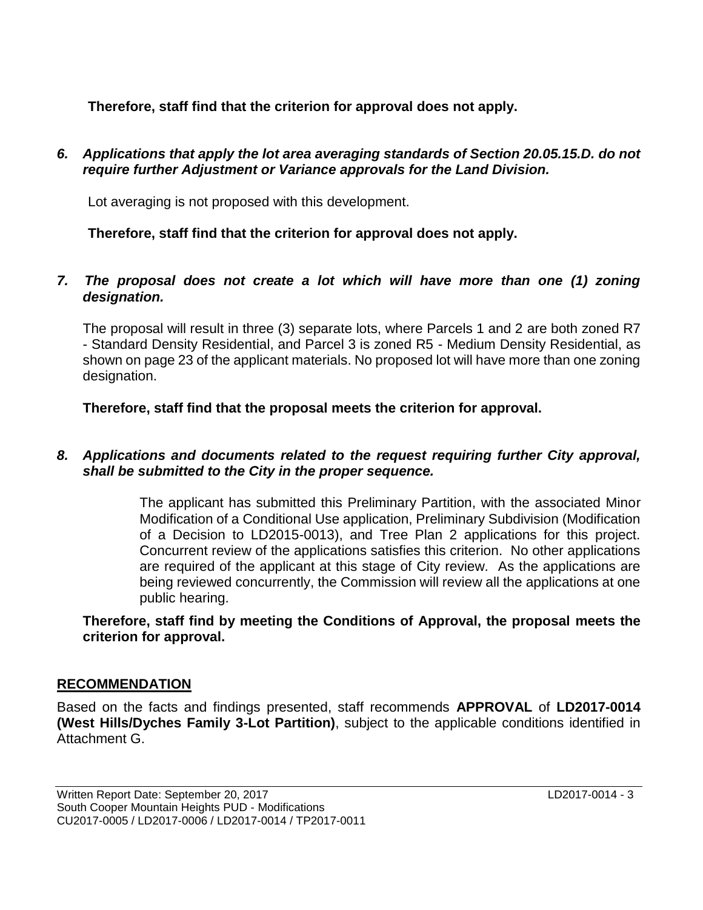**Therefore, staff find that the criterion for approval does not apply.**

***6. Applications that apply the lot area averaging standards of Section 20.05.15.D. do not require further Adjustment or Variance approvals for the Land Division.***

Lot averaging is not proposed with this development.

**Therefore, staff find that the criterion for approval does not apply.**

***7. The proposal does not create a lot which will have more than one (1) zoning designation.***

The proposal will result in three (3) separate lots, where Parcels 1 and 2 are both zoned R7 - Standard Density Residential, and Parcel 3 is zoned R5 - Medium Density Residential, as shown on page 23 of the applicant materials. No proposed lot will have more than one zoning designation.

**Therefore, staff find that the proposal meets the criterion for approval.**

***8. Applications and documents related to the request requiring further City approval, shall be submitted to the City in the proper sequence.***

The applicant has submitted this Preliminary Partition, with the associated Minor Modification of a Conditional Use application, Preliminary Subdivision (Modification of a Decision to LD2015-0013), and Tree Plan 2 applications for this project. Concurrent review of the applications satisfies this criterion. No other applications are required of the applicant at this stage of City review. As the applications are being reviewed concurrently, the Commission will review all the applications at one public hearing.

**Therefore, staff find by meeting the Conditions of Approval, the proposal meets the criterion for approval.**

## RECOMMENDATION

Based on the facts and findings presented, staff recommends **APPROVAL** of **LD2017-0014 (West Hills/Dyches Family 3-Lot Partition)**, subject to the applicable conditions identified in Attachment G.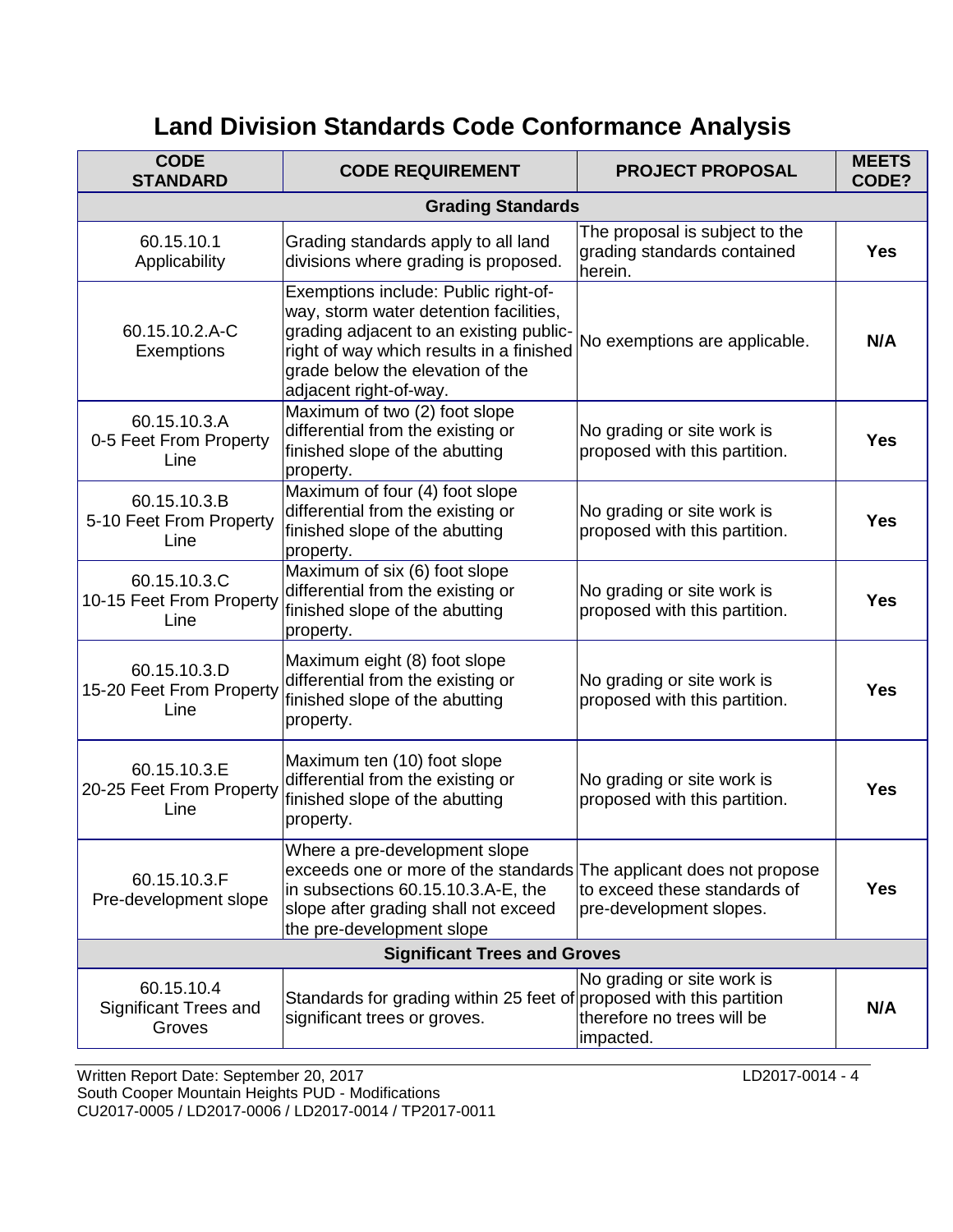# Land Division Standards Code Conformance Analysis

| CODE STANDARD | CODE REQUIREMENT | PROJECT PROPOSAL | MEETS CODE? |
|---|---|---|---|
| **Grading Standards** | | | |
| 60.15.10.1 Applicability | Grading standards apply to all land divisions where grading is proposed. | The proposal is subject to the grading standards contained herein. | **Yes** |
| 60.15.10.2.A-C Exemptions | Exemptions include: Public right-of-way, storm water detention facilities, grading adjacent to an existing public-right of-way which results in a finished grade below the elevation of the adjacent right-of-way. | No exemptions are applicable. | **N/A** |
| 60.15.10.3.A 0-5 Feet From Property Line | Maximum of two (2) foot slope differential from the existing or finished slope of the abutting property. | No grading or site work is proposed with this partition. | **Yes** |
| 60.15.10.3.B 5-10 Feet From Property Line | Maximum of four (4) foot slope differential from the existing or finished slope of the abutting property. | No grading or site work is proposed with this partition. | **Yes** |
| 60.15.10.3.C 10-15 Feet From Property Line | Maximum of six (6) foot slope differential from the existing or finished slope of the abutting property. | No grading or site work is proposed with this partition. | **Yes** |
| 60.15.10.3.D 15-20 Feet From Property Line | Maximum eight (8) foot slope differential from the existing or finished slope of the abutting property. | No grading or site work is proposed with this partition. | **Yes** |
| 60.15.10.3.E 20-25 Feet From Property Line | Maximum ten (10) foot slope differential from the existing or finished slope of the abutting property. | No grading or site work is proposed with this partition. | **Yes** |
| 60.15.10.3.F Pre-development slope | Where a pre-development slope exceeds one or more of the standards in subsections 60.15.10.3.A-E, the slope after grading shall not exceed the pre-development slope | The applicant does not propose to exceed these standards of pre-development slopes. | **Yes** |
| **Significant Trees and Groves** | | | |
| 60.15.10.4 Significant Trees and Groves | Standards for grading within 25 feet of significant trees or groves. | No grading or site work is proposed with this partition therefore no trees will be impacted. | **N/A** |

Written Report Date: September 20, 2017
South Cooper Mountain Heights PUD - Modifications
CU2017-0005 / LD2017-0006 / LD2017-0014 / TP2017-0011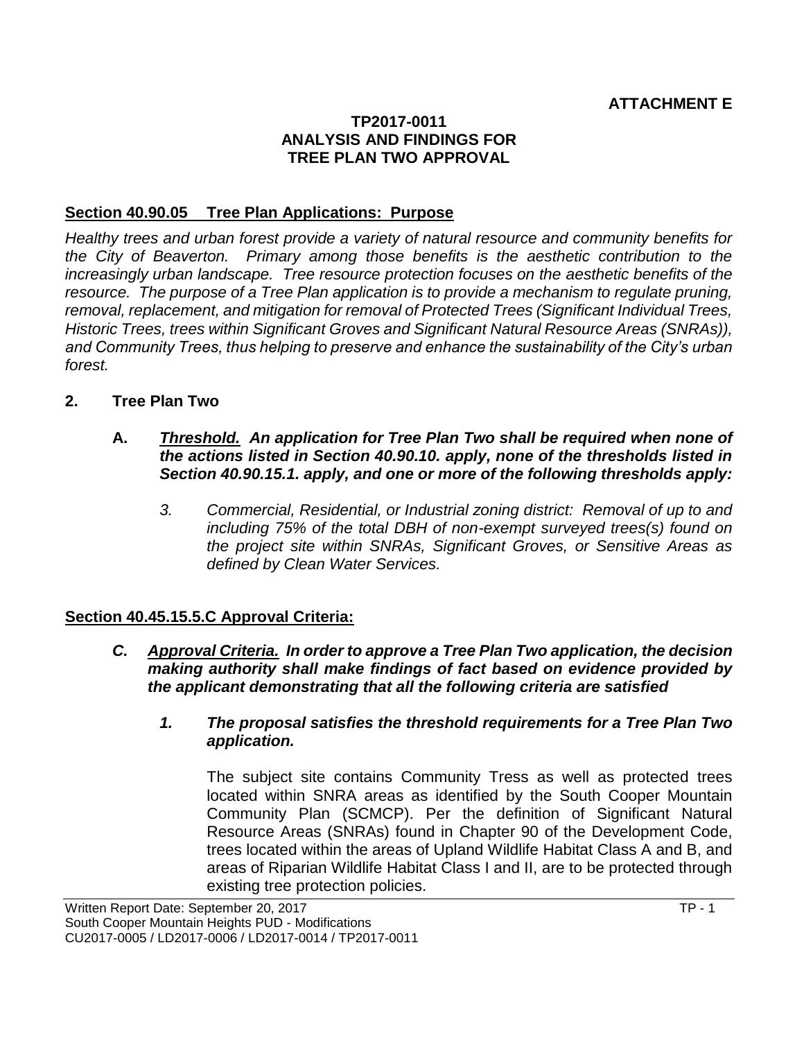**ATTACHMENT E**

**TP2017-0011**
**ANALYSIS AND FINDINGS FOR**
**TREE PLAN TWO APPROVAL**

## Section 40.90.05 Tree Plan Applications: Purpose

*Healthy trees and urban forest provide a variety of natural resource and community benefits for the City of Beaverton. Primary among those benefits is the aesthetic contribution to the increasingly urban landscape. Tree resource protection focuses on the aesthetic benefits of the resource. The purpose of a Tree Plan application is to provide a mechanism to regulate pruning, removal, replacement, and mitigation for removal of Protected Trees (Significant Individual Trees, Historic Trees, trees within Significant Groves and Significant Natural Resource Areas (SNRAs)), and Community Trees, thus helping to preserve and enhance the sustainability of the City's urban forest.*

**2. Tree Plan Two**

- **A.** ***Threshold.*** ***An application for Tree Plan Two shall be required when none of the actions listed in Section 40.90.10. apply, none of the thresholds listed in Section 40.90.15.1. apply, and one or more of the following thresholds apply:***

  *3. Commercial, Residential, or Industrial zoning district: Removal of up to and including 75% of the total DBH of non-exempt surveyed trees(s) found on the project site within SNRAs, Significant Groves, or Sensitive Areas as defined by Clean Water Services.*

## Section 40.45.15.5.C Approval Criteria:

***C. Approval Criteria. In order to approve a Tree Plan Two application, the decision making authority shall make findings of fact based on evidence provided by the applicant demonstrating that all the following criteria are satisfied***

***1. The proposal satisfies the threshold requirements for a Tree Plan Two application.***

The subject site contains Community Tress as well as protected trees located within SNRA areas as identified by the South Cooper Mountain Community Plan (SCMCP). Per the definition of Significant Natural Resource Areas (SNRAs) found in Chapter 90 of the Development Code, trees located within the areas of Upland Wildlife Habitat Class A and B, and areas of Riparian Wildlife Habitat Class I and II, are to be protected through existing tree protection policies.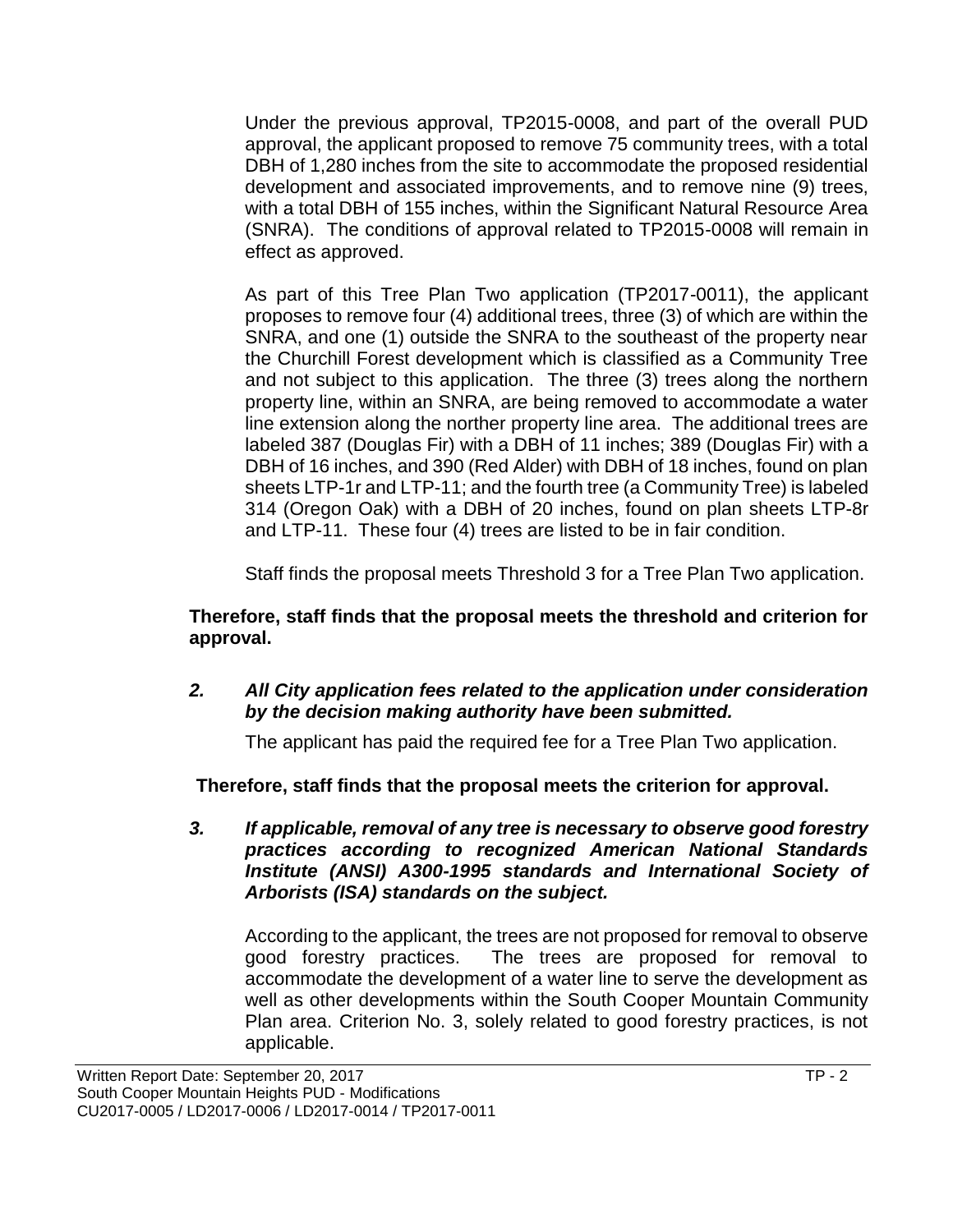Under the previous approval, TP2015-0008, and part of the overall PUD approval, the applicant proposed to remove 75 community trees, with a total DBH of 1,280 inches from the site to accommodate the proposed residential development and associated improvements, and to remove nine (9) trees, with a total DBH of 155 inches, within the Significant Natural Resource Area (SNRA). The conditions of approval related to TP2015-0008 will remain in effect as approved.

As part of this Tree Plan Two application (TP2017-0011), the applicant proposes to remove four (4) additional trees, three (3) of which are within the SNRA, and one (1) outside the SNRA to the southeast of the property near the Churchill Forest development which is classified as a Community Tree and not subject to this application. The three (3) trees along the northern property line, within an SNRA, are being removed to accommodate a water line extension along the norther property line area. The additional trees are labeled 387 (Douglas Fir) with a DBH of 11 inches; 389 (Douglas Fir) with a DBH of 16 inches, and 390 (Red Alder) with DBH of 18 inches, found on plan sheets LTP-1r and LTP-11; and the fourth tree (a Community Tree) is labeled 314 (Oregon Oak) with a DBH of 20 inches, found on plan sheets LTP-8r and LTP-11. These four (4) trees are listed to be in fair condition.

Staff finds the proposal meets Threshold 3 for a Tree Plan Two application.

**Therefore, staff finds that the proposal meets the threshold and criterion for approval.**

***2. All City application fees related to the application under consideration by the decision making authority have been submitted.***

The applicant has paid the required fee for a Tree Plan Two application.

**Therefore, staff finds that the proposal meets the criterion for approval.**

***3. If applicable, removal of any tree is necessary to observe good forestry practices according to recognized American National Standards Institute (ANSI) A300-1995 standards and International Society of Arborists (ISA) standards on the subject.***

According to the applicant, the trees are not proposed for removal to observe good forestry practices. The trees are proposed for removal to accommodate the development of a water line to serve the development as well as other developments within the South Cooper Mountain Community Plan area. Criterion No. 3, solely related to good forestry practices, is not applicable.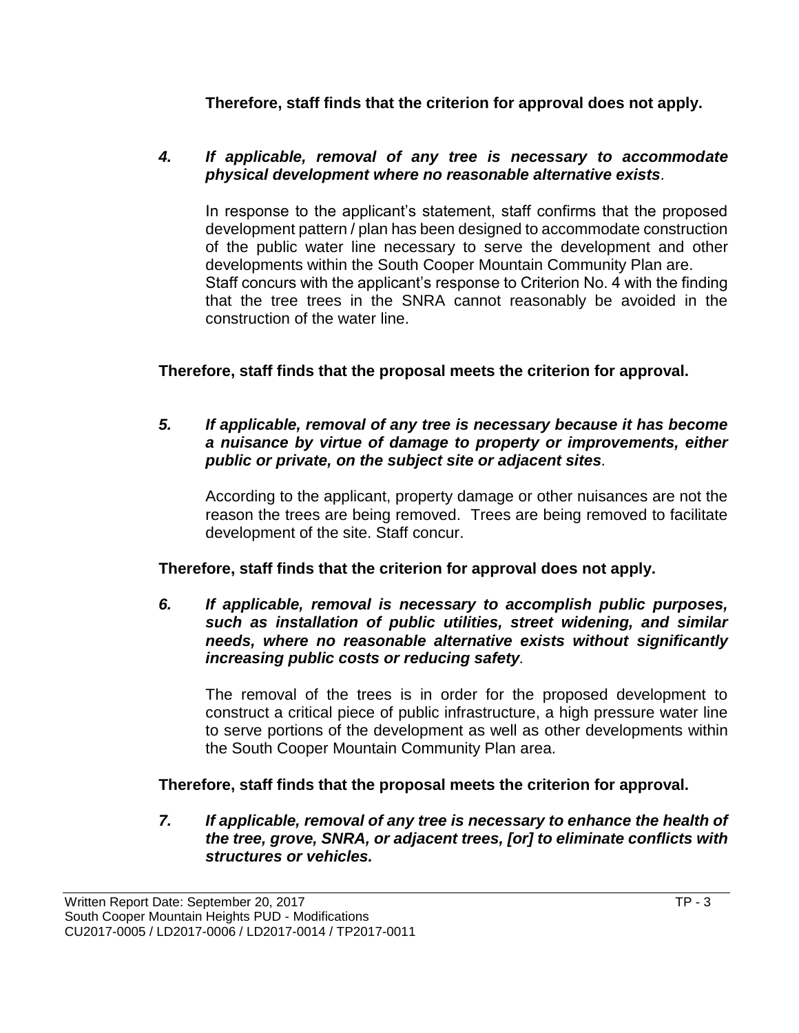**Therefore, staff finds that the criterion for approval does not apply.**

4. ***If applicable, removal of any tree is necessary to accommodate physical development where no reasonable alternative exists.***

   In response to the applicant's statement, staff confirms that the proposed development pattern / plan has been designed to accommodate construction of the public water line necessary to serve the development and other developments within the South Cooper Mountain Community Plan are.
   Staff concurs with the applicant's response to Criterion No. 4 with the finding that the tree trees in the SNRA cannot reasonably be avoided in the construction of the water line.

**Therefore, staff finds that the proposal meets the criterion for approval.**

5. ***If applicable, removal of any tree is necessary because it has become a nuisance by virtue of damage to property or improvements, either public or private, on the subject site or adjacent sites.***

   According to the applicant, property damage or other nuisances are not the reason the trees are being removed. Trees are being removed to facilitate development of the site. Staff concur.

**Therefore, staff finds that the criterion for approval does not apply.**

6. ***If applicable, removal is necessary to accomplish public purposes, such as installation of public utilities, street widening, and similar needs, where no reasonable alternative exists without significantly increasing public costs or reducing safety.***

   The removal of the trees is in order for the proposed development to construct a critical piece of public infrastructure, a high pressure water line to serve portions of the development as well as other developments within the South Cooper Mountain Community Plan area.

**Therefore, staff finds that the proposal meets the criterion for approval.**

7. ***If applicable, removal of any tree is necessary to enhance the health of the tree, grove, SNRA, or adjacent trees, [or] to eliminate conflicts with structures or vehicles.***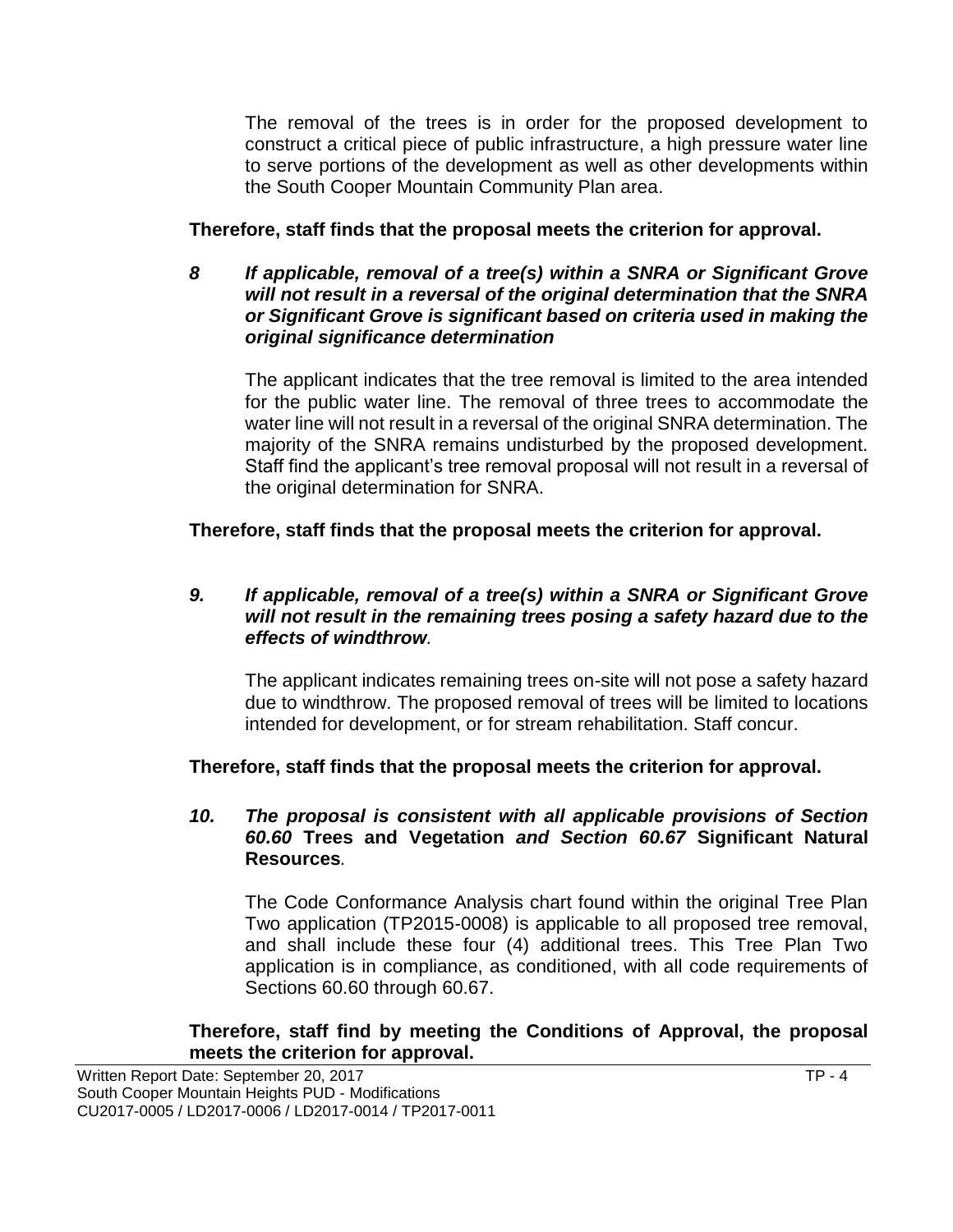The removal of the trees is in order for the proposed development to construct a critical piece of public infrastructure, a high pressure water line to serve portions of the development as well as other developments within the South Cooper Mountain Community Plan area.

**Therefore, staff finds that the proposal meets the criterion for approval.**

***8 If applicable, removal of a tree(s) within a SNRA or Significant Grove will not result in a reversal of the original determination that the SNRA or Significant Grove is significant based on criteria used in making the original significance determination***

The applicant indicates that the tree removal is limited to the area intended for the public water line. The removal of three trees to accommodate the water line will not result in a reversal of the original SNRA determination. The majority of the SNRA remains undisturbed by the proposed development. Staff find the applicant's tree removal proposal will not result in a reversal of the original determination for SNRA.

**Therefore, staff finds that the proposal meets the criterion for approval.**

***9. If applicable, removal of a tree(s) within a SNRA or Significant Grove will not result in the remaining trees posing a safety hazard due to the effects of windthrow.***

The applicant indicates remaining trees on-site will not pose a safety hazard due to windthrow. The proposed removal of trees will be limited to locations intended for development, or for stream rehabilitation. Staff concur.

**Therefore, staff finds that the proposal meets the criterion for approval.**

***10. The proposal is consistent with all applicable provisions of Section 60.60* Trees and Vegetation *and Section 60.67* Significant Natural Resources.**

The Code Conformance Analysis chart found within the original Tree Plan Two application (TP2015-0008) is applicable to all proposed tree removal, and shall include these four (4) additional trees. This Tree Plan Two application is in compliance, as conditioned, with all code requirements of Sections 60.60 through 60.67.

**Therefore, staff find by meeting the Conditions of Approval, the proposal meets the criterion for approval.**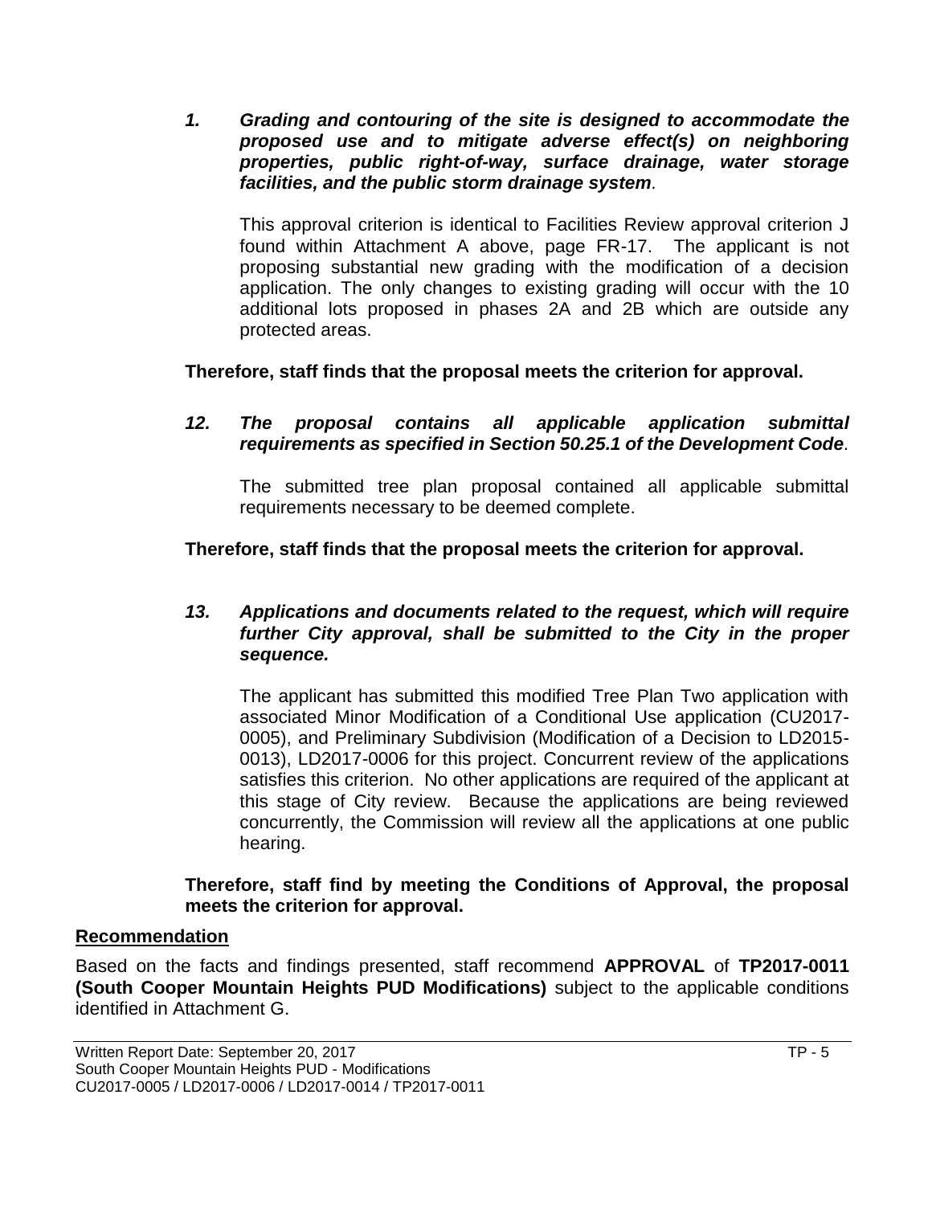*1. Grading and contouring of the site is designed to accommodate the proposed use and to mitigate adverse effect(s) on neighboring properties, public right-of-way, surface drainage, water storage facilities, and the public storm drainage system.*

This approval criterion is identical to Facilities Review approval criterion J found within Attachment A above, page FR-17. The applicant is not proposing substantial new grading with the modification of a decision application. The only changes to existing grading will occur with the 10 additional lots proposed in phases 2A and 2B which are outside any protected areas.

**Therefore, staff finds that the proposal meets the criterion for approval.**

*12. The proposal contains all applicable application submittal requirements as specified in Section 50.25.1 of the Development Code.*

The submitted tree plan proposal contained all applicable submittal requirements necessary to be deemed complete.

**Therefore, staff finds that the proposal meets the criterion for approval.**

*13. Applications and documents related to the request, which will require further City approval, shall be submitted to the City in the proper sequence.*

The applicant has submitted this modified Tree Plan Two application with associated Minor Modification of a Conditional Use application (CU2017-0005), and Preliminary Subdivision (Modification of a Decision to LD2015-0013), LD2017-0006 for this project. Concurrent review of the applications satisfies this criterion. No other applications are required of the applicant at this stage of City review. Because the applications are being reviewed concurrently, the Commission will review all the applications at one public hearing.

**Therefore, staff find by meeting the Conditions of Approval, the proposal meets the criterion for approval.**

## Recommendation

Based on the facts and findings presented, staff recommend **APPROVAL** of **TP2017-0011 (South Cooper Mountain Heights PUD Modifications)** subject to the applicable conditions identified in Attachment G.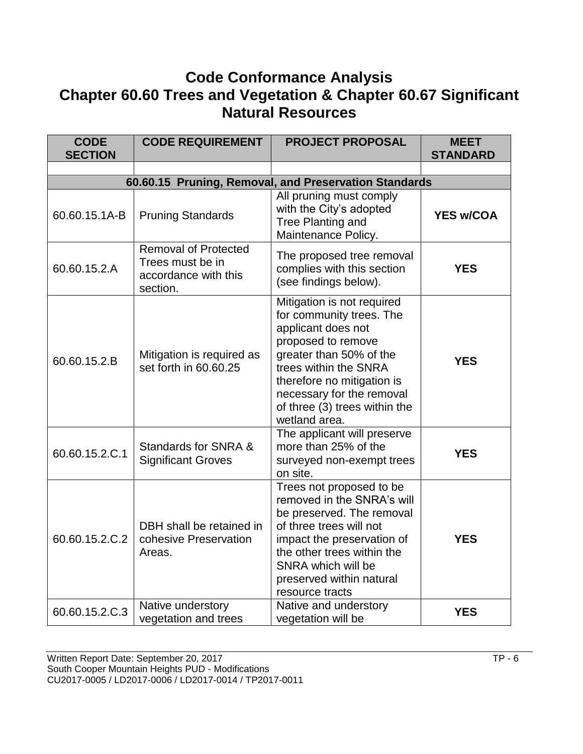# Code Conformance Analysis
# Chapter 60.60 Trees and Vegetation & Chapter 60.67 Significant Natural Resources

| CODE SECTION | CODE REQUIREMENT | PROJECT PROPOSAL | MEET STANDARD |
|---|---|---|---|
| | | | |
| **60.60.15 Pruning, Removal, and Preservation Standards** | | | |
| 60.60.15.1A-B | Pruning Standards | All pruning must comply with the City's adopted Tree Planting and Maintenance Policy. | **YES w/COA** |
| 60.60.15.2.A | Removal of Protected Trees must be in accordance with this section. | The proposed tree removal complies with this section (see findings below). | **YES** |
| 60.60.15.2.B | Mitigation is required as set forth in 60.60.25 | Mitigation is not required for community trees. The applicant does not proposed to remove greater than 50% of the trees within the SNRA therefore no mitigation is necessary for the removal of three (3) trees within the wetland area. | **YES** |
| 60.60.15.2.C.1 | Standards for SNRA & Significant Groves | The applicant will preserve more than 25% of the surveyed non-exempt trees on site. | **YES** |
| 60.60.15.2.C.2 | DBH shall be retained in cohesive Preservation Areas. | Trees not proposed to be removed in the SNRA's will be preserved. The removal of three trees will not impact the preservation of the other trees within the SNRA which will be preserved within natural resource tracts | **YES** |
| 60.60.15.2.C.3 | Native understory vegetation and trees | Native and understory vegetation will be | **YES** |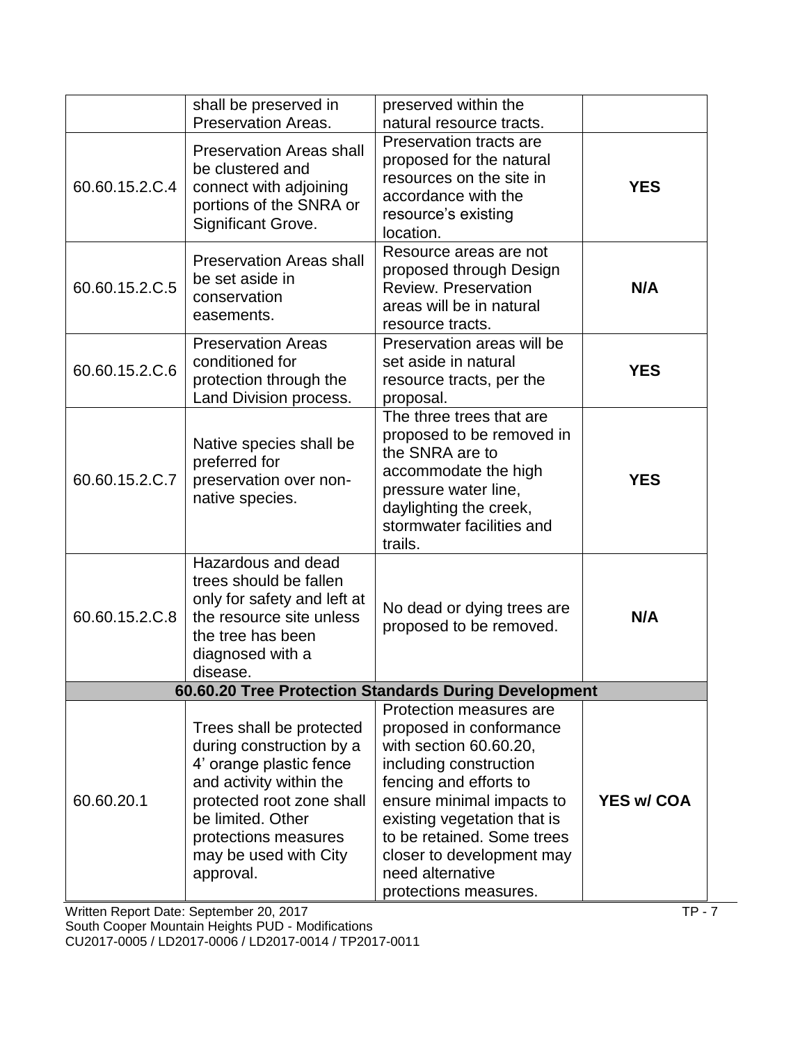| | | | |
|---|---|---|---|
| | shall be preserved in Preservation Areas. | preserved within the natural resource tracts. | |
| 60.60.15.2.C.4 | Preservation Areas shall be clustered and connect with adjoining portions of the SNRA or Significant Grove. | Preservation tracts are proposed for the natural resources on the site in accordance with the resource's existing location. | **YES** |
| 60.60.15.2.C.5 | Preservation Areas shall be set aside in conservation easements. | Resource areas are not proposed through Design Review. Preservation areas will be in natural resource tracts. | **N/A** |
| 60.60.15.2.C.6 | Preservation Areas conditioned for protection through the Land Division process. | Preservation areas will be set aside in natural resource tracts, per the proposal. | **YES** |
| 60.60.15.2.C.7 | Native species shall be preferred for preservation over non-native species. | The three trees that are proposed to be removed in the SNRA are to accommodate the high pressure water line, daylighting the creek, stormwater facilities and trails. | **YES** |
| 60.60.15.2.C.8 | Hazardous and dead trees should be fallen only for safety and left at the resource site unless the tree has been diagnosed with a disease. | No dead or dying trees are proposed to be removed. | **N/A** |
| **60.60.20 Tree Protection Standards During Development** | | | |
| 60.60.20.1 | Trees shall be protected during construction by a 4' orange plastic fence and activity within the protected root zone shall be limited. Other protections measures may be used with City approval. | Protection measures are proposed in conformance with section 60.60.20, including construction fencing and efforts to ensure minimal impacts to existing vegetation that is to be retained. Some trees closer to development may need alternative protections measures. | **YES w/ COA** |

Written Report Date: September 20, 2017
South Cooper Mountain Heights PUD - Modifications
CU2017-0005 / LD2017-0006 / LD2017-0014 / TP2017-0011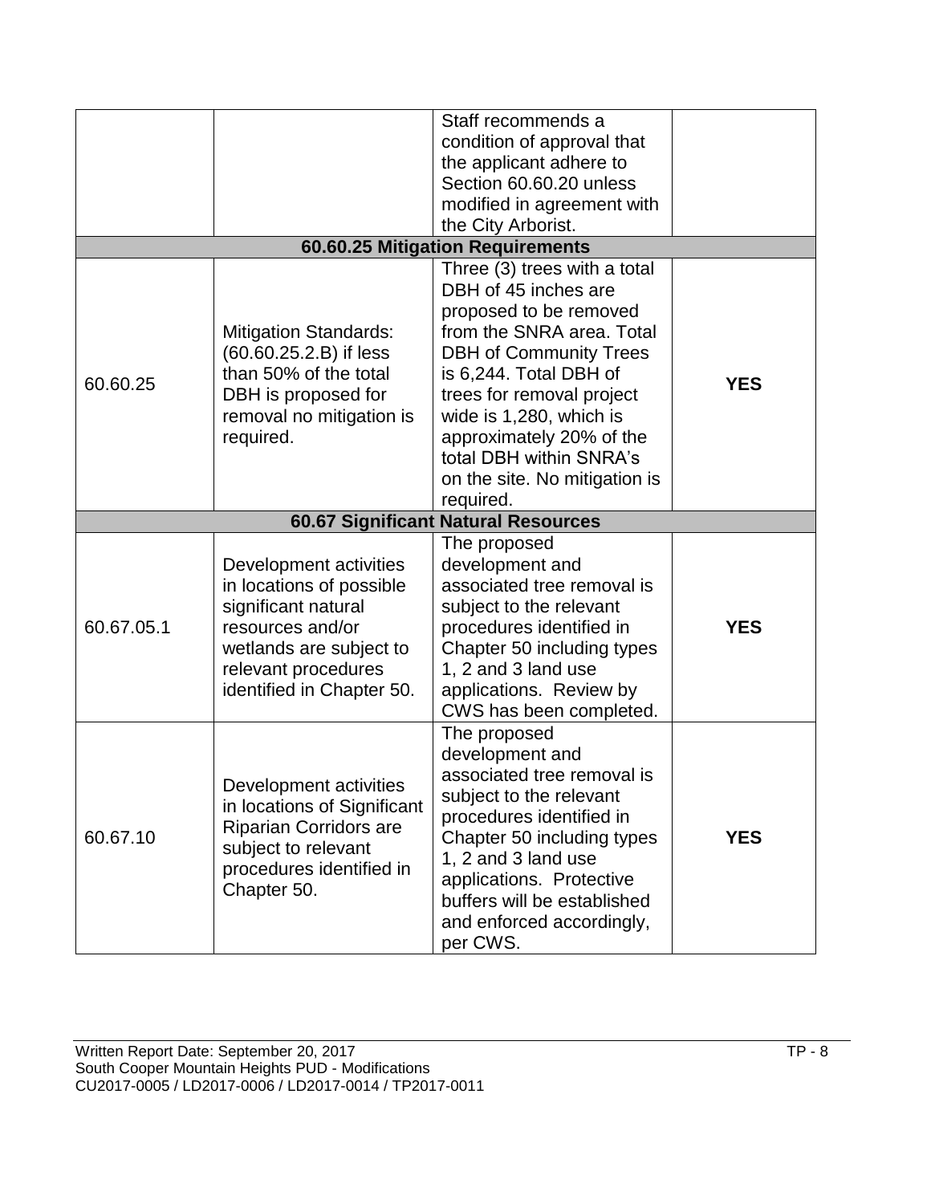| | | | |
|---|---|---|---|
| | | Staff recommends a condition of approval that the applicant adhere to Section 60.60.20 unless modified in agreement with the City Arborist. | |
| **60.60.25 Mitigation Requirements** | | | |
| 60.60.25 | Mitigation Standards: (60.60.25.2.B) if less than 50% of the total DBH is proposed for removal no mitigation is required. | Three (3) trees with a total DBH of 45 inches are proposed to be removed from the SNRA area. Total DBH of Community Trees is 6,244. Total DBH of trees for removal project wide is 1,280, which is approximately 20% of the total DBH within SNRA's on the site. No mitigation is required. | **YES** |
| **60.67 Significant Natural Resources** | | | |
| 60.67.05.1 | Development activities in locations of possible significant natural resources and/or wetlands are subject to relevant procedures identified in Chapter 50. | The proposed development and associated tree removal is subject to the relevant procedures identified in Chapter 50 including types 1, 2 and 3 land use applications. Review by CWS has been completed. | **YES** |
| 60.67.10 | Development activities in locations of Significant Riparian Corridors are subject to relevant procedures identified in Chapter 50. | The proposed development and associated tree removal is subject to the relevant procedures identified in Chapter 50 including types 1, 2 and 3 land use applications. Protective buffers will be established and enforced accordingly, per CWS. | **YES** |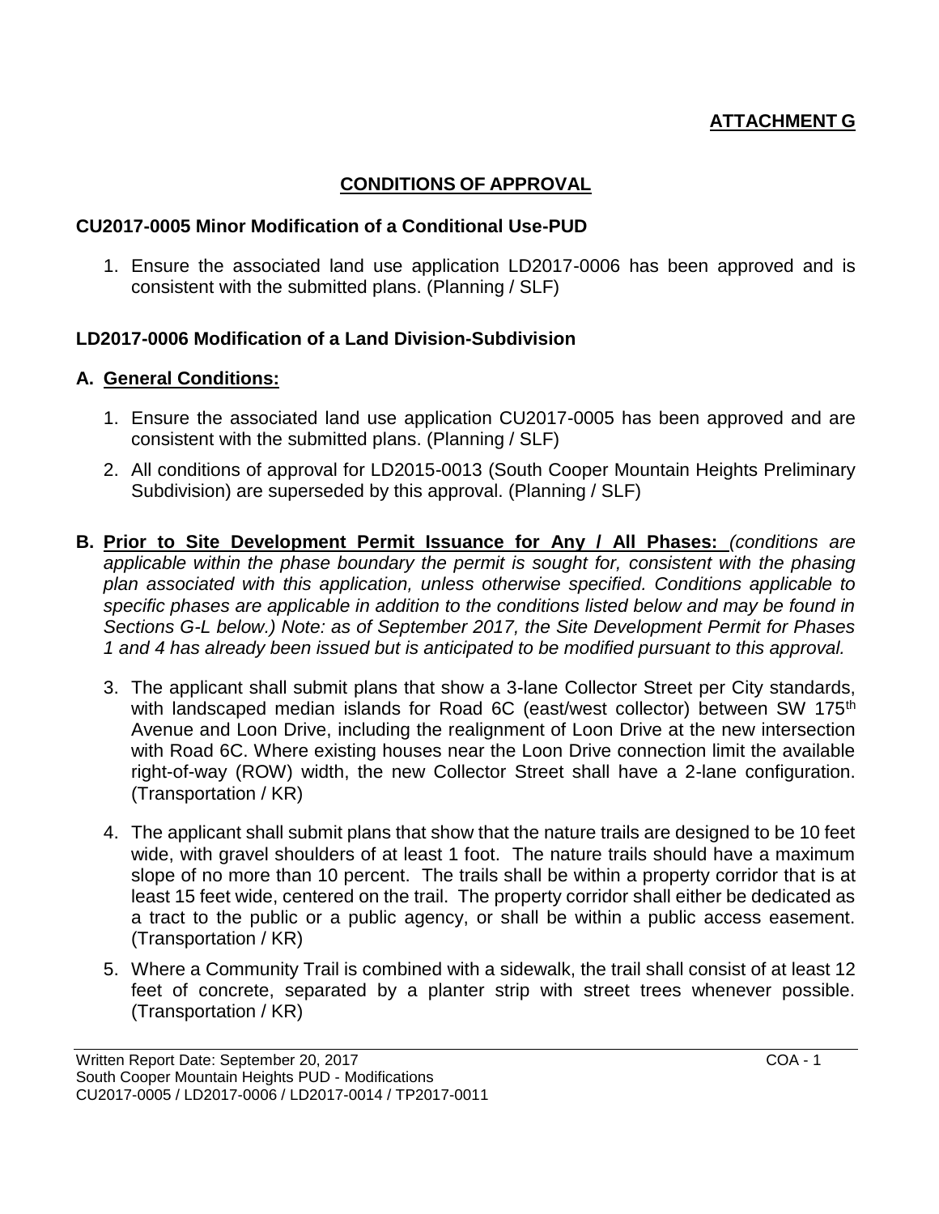**ATTACHMENT G**

# CONDITIONS OF APPROVAL

## CU2017-0005 Minor Modification of a Conditional Use-PUD

1. Ensure the associated land use application LD2017-0006 has been approved and is consistent with the submitted plans. (Planning / SLF)

## LD2017-0006 Modification of a Land Division-Subdivision

### A. General Conditions:

1. Ensure the associated land use application CU2017-0005 has been approved and are consistent with the submitted plans. (Planning / SLF)

2. All conditions of approval for LD2015-0013 (South Cooper Mountain Heights Preliminary Subdivision) are superseded by this approval. (Planning / SLF)

### B. Prior to Site Development Permit Issuance for Any / All Phases: *(conditions are applicable within the phase boundary the permit is sought for, consistent with the phasing plan associated with this application, unless otherwise specified. Conditions applicable to specific phases are applicable in addition to the conditions listed below and may be found in Sections G-L below.) Note: as of September 2017, the Site Development Permit for Phases 1 and 4 has already been issued but is anticipated to be modified pursuant to this approval.*

3. The applicant shall submit plans that show a 3-lane Collector Street per City standards, with landscaped median islands for Road 6C (east/west collector) between SW 175th Avenue and Loon Drive, including the realignment of Loon Drive at the new intersection with Road 6C. Where existing houses near the Loon Drive connection limit the available right-of-way (ROW) width, the new Collector Street shall have a 2-lane configuration. (Transportation / KR)

4. The applicant shall submit plans that show that the nature trails are designed to be 10 feet wide, with gravel shoulders of at least 1 foot. The nature trails should have a maximum slope of no more than 10 percent. The trails shall be within a property corridor that is at least 15 feet wide, centered on the trail. The property corridor shall either be dedicated as a tract to the public or a public agency, or shall be within a public access easement. (Transportation / KR)

5. Where a Community Trail is combined with a sidewalk, the trail shall consist of at least 12 feet of concrete, separated by a planter strip with street trees whenever possible. (Transportation / KR)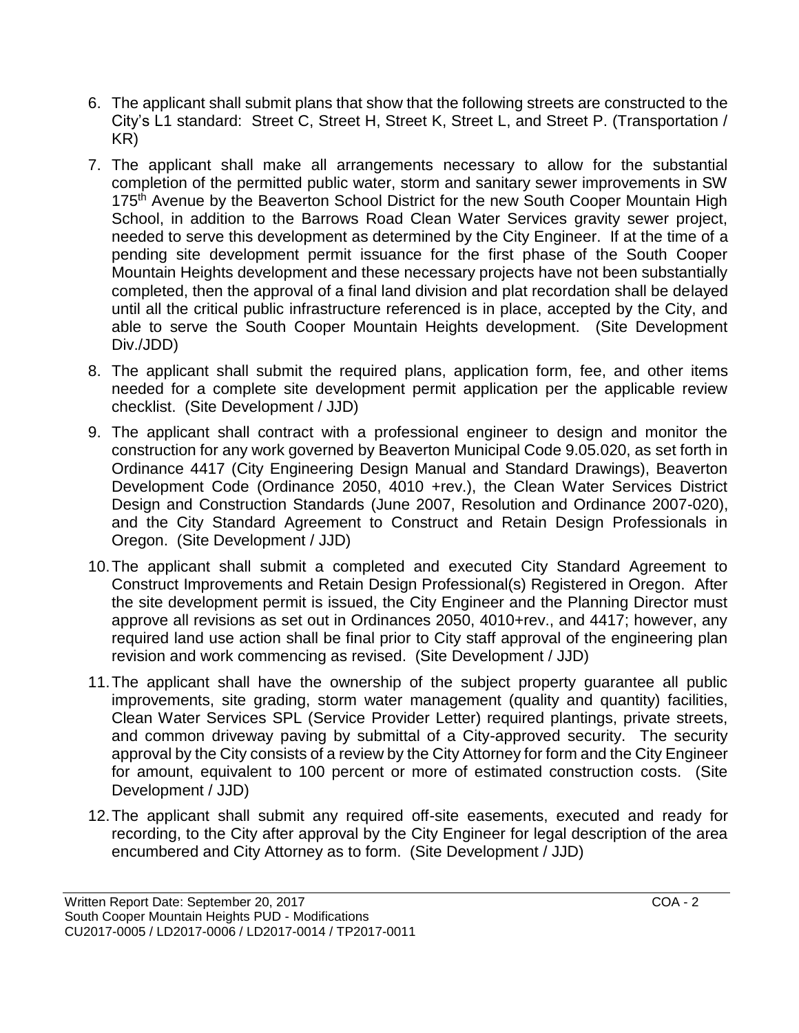6. The applicant shall submit plans that show that the following streets are constructed to the City's L1 standard: Street C, Street H, Street K, Street L, and Street P. (Transportation / KR)

7. The applicant shall make all arrangements necessary to allow for the substantial completion of the permitted public water, storm and sanitary sewer improvements in SW 175th Avenue by the Beaverton School District for the new South Cooper Mountain High School, in addition to the Barrows Road Clean Water Services gravity sewer project, needed to serve this development as determined by the City Engineer. If at the time of a pending site development permit issuance for the first phase of the South Cooper Mountain Heights development and these necessary projects have not been substantially completed, then the approval of a final land division and plat recordation shall be delayed until all the critical public infrastructure referenced is in place, accepted by the City, and able to serve the South Cooper Mountain Heights development. (Site Development Div./JDD)

8. The applicant shall submit the required plans, application form, fee, and other items needed for a complete site development permit application per the applicable review checklist. (Site Development / JJD)

9. The applicant shall contract with a professional engineer to design and monitor the construction for any work governed by Beaverton Municipal Code 9.05.020, as set forth in Ordinance 4417 (City Engineering Design Manual and Standard Drawings), Beaverton Development Code (Ordinance 2050, 4010 +rev.), the Clean Water Services District Design and Construction Standards (June 2007, Resolution and Ordinance 2007-020), and the City Standard Agreement to Construct and Retain Design Professionals in Oregon. (Site Development / JJD)

10. The applicant shall submit a completed and executed City Standard Agreement to Construct Improvements and Retain Design Professional(s) Registered in Oregon. After the site development permit is issued, the City Engineer and the Planning Director must approve all revisions as set out in Ordinances 2050, 4010+rev., and 4417; however, any required land use action shall be final prior to City staff approval of the engineering plan revision and work commencing as revised. (Site Development / JJD)

11. The applicant shall have the ownership of the subject property guarantee all public improvements, site grading, storm water management (quality and quantity) facilities, Clean Water Services SPL (Service Provider Letter) required plantings, private streets, and common driveway paving by submittal of a City-approved security. The security approval by the City consists of a review by the City Attorney for form and the City Engineer for amount, equivalent to 100 percent or more of estimated construction costs. (Site Development / JJD)

12. The applicant shall submit any required off-site easements, executed and ready for recording, to the City after approval by the City Engineer for legal description of the area encumbered and City Attorney as to form. (Site Development / JJD)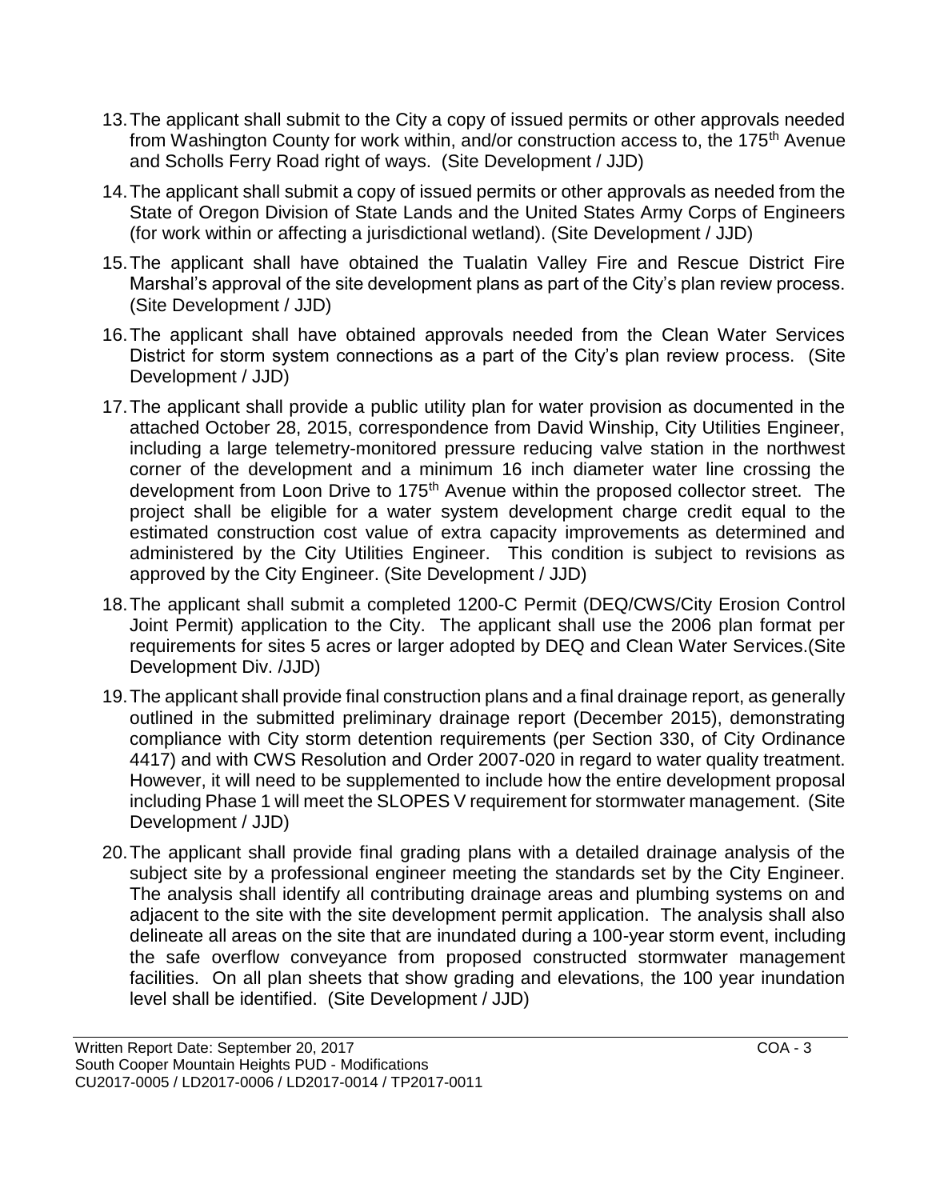13. The applicant shall submit to the City a copy of issued permits or other approvals needed from Washington County for work within, and/or construction access to, the 175th Avenue and Scholls Ferry Road right of ways. (Site Development / JJD)

14. The applicant shall submit a copy of issued permits or other approvals as needed from the State of Oregon Division of State Lands and the United States Army Corps of Engineers (for work within or affecting a jurisdictional wetland). (Site Development / JJD)

15. The applicant shall have obtained the Tualatin Valley Fire and Rescue District Fire Marshal's approval of the site development plans as part of the City's plan review process. (Site Development / JJD)

16. The applicant shall have obtained approvals needed from the Clean Water Services District for storm system connections as a part of the City's plan review process. (Site Development / JJD)

17. The applicant shall provide a public utility plan for water provision as documented in the attached October 28, 2015, correspondence from David Winship, City Utilities Engineer, including a large telemetry-monitored pressure reducing valve station in the northwest corner of the development and a minimum 16 inch diameter water line crossing the development from Loon Drive to 175th Avenue within the proposed collector street. The project shall be eligible for a water system development charge credit equal to the estimated construction cost value of extra capacity improvements as determined and administered by the City Utilities Engineer. This condition is subject to revisions as approved by the City Engineer. (Site Development / JJD)

18. The applicant shall submit a completed 1200-C Permit (DEQ/CWS/City Erosion Control Joint Permit) application to the City. The applicant shall use the 2006 plan format per requirements for sites 5 acres or larger adopted by DEQ and Clean Water Services.(Site Development Div. /JJD)

19. The applicant shall provide final construction plans and a final drainage report, as generally outlined in the submitted preliminary drainage report (December 2015), demonstrating compliance with City storm detention requirements (per Section 330, of City Ordinance 4417) and with CWS Resolution and Order 2007-020 in regard to water quality treatment. However, it will need to be supplemented to include how the entire development proposal including Phase 1 will meet the SLOPES V requirement for stormwater management. (Site Development / JJD)

20. The applicant shall provide final grading plans with a detailed drainage analysis of the subject site by a professional engineer meeting the standards set by the City Engineer. The analysis shall identify all contributing drainage areas and plumbing systems on and adjacent to the site with the site development permit application. The analysis shall also delineate all areas on the site that are inundated during a 100-year storm event, including the safe overflow conveyance from proposed constructed stormwater management facilities. On all plan sheets that show grading and elevations, the 100 year inundation level shall be identified. (Site Development / JJD)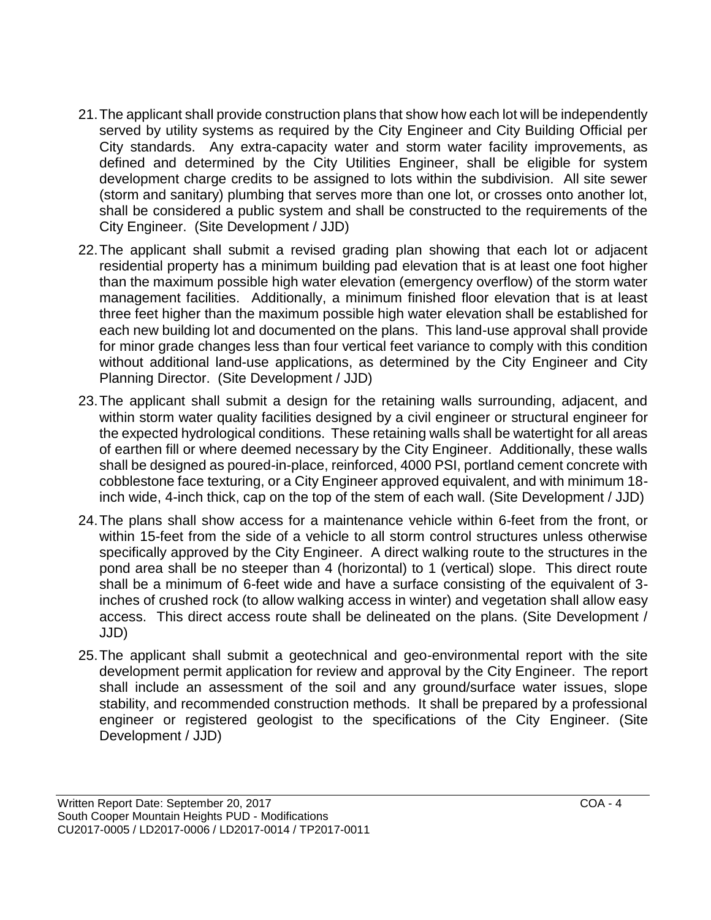21. The applicant shall provide construction plans that show how each lot will be independently served by utility systems as required by the City Engineer and City Building Official per City standards. Any extra-capacity water and storm water facility improvements, as defined and determined by the City Utilities Engineer, shall be eligible for system development charge credits to be assigned to lots within the subdivision. All site sewer (storm and sanitary) plumbing that serves more than one lot, or crosses onto another lot, shall be considered a public system and shall be constructed to the requirements of the City Engineer. (Site Development / JJD)

22. The applicant shall submit a revised grading plan showing that each lot or adjacent residential property has a minimum building pad elevation that is at least one foot higher than the maximum possible high water elevation (emergency overflow) of the storm water management facilities. Additionally, a minimum finished floor elevation that is at least three feet higher than the maximum possible high water elevation shall be established for each new building lot and documented on the plans. This land-use approval shall provide for minor grade changes less than four vertical feet variance to comply with this condition without additional land-use applications, as determined by the City Engineer and City Planning Director. (Site Development / JJD)

23. The applicant shall submit a design for the retaining walls surrounding, adjacent, and within storm water quality facilities designed by a civil engineer or structural engineer for the expected hydrological conditions. These retaining walls shall be watertight for all areas of earthen fill or where deemed necessary by the City Engineer. Additionally, these walls shall be designed as poured-in-place, reinforced, 4000 PSI, portland cement concrete with cobblestone face texturing, or a City Engineer approved equivalent, and with minimum 18-inch wide, 4-inch thick, cap on the top of the stem of each wall. (Site Development / JJD)

24. The plans shall show access for a maintenance vehicle within 6-feet from the front, or within 15-feet from the side of a vehicle to all storm control structures unless otherwise specifically approved by the City Engineer. A direct walking route to the structures in the pond area shall be no steeper than 4 (horizontal) to 1 (vertical) slope. This direct route shall be a minimum of 6-feet wide and have a surface consisting of the equivalent of 3-inches of crushed rock (to allow walking access in winter) and vegetation shall allow easy access. This direct access route shall be delineated on the plans. (Site Development / JJD)

25. The applicant shall submit a geotechnical and geo-environmental report with the site development permit application for review and approval by the City Engineer. The report shall include an assessment of the soil and any ground/surface water issues, slope stability, and recommended construction methods. It shall be prepared by a professional engineer or registered geologist to the specifications of the City Engineer. (Site Development / JJD)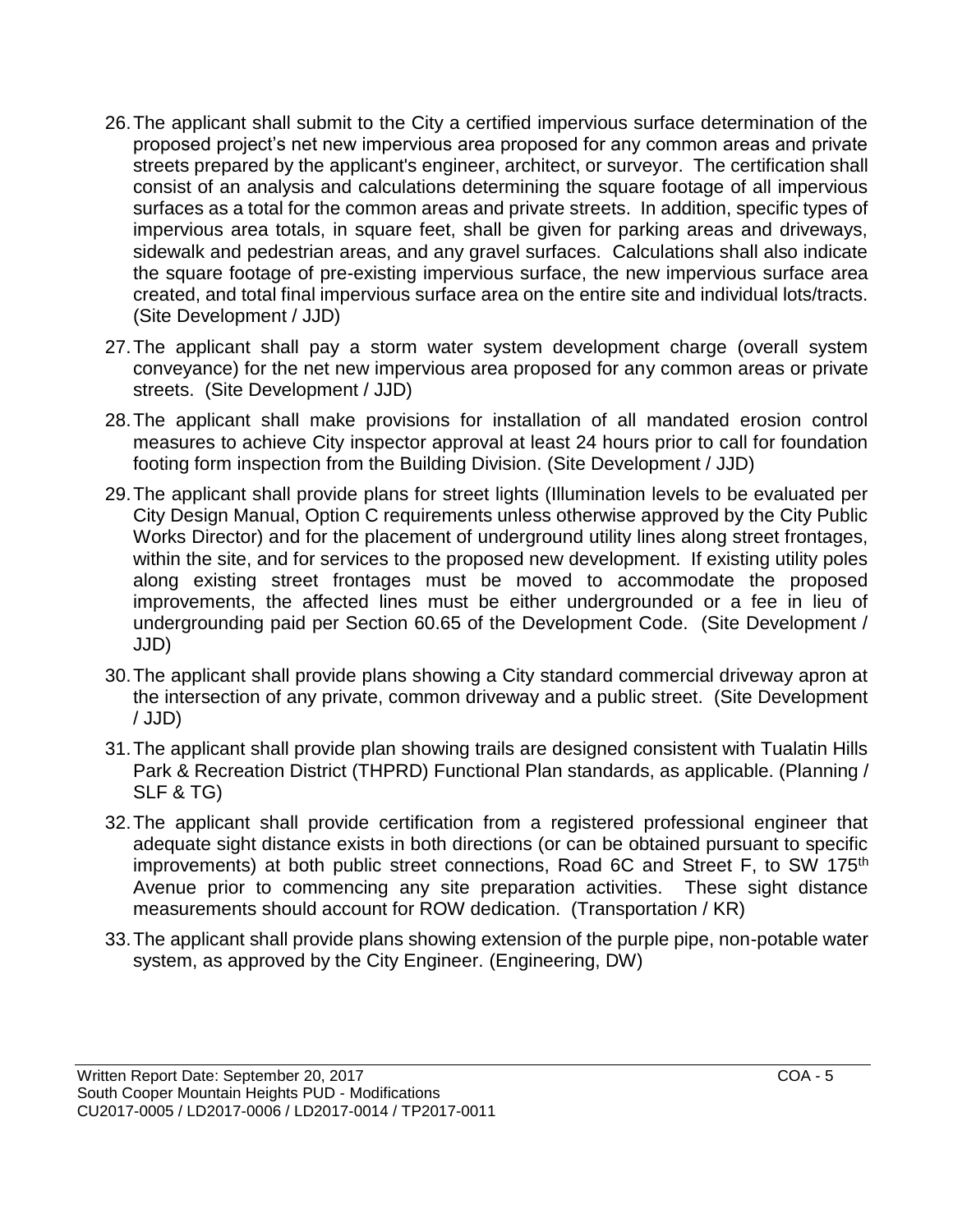26. The applicant shall submit to the City a certified impervious surface determination of the proposed project's net new impervious area proposed for any common areas and private streets prepared by the applicant's engineer, architect, or surveyor. The certification shall consist of an analysis and calculations determining the square footage of all impervious surfaces as a total for the common areas and private streets. In addition, specific types of impervious area totals, in square feet, shall be given for parking areas and driveways, sidewalk and pedestrian areas, and any gravel surfaces. Calculations shall also indicate the square footage of pre-existing impervious surface, the new impervious surface area created, and total final impervious surface area on the entire site and individual lots/tracts. (Site Development / JJD)

27. The applicant shall pay a storm water system development charge (overall system conveyance) for the net new impervious area proposed for any common areas or private streets. (Site Development / JJD)

28. The applicant shall make provisions for installation of all mandated erosion control measures to achieve City inspector approval at least 24 hours prior to call for foundation footing form inspection from the Building Division. (Site Development / JJD)

29. The applicant shall provide plans for street lights (Illumination levels to be evaluated per City Design Manual, Option C requirements unless otherwise approved by the City Public Works Director) and for the placement of underground utility lines along street frontages, within the site, and for services to the proposed new development. If existing utility poles along existing street frontages must be moved to accommodate the proposed improvements, the affected lines must be either undergrounded or a fee in lieu of undergrounding paid per Section 60.65 of the Development Code. (Site Development / JJD)

30. The applicant shall provide plans showing a City standard commercial driveway apron at the intersection of any private, common driveway and a public street. (Site Development / JJD)

31. The applicant shall provide plan showing trails are designed consistent with Tualatin Hills Park & Recreation District (THPRD) Functional Plan standards, as applicable. (Planning / SLF & TG)

32. The applicant shall provide certification from a registered professional engineer that adequate sight distance exists in both directions (or can be obtained pursuant to specific improvements) at both public street connections, Road 6C and Street F, to SW 175th Avenue prior to commencing any site preparation activities. These sight distance measurements should account for ROW dedication. (Transportation / KR)

33. The applicant shall provide plans showing extension of the purple pipe, non-potable water system, as approved by the City Engineer. (Engineering, DW)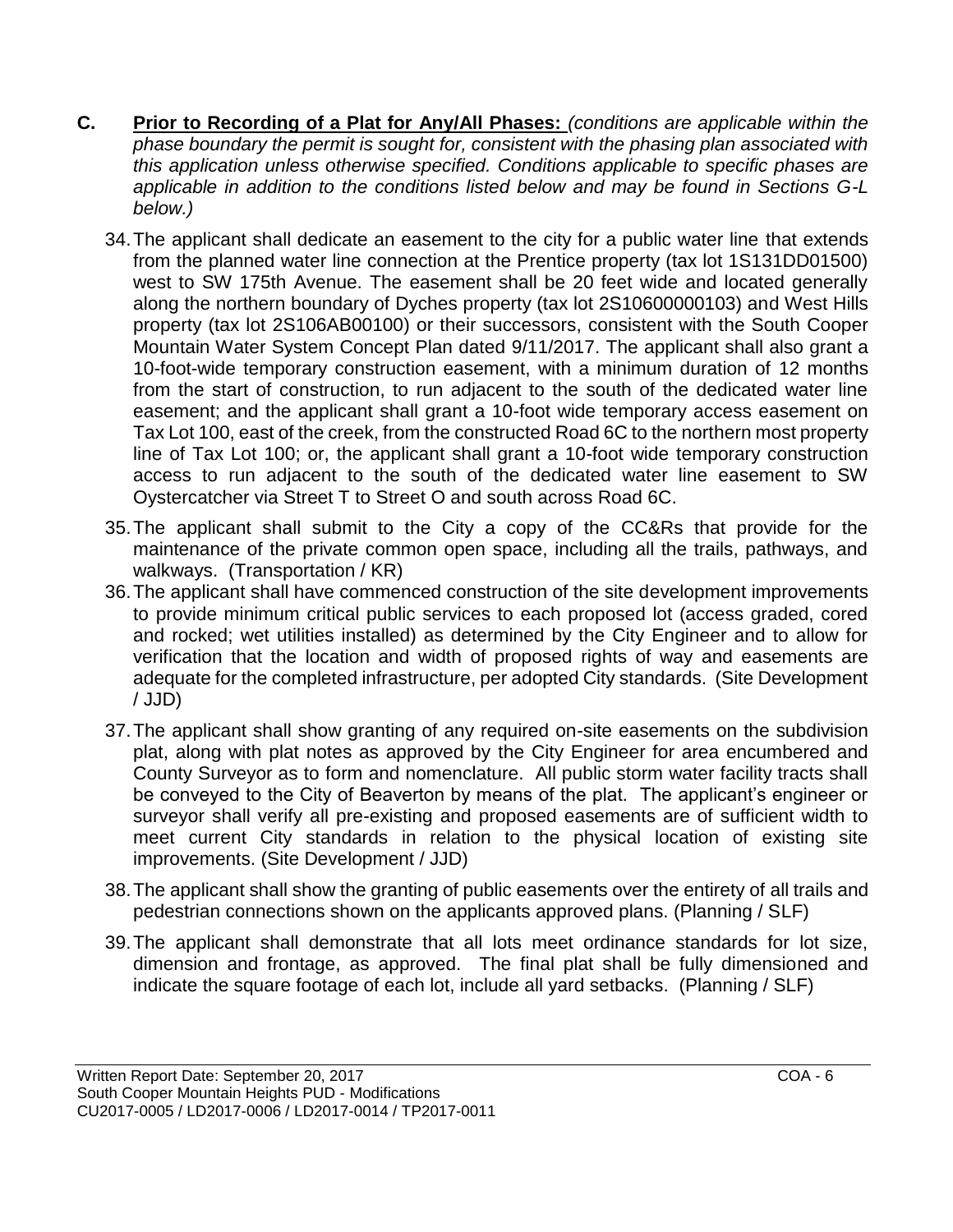**C. Prior to Recording of a Plat for Any/All Phases:** *(conditions are applicable within the phase boundary the permit is sought for, consistent with the phasing plan associated with this application unless otherwise specified. Conditions applicable to specific phases are applicable in addition to the conditions listed below and may be found in Sections G-L below.)*

34. The applicant shall dedicate an easement to the city for a public water line that extends from the planned water line connection at the Prentice property (tax lot 1S131DD01500) west to SW 175th Avenue. The easement shall be 20 feet wide and located generally along the northern boundary of Dyches property (tax lot 2S10600000103) and West Hills property (tax lot 2S106AB00100) or their successors, consistent with the South Cooper Mountain Water System Concept Plan dated 9/11/2017. The applicant shall also grant a 10-foot-wide temporary construction easement, with a minimum duration of 12 months from the start of construction, to run adjacent to the south of the dedicated water line easement; and the applicant shall grant a 10-foot wide temporary access easement on Tax Lot 100, east of the creek, from the constructed Road 6C to the northern most property line of Tax Lot 100; or, the applicant shall grant a 10-foot wide temporary construction access to run adjacent to the south of the dedicated water line easement to SW Oystercatcher via Street T to Street O and south across Road 6C.

35. The applicant shall submit to the City a copy of the CC&Rs that provide for the maintenance of the private common open space, including all the trails, pathways, and walkways. (Transportation / KR)

36. The applicant shall have commenced construction of the site development improvements to provide minimum critical public services to each proposed lot (access graded, cored and rocked; wet utilities installed) as determined by the City Engineer and to allow for verification that the location and width of proposed rights of way and easements are adequate for the completed infrastructure, per adopted City standards. (Site Development / JJD)

37. The applicant shall show granting of any required on-site easements on the subdivision plat, along with plat notes as approved by the City Engineer for area encumbered and County Surveyor as to form and nomenclature. All public storm water facility tracts shall be conveyed to the City of Beaverton by means of the plat. The applicant's engineer or surveyor shall verify all pre-existing and proposed easements are of sufficient width to meet current City standards in relation to the physical location of existing site improvements. (Site Development / JJD)

38. The applicant shall show the granting of public easements over the entirety of all trails and pedestrian connections shown on the applicants approved plans. (Planning / SLF)

39. The applicant shall demonstrate that all lots meet ordinance standards for lot size, dimension and frontage, as approved. The final plat shall be fully dimensioned and indicate the square footage of each lot, include all yard setbacks. (Planning / SLF)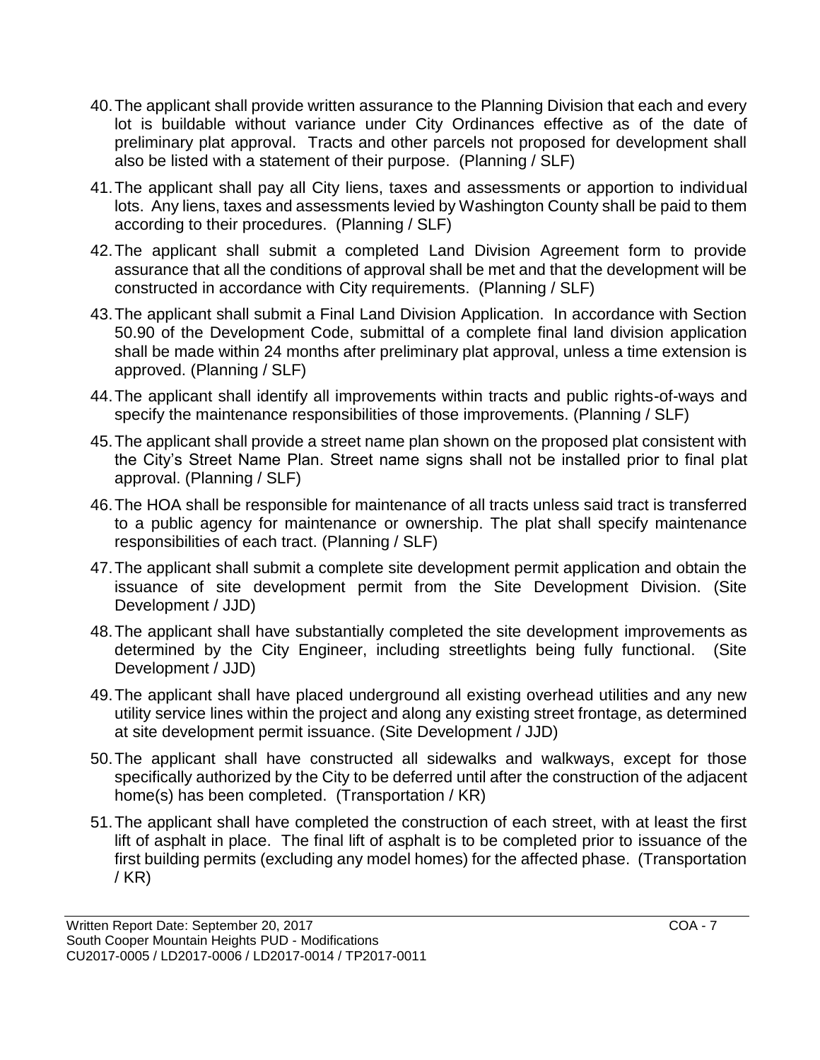40. The applicant shall provide written assurance to the Planning Division that each and every lot is buildable without variance under City Ordinances effective as of the date of preliminary plat approval. Tracts and other parcels not proposed for development shall also be listed with a statement of their purpose. (Planning / SLF)

41. The applicant shall pay all City liens, taxes and assessments or apportion to individual lots. Any liens, taxes and assessments levied by Washington County shall be paid to them according to their procedures. (Planning / SLF)

42. The applicant shall submit a completed Land Division Agreement form to provide assurance that all the conditions of approval shall be met and that the development will be constructed in accordance with City requirements. (Planning / SLF)

43. The applicant shall submit a Final Land Division Application. In accordance with Section 50.90 of the Development Code, submittal of a complete final land division application shall be made within 24 months after preliminary plat approval, unless a time extension is approved. (Planning / SLF)

44. The applicant shall identify all improvements within tracts and public rights-of-ways and specify the maintenance responsibilities of those improvements. (Planning / SLF)

45. The applicant shall provide a street name plan shown on the proposed plat consistent with the City's Street Name Plan. Street name signs shall not be installed prior to final plat approval. (Planning / SLF)

46. The HOA shall be responsible for maintenance of all tracts unless said tract is transferred to a public agency for maintenance or ownership. The plat shall specify maintenance responsibilities of each tract. (Planning / SLF)

47. The applicant shall submit a complete site development permit application and obtain the issuance of site development permit from the Site Development Division. (Site Development / JJD)

48. The applicant shall have substantially completed the site development improvements as determined by the City Engineer, including streetlights being fully functional. (Site Development / JJD)

49. The applicant shall have placed underground all existing overhead utilities and any new utility service lines within the project and along any existing street frontage, as determined at site development permit issuance. (Site Development / JJD)

50. The applicant shall have constructed all sidewalks and walkways, except for those specifically authorized by the City to be deferred until after the construction of the adjacent home(s) has been completed. (Transportation / KR)

51. The applicant shall have completed the construction of each street, with at least the first lift of asphalt in place. The final lift of asphalt is to be completed prior to issuance of the first building permits (excluding any model homes) for the affected phase. (Transportation / KR)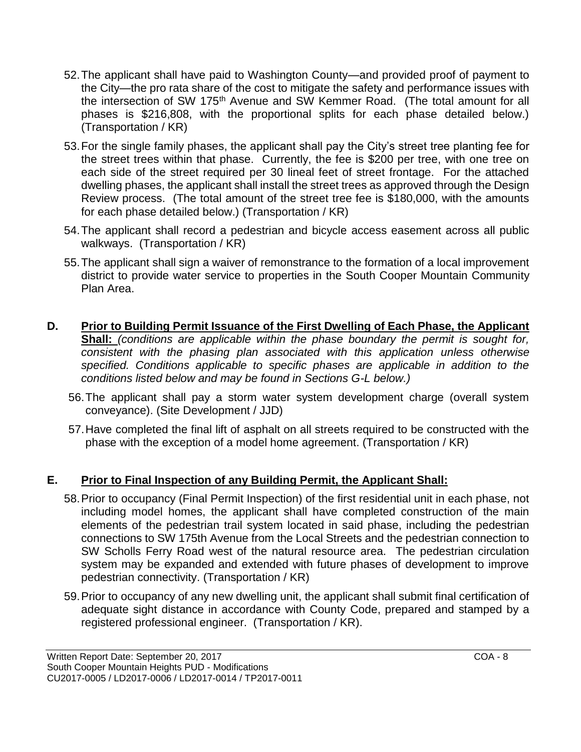52. The applicant shall have paid to Washington County—and provided proof of payment to the City—the pro rata share of the cost to mitigate the safety and performance issues with the intersection of SW 175th Avenue and SW Kemmer Road. (The total amount for all phases is $216,808, with the proportional splits for each phase detailed below.) (Transportation / KR)

53. For the single family phases, the applicant shall pay the City's street tree planting fee for the street trees within that phase. Currently, the fee is $200 per tree, with one tree on each side of the street required per 30 lineal feet of street frontage. For the attached dwelling phases, the applicant shall install the street trees as approved through the Design Review process. (The total amount of the street tree fee is $180,000, with the amounts for each phase detailed below.) (Transportation / KR)

54. The applicant shall record a pedestrian and bicycle access easement across all public walkways. (Transportation / KR)

55. The applicant shall sign a waiver of remonstrance to the formation of a local improvement district to provide water service to properties in the South Cooper Mountain Community Plan Area.

## D. Prior to Building Permit Issuance of the First Dwelling of Each Phase, the Applicant Shall: *(conditions are applicable within the phase boundary the permit is sought for, consistent with the phasing plan associated with this application unless otherwise specified. Conditions applicable to specific phases are applicable in addition to the conditions listed below and may be found in Sections G-L below.)*

56. The applicant shall pay a storm water system development charge (overall system conveyance). (Site Development / JJD)

57. Have completed the final lift of asphalt on all streets required to be constructed with the phase with the exception of a model home agreement. (Transportation / KR)

## E. Prior to Final Inspection of any Building Permit, the Applicant Shall:

58. Prior to occupancy (Final Permit Inspection) of the first residential unit in each phase, not including model homes, the applicant shall have completed construction of the main elements of the pedestrian trail system located in said phase, including the pedestrian connections to SW 175th Avenue from the Local Streets and the pedestrian connection to SW Scholls Ferry Road west of the natural resource area. The pedestrian circulation system may be expanded and extended with future phases of development to improve pedestrian connectivity. (Transportation / KR)

59. Prior to occupancy of any new dwelling unit, the applicant shall submit final certification of adequate sight distance in accordance with County Code, prepared and stamped by a registered professional engineer. (Transportation / KR).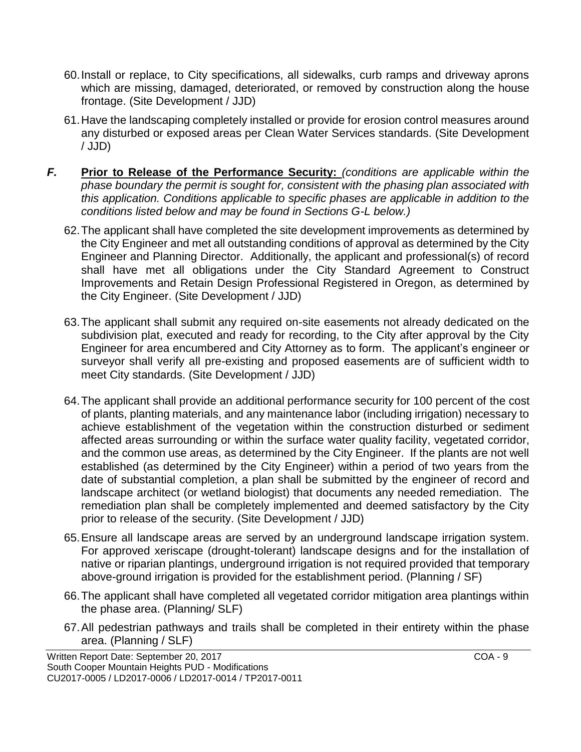60. Install or replace, to City specifications, all sidewalks, curb ramps and driveway aprons which are missing, damaged, deteriorated, or removed by construction along the house frontage. (Site Development / JJD)

61. Have the landscaping completely installed or provide for erosion control measures around any disturbed or exposed areas per Clean Water Services standards. (Site Development / JJD)

***F.*** **Prior to Release of the Performance Security:** *(conditions are applicable within the phase boundary the permit is sought for, consistent with the phasing plan associated with this application. Conditions applicable to specific phases are applicable in addition to the conditions listed below and may be found in Sections G-L below.)*

62. The applicant shall have completed the site development improvements as determined by the City Engineer and met all outstanding conditions of approval as determined by the City Engineer and Planning Director. Additionally, the applicant and professional(s) of record shall have met all obligations under the City Standard Agreement to Construct Improvements and Retain Design Professional Registered in Oregon, as determined by the City Engineer. (Site Development / JJD)

63. The applicant shall submit any required on-site easements not already dedicated on the subdivision plat, executed and ready for recording, to the City after approval by the City Engineer for area encumbered and City Attorney as to form. The applicant's engineer or surveyor shall verify all pre-existing and proposed easements are of sufficient width to meet City standards. (Site Development / JJD)

64. The applicant shall provide an additional performance security for 100 percent of the cost of plants, planting materials, and any maintenance labor (including irrigation) necessary to achieve establishment of the vegetation within the construction disturbed or sediment affected areas surrounding or within the surface water quality facility, vegetated corridor, and the common use areas, as determined by the City Engineer. If the plants are not well established (as determined by the City Engineer) within a period of two years from the date of substantial completion, a plan shall be submitted by the engineer of record and landscape architect (or wetland biologist) that documents any needed remediation. The remediation plan shall be completely implemented and deemed satisfactory by the City prior to release of the security. (Site Development / JJD)

65. Ensure all landscape areas are served by an underground landscape irrigation system. For approved xeriscape (drought-tolerant) landscape designs and for the installation of native or riparian plantings, underground irrigation is not required provided that temporary above-ground irrigation is provided for the establishment period. (Planning / SF)

66. The applicant shall have completed all vegetated corridor mitigation area plantings within the phase area. (Planning/ SLF)

67. All pedestrian pathways and trails shall be completed in their entirety within the phase area. (Planning / SLF)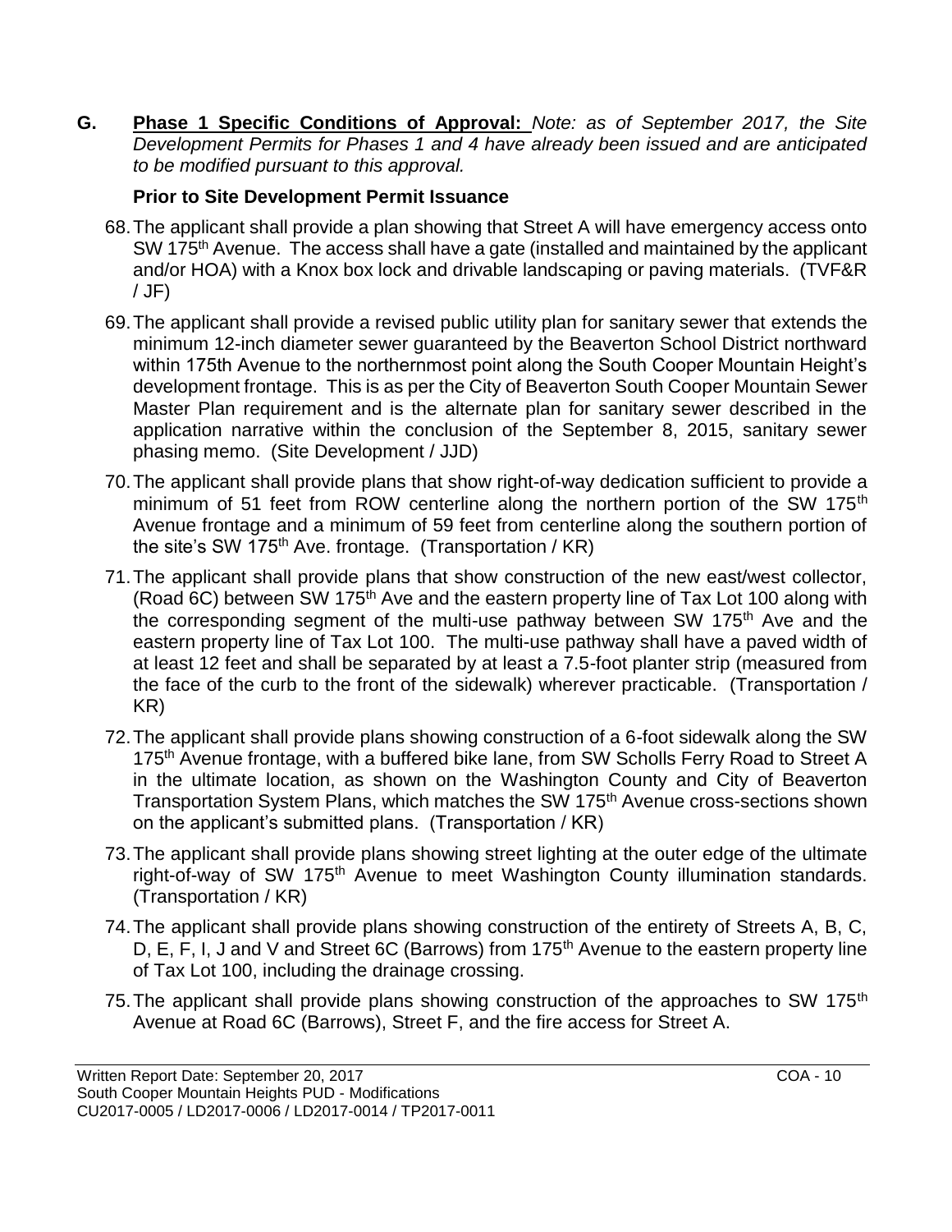**G. Phase 1 Specific Conditions of Approval:** *Note: as of September 2017, the Site Development Permits for Phases 1 and 4 have already been issued and are anticipated to be modified pursuant to this approval.*

**Prior to Site Development Permit Issuance**

68. The applicant shall provide a plan showing that Street A will have emergency access onto SW 175th Avenue. The access shall have a gate (installed and maintained by the applicant and/or HOA) with a Knox box lock and drivable landscaping or paving materials. (TVF&R / JF)

69. The applicant shall provide a revised public utility plan for sanitary sewer that extends the minimum 12-inch diameter sewer guaranteed by the Beaverton School District northward within 175th Avenue to the northernmost point along the South Cooper Mountain Height's development frontage. This is as per the City of Beaverton South Cooper Mountain Sewer Master Plan requirement and is the alternate plan for sanitary sewer described in the application narrative within the conclusion of the September 8, 2015, sanitary sewer phasing memo. (Site Development / JJD)

70. The applicant shall provide plans that show right-of-way dedication sufficient to provide a minimum of 51 feet from ROW centerline along the northern portion of the SW 175th Avenue frontage and a minimum of 59 feet from centerline along the southern portion of the site's SW 175th Ave. frontage. (Transportation / KR)

71. The applicant shall provide plans that show construction of the new east/west collector, (Road 6C) between SW 175th Ave and the eastern property line of Tax Lot 100 along with the corresponding segment of the multi-use pathway between SW 175th Ave and the eastern property line of Tax Lot 100. The multi-use pathway shall have a paved width of at least 12 feet and shall be separated by at least a 7.5-foot planter strip (measured from the face of the curb to the front of the sidewalk) wherever practicable. (Transportation / KR)

72. The applicant shall provide plans showing construction of a 6-foot sidewalk along the SW 175th Avenue frontage, with a buffered bike lane, from SW Scholls Ferry Road to Street A in the ultimate location, as shown on the Washington County and City of Beaverton Transportation System Plans, which matches the SW 175th Avenue cross-sections shown on the applicant's submitted plans. (Transportation / KR)

73. The applicant shall provide plans showing street lighting at the outer edge of the ultimate right-of-way of SW 175th Avenue to meet Washington County illumination standards. (Transportation / KR)

74. The applicant shall provide plans showing construction of the entirety of Streets A, B, C, D, E, F, I, J and V and Street 6C (Barrows) from 175th Avenue to the eastern property line of Tax Lot 100, including the drainage crossing.

75. The applicant shall provide plans showing construction of the approaches to SW 175th Avenue at Road 6C (Barrows), Street F, and the fire access for Street A.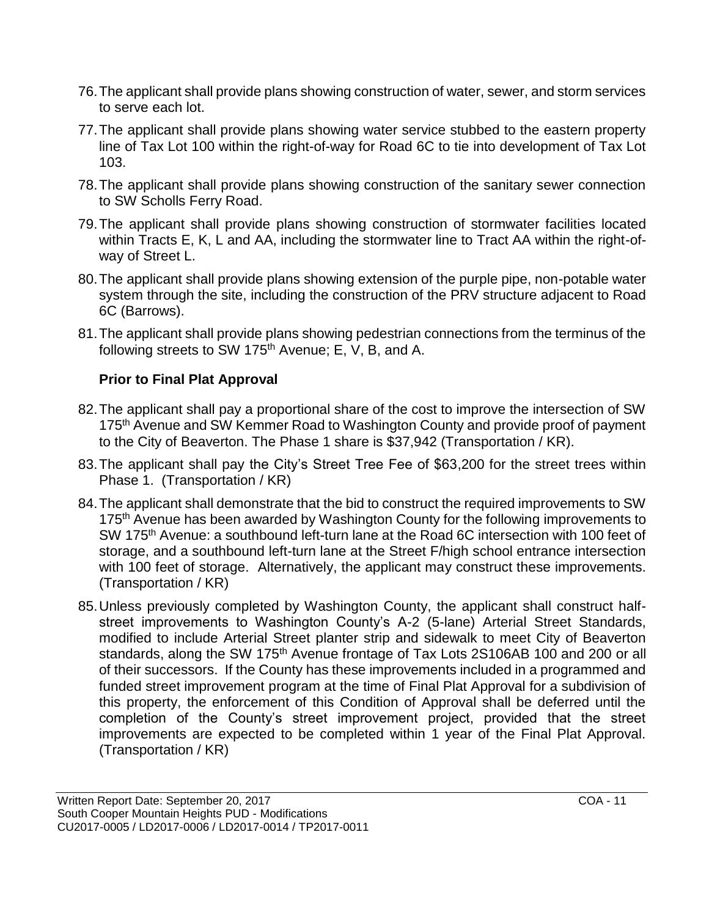76. The applicant shall provide plans showing construction of water, sewer, and storm services to serve each lot.

77. The applicant shall provide plans showing water service stubbed to the eastern property line of Tax Lot 100 within the right-of-way for Road 6C to tie into development of Tax Lot 103.

78. The applicant shall provide plans showing construction of the sanitary sewer connection to SW Scholls Ferry Road.

79. The applicant shall provide plans showing construction of stormwater facilities located within Tracts E, K, L and AA, including the stormwater line to Tract AA within the right-of-way of Street L.

80. The applicant shall provide plans showing extension of the purple pipe, non-potable water system through the site, including the construction of the PRV structure adjacent to Road 6C (Barrows).

81. The applicant shall provide plans showing pedestrian connections from the terminus of the following streets to SW 175th Avenue; E, V, B, and A.

**Prior to Final Plat Approval**

82. The applicant shall pay a proportional share of the cost to improve the intersection of SW 175th Avenue and SW Kemmer Road to Washington County and provide proof of payment to the City of Beaverton. The Phase 1 share is $37,942 (Transportation / KR).

83. The applicant shall pay the City's Street Tree Fee of $63,200 for the street trees within Phase 1. (Transportation / KR)

84. The applicant shall demonstrate that the bid to construct the required improvements to SW 175th Avenue has been awarded by Washington County for the following improvements to SW 175th Avenue: a southbound left-turn lane at the Road 6C intersection with 100 feet of storage, and a southbound left-turn lane at the Street F/high school entrance intersection with 100 feet of storage. Alternatively, the applicant may construct these improvements. (Transportation / KR)

85. Unless previously completed by Washington County, the applicant shall construct half-street improvements to Washington County's A-2 (5-lane) Arterial Street Standards, modified to include Arterial Street planter strip and sidewalk to meet City of Beaverton standards, along the SW 175th Avenue frontage of Tax Lots 2S106AB 100 and 200 or all of their successors. If the County has these improvements included in a programmed and funded street improvement program at the time of Final Plat Approval for a subdivision of this property, the enforcement of this Condition of Approval shall be deferred until the completion of the County's street improvement project, provided that the street improvements are expected to be completed within 1 year of the Final Plat Approval. (Transportation / KR)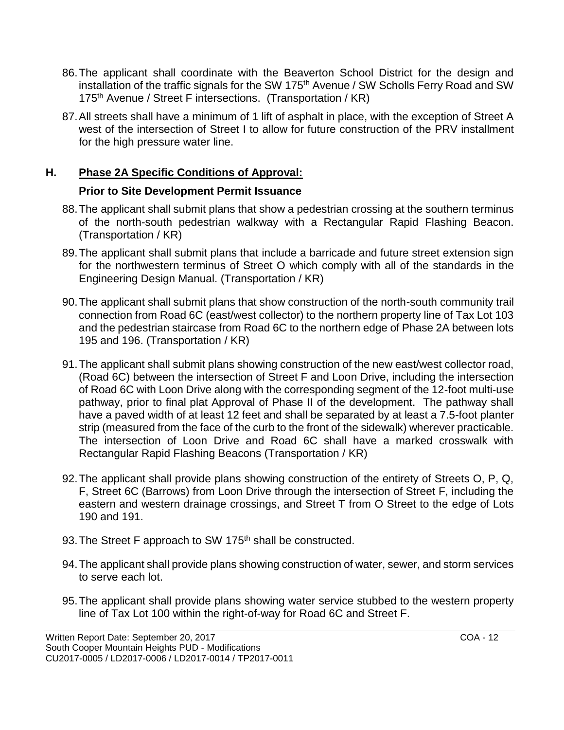86. The applicant shall coordinate with the Beaverton School District for the design and installation of the traffic signals for the SW 175th Avenue / SW Scholls Ferry Road and SW 175th Avenue / Street F intersections. (Transportation / KR)

87. All streets shall have a minimum of 1 lift of asphalt in place, with the exception of Street A west of the intersection of Street I to allow for future construction of the PRV installment for the high pressure water line.

## H. Phase 2A Specific Conditions of Approval:

### Prior to Site Development Permit Issuance

88. The applicant shall submit plans that show a pedestrian crossing at the southern terminus of the north-south pedestrian walkway with a Rectangular Rapid Flashing Beacon. (Transportation / KR)

89. The applicant shall submit plans that include a barricade and future street extension sign for the northwestern terminus of Street O which comply with all of the standards in the Engineering Design Manual. (Transportation / KR)

90. The applicant shall submit plans that show construction of the north-south community trail connection from Road 6C (east/west collector) to the northern property line of Tax Lot 103 and the pedestrian staircase from Road 6C to the northern edge of Phase 2A between lots 195 and 196. (Transportation / KR)

91. The applicant shall submit plans showing construction of the new east/west collector road, (Road 6C) between the intersection of Street F and Loon Drive, including the intersection of Road 6C with Loon Drive along with the corresponding segment of the 12-foot multi-use pathway, prior to final plat Approval of Phase II of the development. The pathway shall have a paved width of at least 12 feet and shall be separated by at least a 7.5-foot planter strip (measured from the face of the curb to the front of the sidewalk) wherever practicable. The intersection of Loon Drive and Road 6C shall have a marked crosswalk with Rectangular Rapid Flashing Beacons (Transportation / KR)

92. The applicant shall provide plans showing construction of the entirety of Streets O, P, Q, F, Street 6C (Barrows) from Loon Drive through the intersection of Street F, including the eastern and western drainage crossings, and Street T from O Street to the edge of Lots 190 and 191.

93. The Street F approach to SW 175th shall be constructed.

94. The applicant shall provide plans showing construction of water, sewer, and storm services to serve each lot.

95. The applicant shall provide plans showing water service stubbed to the western property line of Tax Lot 100 within the right-of-way for Road 6C and Street F.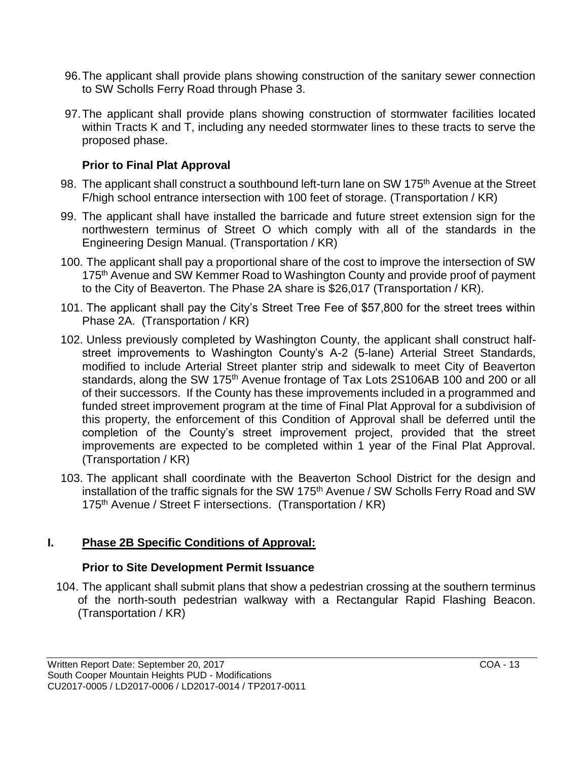96. The applicant shall provide plans showing construction of the sanitary sewer connection to SW Scholls Ferry Road through Phase 3.

97. The applicant shall provide plans showing construction of stormwater facilities located within Tracts K and T, including any needed stormwater lines to these tracts to serve the proposed phase.

**Prior to Final Plat Approval**

98. The applicant shall construct a southbound left-turn lane on SW 175th Avenue at the Street F/high school entrance intersection with 100 feet of storage. (Transportation / KR)

99. The applicant shall have installed the barricade and future street extension sign for the northwestern terminus of Street O which comply with all of the standards in the Engineering Design Manual. (Transportation / KR)

100. The applicant shall pay a proportional share of the cost to improve the intersection of SW 175th Avenue and SW Kemmer Road to Washington County and provide proof of payment to the City of Beaverton. The Phase 2A share is $26,017 (Transportation / KR).

101. The applicant shall pay the City's Street Tree Fee of $57,800 for the street trees within Phase 2A. (Transportation / KR)

102. Unless previously completed by Washington County, the applicant shall construct half-street improvements to Washington County's A-2 (5-lane) Arterial Street Standards, modified to include Arterial Street planter strip and sidewalk to meet City of Beaverton standards, along the SW 175th Avenue frontage of Tax Lots 2S106AB 100 and 200 or all of their successors. If the County has these improvements included in a programmed and funded street improvement program at the time of Final Plat Approval for a subdivision of this property, the enforcement of this Condition of Approval shall be deferred until the completion of the County's street improvement project, provided that the street improvements are expected to be completed within 1 year of the Final Plat Approval. (Transportation / KR)

103. The applicant shall coordinate with the Beaverton School District for the design and installation of the traffic signals for the SW 175th Avenue / SW Scholls Ferry Road and SW 175th Avenue / Street F intersections. (Transportation / KR)

## I. Phase 2B Specific Conditions of Approval:

**Prior to Site Development Permit Issuance**

104. The applicant shall submit plans that show a pedestrian crossing at the southern terminus of the north-south pedestrian walkway with a Rectangular Rapid Flashing Beacon. (Transportation / KR)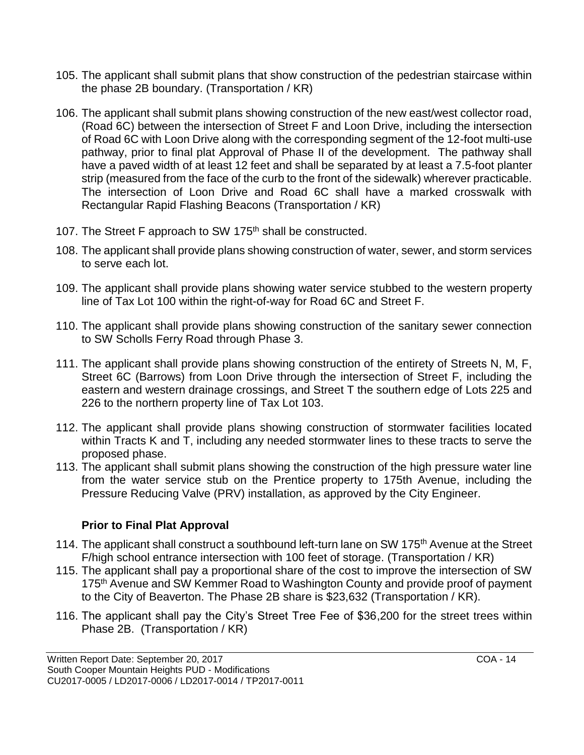105. The applicant shall submit plans that show construction of the pedestrian staircase within the phase 2B boundary. (Transportation / KR)

106. The applicant shall submit plans showing construction of the new east/west collector road, (Road 6C) between the intersection of Street F and Loon Drive, including the intersection of Road 6C with Loon Drive along with the corresponding segment of the 12-foot multi-use pathway, prior to final plat Approval of Phase II of the development. The pathway shall have a paved width of at least 12 feet and shall be separated by at least a 7.5-foot planter strip (measured from the face of the curb to the front of the sidewalk) wherever practicable. The intersection of Loon Drive and Road 6C shall have a marked crosswalk with Rectangular Rapid Flashing Beacons (Transportation / KR)

107. The Street F approach to SW 175th shall be constructed.

108. The applicant shall provide plans showing construction of water, sewer, and storm services to serve each lot.

109. The applicant shall provide plans showing water service stubbed to the western property line of Tax Lot 100 within the right-of-way for Road 6C and Street F.

110. The applicant shall provide plans showing construction of the sanitary sewer connection to SW Scholls Ferry Road through Phase 3.

111. The applicant shall provide plans showing construction of the entirety of Streets N, M, F, Street 6C (Barrows) from Loon Drive through the intersection of Street F, including the eastern and western drainage crossings, and Street T the southern edge of Lots 225 and 226 to the northern property line of Tax Lot 103.

112. The applicant shall provide plans showing construction of stormwater facilities located within Tracts K and T, including any needed stormwater lines to these tracts to serve the proposed phase.

113. The applicant shall submit plans showing the construction of the high pressure water line from the water service stub on the Prentice property to 175th Avenue, including the Pressure Reducing Valve (PRV) installation, as approved by the City Engineer.

**Prior to Final Plat Approval**

114. The applicant shall construct a southbound left-turn lane on SW 175th Avenue at the Street F/high school entrance intersection with 100 feet of storage. (Transportation / KR)

115. The applicant shall pay a proportional share of the cost to improve the intersection of SW 175th Avenue and SW Kemmer Road to Washington County and provide proof of payment to the City of Beaverton. The Phase 2B share is $23,632 (Transportation / KR).

116. The applicant shall pay the City's Street Tree Fee of $36,200 for the street trees within Phase 2B. (Transportation / KR)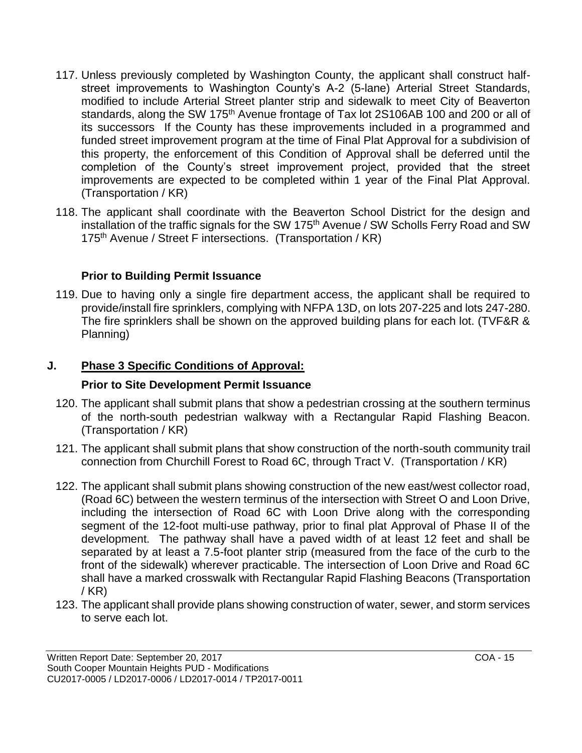117. Unless previously completed by Washington County, the applicant shall construct half-street improvements to Washington County's A-2 (5-lane) Arterial Street Standards, modified to include Arterial Street planter strip and sidewalk to meet City of Beaverton standards, along the SW 175th Avenue frontage of Tax lot 2S106AB 100 and 200 or all of its successors If the County has these improvements included in a programmed and funded street improvement program at the time of Final Plat Approval for a subdivision of this property, the enforcement of this Condition of Approval shall be deferred until the completion of the County's street improvement project, provided that the street improvements are expected to be completed within 1 year of the Final Plat Approval. (Transportation / KR)

118. The applicant shall coordinate with the Beaverton School District for the design and installation of the traffic signals for the SW 175th Avenue / SW Scholls Ferry Road and SW 175th Avenue / Street F intersections. (Transportation / KR)

### Prior to Building Permit Issuance

119. Due to having only a single fire department access, the applicant shall be required to provide/install fire sprinklers, complying with NFPA 13D, on lots 207-225 and lots 247-280. The fire sprinklers shall be shown on the approved building plans for each lot. (TVF&R & Planning)

## J. Phase 3 Specific Conditions of Approval:

### Prior to Site Development Permit Issuance

120. The applicant shall submit plans that show a pedestrian crossing at the southern terminus of the north-south pedestrian walkway with a Rectangular Rapid Flashing Beacon. (Transportation / KR)

121. The applicant shall submit plans that show construction of the north-south community trail connection from Churchill Forest to Road 6C, through Tract V. (Transportation / KR)

122. The applicant shall submit plans showing construction of the new east/west collector road, (Road 6C) between the western terminus of the intersection with Street O and Loon Drive, including the intersection of Road 6C with Loon Drive along with the corresponding segment of the 12-foot multi-use pathway, prior to final plat Approval of Phase II of the development. The pathway shall have a paved width of at least 12 feet and shall be separated by at least a 7.5-foot planter strip (measured from the face of the curb to the front of the sidewalk) wherever practicable. The intersection of Loon Drive and Road 6C shall have a marked crosswalk with Rectangular Rapid Flashing Beacons (Transportation / KR)

123. The applicant shall provide plans showing construction of water, sewer, and storm services to serve each lot.

Written Report Date: September 20, 2017
South Cooper Mountain Heights PUD - Modifications
CU2017-0005 / LD2017-0006 / LD2017-0014 / TP2017-0011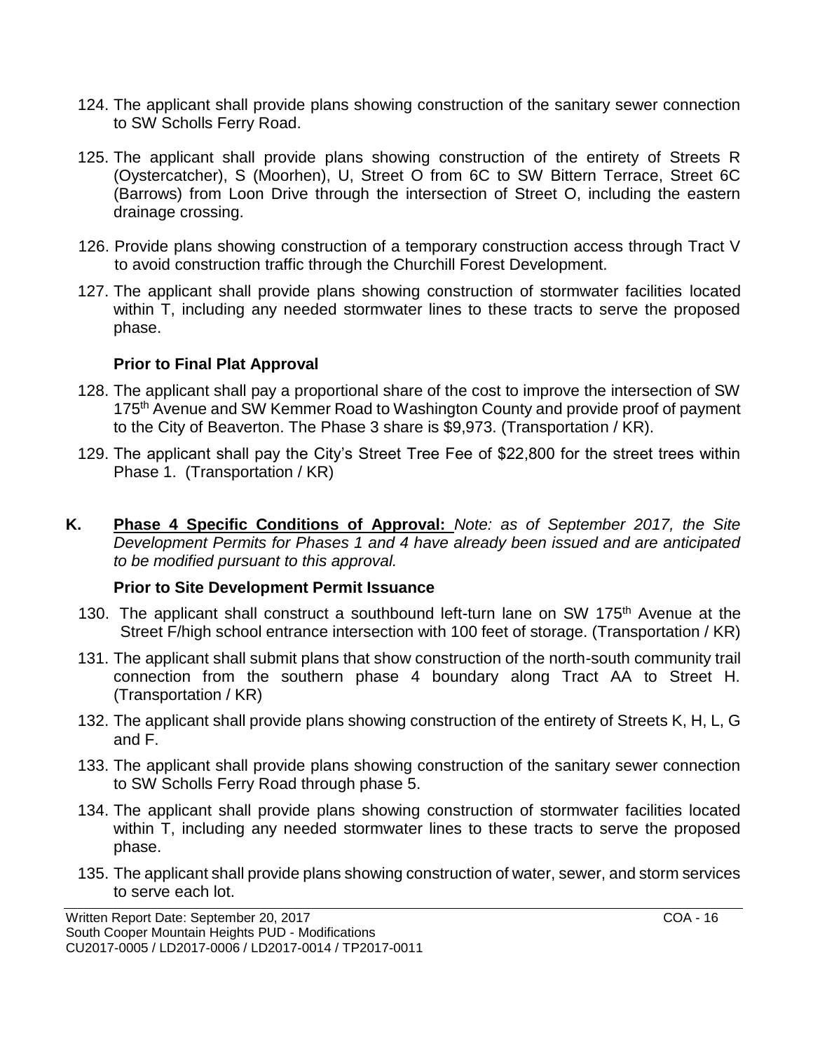124. The applicant shall provide plans showing construction of the sanitary sewer connection to SW Scholls Ferry Road.

125. The applicant shall provide plans showing construction of the entirety of Streets R (Oystercatcher), S (Moorhen), U, Street O from 6C to SW Bittern Terrace, Street 6C (Barrows) from Loon Drive through the intersection of Street O, including the eastern drainage crossing.

126. Provide plans showing construction of a temporary construction access through Tract V to avoid construction traffic through the Churchill Forest Development.

127. The applicant shall provide plans showing construction of stormwater facilities located within T, including any needed stormwater lines to these tracts to serve the proposed phase.

**Prior to Final Plat Approval**

128. The applicant shall pay a proportional share of the cost to improve the intersection of SW 175th Avenue and SW Kemmer Road to Washington County and provide proof of payment to the City of Beaverton. The Phase 3 share is $9,973. (Transportation / KR).

129. The applicant shall pay the City's Street Tree Fee of $22,800 for the street trees within Phase 1. (Transportation / KR)

**K. Phase 4 Specific Conditions of Approval:** *Note: as of September 2017, the Site Development Permits for Phases 1 and 4 have already been issued and are anticipated to be modified pursuant to this approval.*

**Prior to Site Development Permit Issuance**

130. The applicant shall construct a southbound left-turn lane on SW 175th Avenue at the Street F/high school entrance intersection with 100 feet of storage. (Transportation / KR)

131. The applicant shall submit plans that show construction of the north-south community trail connection from the southern phase 4 boundary along Tract AA to Street H. (Transportation / KR)

132. The applicant shall provide plans showing construction of the entirety of Streets K, H, L, G and F.

133. The applicant shall provide plans showing construction of the sanitary sewer connection to SW Scholls Ferry Road through phase 5.

134. The applicant shall provide plans showing construction of stormwater facilities located within T, including any needed stormwater lines to these tracts to serve the proposed phase.

135. The applicant shall provide plans showing construction of water, sewer, and storm services to serve each lot.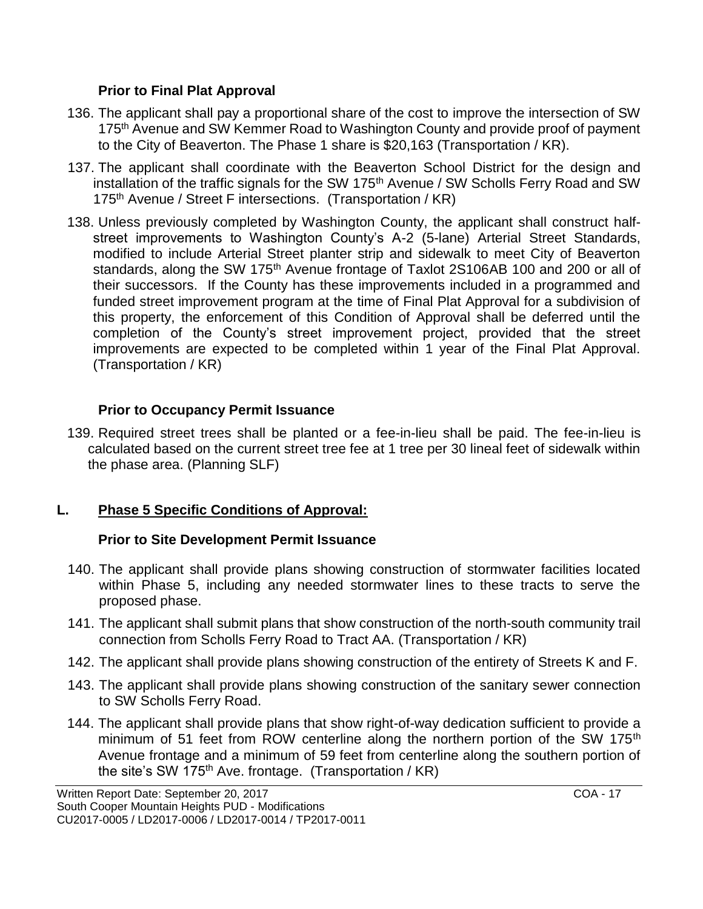**Prior to Final Plat Approval**

136. The applicant shall pay a proportional share of the cost to improve the intersection of SW 175th Avenue and SW Kemmer Road to Washington County and provide proof of payment to the City of Beaverton. The Phase 1 share is $20,163 (Transportation / KR).

137. The applicant shall coordinate with the Beaverton School District for the design and installation of the traffic signals for the SW 175th Avenue / SW Scholls Ferry Road and SW 175th Avenue / Street F intersections. (Transportation / KR)

138. Unless previously completed by Washington County, the applicant shall construct half-street improvements to Washington County's A-2 (5-lane) Arterial Street Standards, modified to include Arterial Street planter strip and sidewalk to meet City of Beaverton standards, along the SW 175th Avenue frontage of Taxlot 2S106AB 100 and 200 or all of their successors. If the County has these improvements included in a programmed and funded street improvement program at the time of Final Plat Approval for a subdivision of this property, the enforcement of this Condition of Approval shall be deferred until the completion of the County's street improvement project, provided that the street improvements are expected to be completed within 1 year of the Final Plat Approval. (Transportation / KR)

**Prior to Occupancy Permit Issuance**

139. Required street trees shall be planted or a fee-in-lieu shall be paid. The fee-in-lieu is calculated based on the current street tree fee at 1 tree per 30 lineal feet of sidewalk within the phase area. (Planning SLF)

## L. Phase 5 Specific Conditions of Approval:

**Prior to Site Development Permit Issuance**

140. The applicant shall provide plans showing construction of stormwater facilities located within Phase 5, including any needed stormwater lines to these tracts to serve the proposed phase.

141. The applicant shall submit plans that show construction of the north-south community trail connection from Scholls Ferry Road to Tract AA. (Transportation / KR)

142. The applicant shall provide plans showing construction of the entirety of Streets K and F.

143. The applicant shall provide plans showing construction of the sanitary sewer connection to SW Scholls Ferry Road.

144. The applicant shall provide plans that show right-of-way dedication sufficient to provide a minimum of 51 feet from ROW centerline along the northern portion of the SW 175th Avenue frontage and a minimum of 59 feet from centerline along the southern portion of the site's SW 175th Ave. frontage. (Transportation / KR)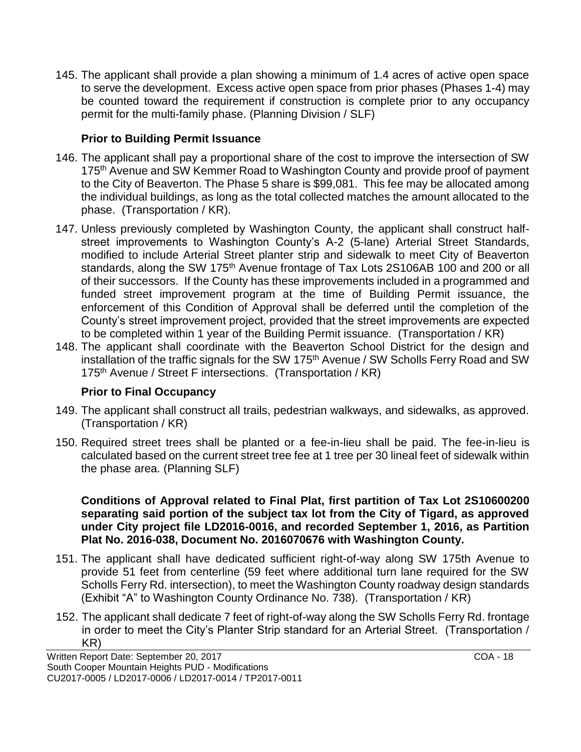145. The applicant shall provide a plan showing a minimum of 1.4 acres of active open space to serve the development. Excess active open space from prior phases (Phases 1-4) may be counted toward the requirement if construction is complete prior to any occupancy permit for the multi-family phase. (Planning Division / SLF)

**Prior to Building Permit Issuance**

146. The applicant shall pay a proportional share of the cost to improve the intersection of SW 175th Avenue and SW Kemmer Road to Washington County and provide proof of payment to the City of Beaverton. The Phase 5 share is $99,081. This fee may be allocated among the individual buildings, as long as the total collected matches the amount allocated to the phase. (Transportation / KR).

147. Unless previously completed by Washington County, the applicant shall construct half-street improvements to Washington County's A-2 (5-lane) Arterial Street Standards, modified to include Arterial Street planter strip and sidewalk to meet City of Beaverton standards, along the SW 175th Avenue frontage of Tax Lots 2S106AB 100 and 200 or all of their successors. If the County has these improvements included in a programmed and funded street improvement program at the time of Building Permit issuance, the enforcement of this Condition of Approval shall be deferred until the completion of the County's street improvement project, provided that the street improvements are expected to be completed within 1 year of the Building Permit issuance. (Transportation / KR)

148. The applicant shall coordinate with the Beaverton School District for the design and installation of the traffic signals for the SW 175th Avenue / SW Scholls Ferry Road and SW 175th Avenue / Street F intersections. (Transportation / KR)

**Prior to Final Occupancy**

149. The applicant shall construct all trails, pedestrian walkways, and sidewalks, as approved. (Transportation / KR)

150. Required street trees shall be planted or a fee-in-lieu shall be paid. The fee-in-lieu is calculated based on the current street tree fee at 1 tree per 30 lineal feet of sidewalk within the phase area. (Planning SLF)

**Conditions of Approval related to Final Plat, first partition of Tax Lot 2S10600200 separating said portion of the subject tax lot from the City of Tigard, as approved under City project file LD2016-0016, and recorded September 1, 2016, as Partition Plat No. 2016-038, Document No. 2016070676 with Washington County.**

151. The applicant shall have dedicated sufficient right-of-way along SW 175th Avenue to provide 51 feet from centerline (59 feet where additional turn lane required for the SW Scholls Ferry Rd. intersection), to meet the Washington County roadway design standards (Exhibit "A" to Washington County Ordinance No. 738). (Transportation / KR)

152. The applicant shall dedicate 7 feet of right-of-way along the SW Scholls Ferry Rd. frontage in order to meet the City's Planter Strip standard for an Arterial Street. (Transportation / KR)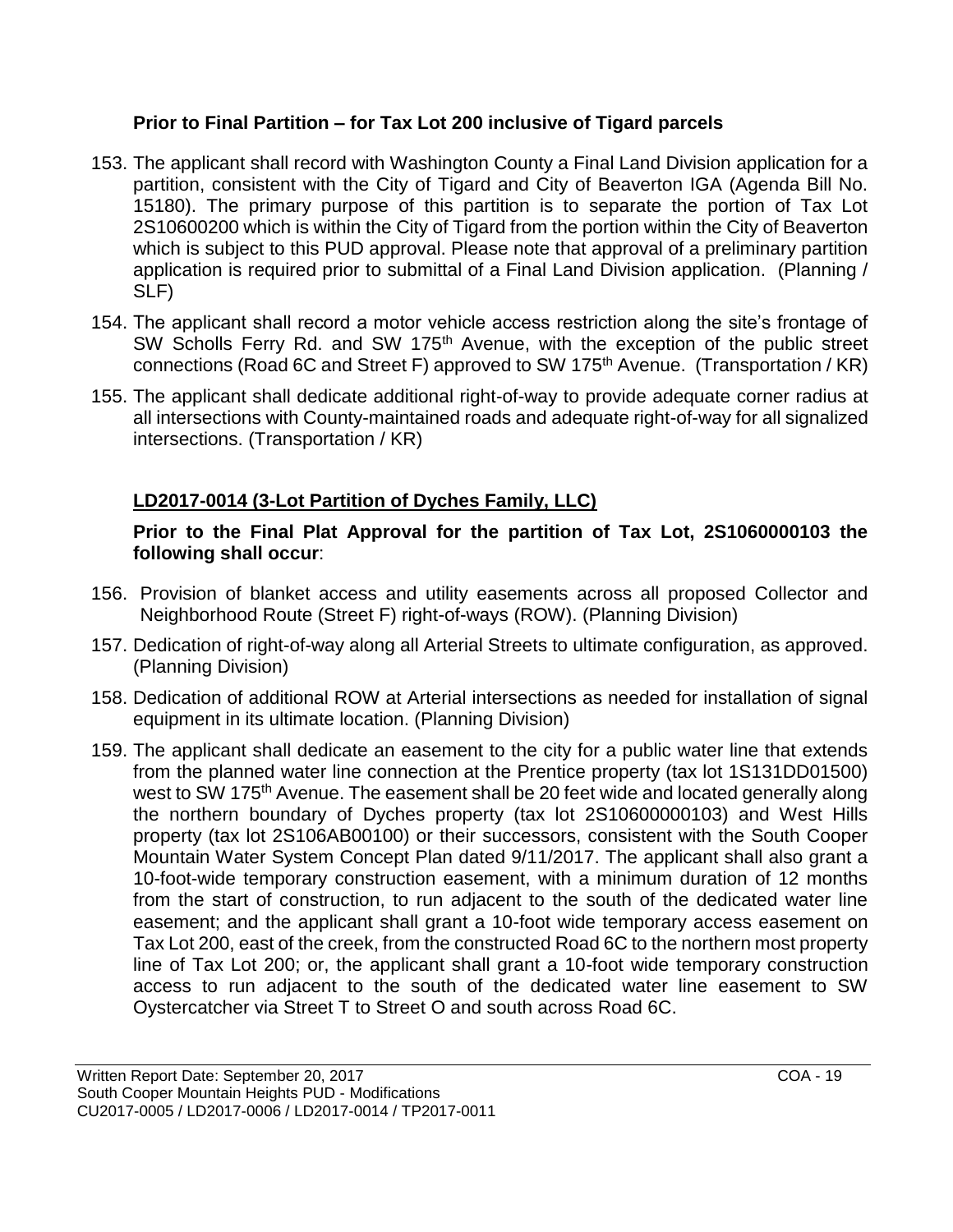**Prior to Final Partition – for Tax Lot 200 inclusive of Tigard parcels**

153. The applicant shall record with Washington County a Final Land Division application for a partition, consistent with the City of Tigard and City of Beaverton IGA (Agenda Bill No. 15180). The primary purpose of this partition is to separate the portion of Tax Lot 2S10600200 which is within the City of Tigard from the portion within the City of Beaverton which is subject to this PUD approval. Please note that approval of a preliminary partition application is required prior to submittal of a Final Land Division application. (Planning / SLF)
154. The applicant shall record a motor vehicle access restriction along the site's frontage of SW Scholls Ferry Rd. and SW 175th Avenue, with the exception of the public street connections (Road 6C and Street F) approved to SW 175th Avenue. (Transportation / KR)
155. The applicant shall dedicate additional right-of-way to provide adequate corner radius at all intersections with County-maintained roads and adequate right-of-way for all signalized intersections. (Transportation / KR)

**LD2017-0014 (3-Lot Partition of Dyches Family, LLC)**

**Prior to the Final Plat Approval for the partition of Tax Lot, 2S1060000103 the following shall occur**:

156. Provision of blanket access and utility easements across all proposed Collector and Neighborhood Route (Street F) right-of-ways (ROW). (Planning Division)
157. Dedication of right-of-way along all Arterial Streets to ultimate configuration, as approved. (Planning Division)
158. Dedication of additional ROW at Arterial intersections as needed for installation of signal equipment in its ultimate location. (Planning Division)
159. The applicant shall dedicate an easement to the city for a public water line that extends from the planned water line connection at the Prentice property (tax lot 1S131DD01500) west to SW 175th Avenue. The easement shall be 20 feet wide and located generally along the northern boundary of Dyches property (tax lot 2S10600000103) and West Hills property (tax lot 2S106AB00100) or their successors, consistent with the South Cooper Mountain Water System Concept Plan dated 9/11/2017. The applicant shall also grant a 10-foot-wide temporary construction easement, with a minimum duration of 12 months from the start of construction, to run adjacent to the south of the dedicated water line easement; and the applicant shall grant a 10-foot wide temporary access easement on Tax Lot 200, east of the creek, from the constructed Road 6C to the northern most property line of Tax Lot 200; or, the applicant shall grant a 10-foot wide temporary construction access to run adjacent to the south of the dedicated water line easement to SW Oystercatcher via Street T to Street O and south across Road 6C.

Written Report Date: September 20, 2017
South Cooper Mountain Heights PUD - Modifications
CU2017-0005 / LD2017-0006 / LD2017-0014 / TP2017-0011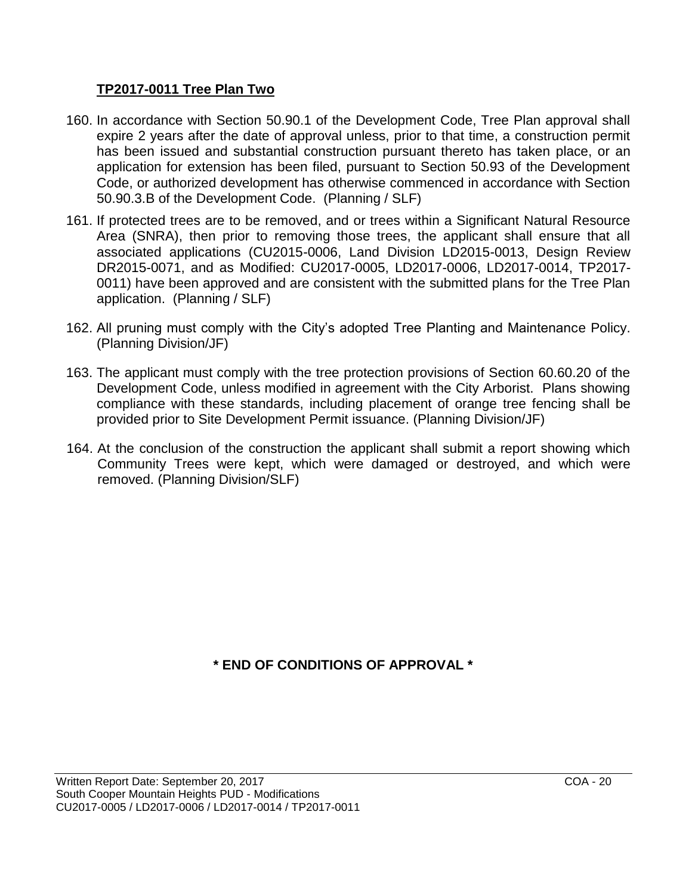**TP2017-0011 Tree Plan Two**

160. In accordance with Section 50.90.1 of the Development Code, Tree Plan approval shall expire 2 years after the date of approval unless, prior to that time, a construction permit has been issued and substantial construction pursuant thereto has taken place, or an application for extension has been filed, pursuant to Section 50.93 of the Development Code, or authorized development has otherwise commenced in accordance with Section 50.90.3.B of the Development Code. (Planning / SLF)

161. If protected trees are to be removed, and or trees within a Significant Natural Resource Area (SNRA), then prior to removing those trees, the applicant shall ensure that all associated applications (CU2015-0006, Land Division LD2015-0013, Design Review DR2015-0071, and as Modified: CU2017-0005, LD2017-0006, LD2017-0014, TP2017-0011) have been approved and are consistent with the submitted plans for the Tree Plan application. (Planning / SLF)

162. All pruning must comply with the City's adopted Tree Planting and Maintenance Policy. (Planning Division/JF)

163. The applicant must comply with the tree protection provisions of Section 60.60.20 of the Development Code, unless modified in agreement with the City Arborist. Plans showing compliance with these standards, including placement of orange tree fencing shall be provided prior to Site Development Permit issuance. (Planning Division/JF)

164. At the conclusion of the construction the applicant shall submit a report showing which Community Trees were kept, which were damaged or destroyed, and which were removed. (Planning Division/SLF)

**\* END OF CONDITIONS OF APPROVAL \***